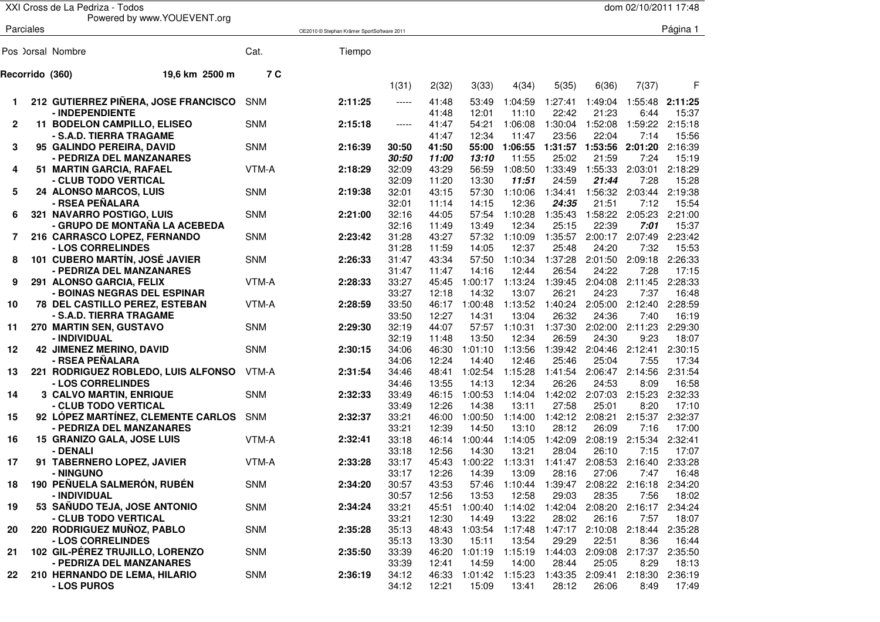# XXI Cross de La Pedriza - Todos

Powered by www.YOUEVENT.org

dom 02/10/2011 17:48

Parciales

OE2010 © Stephan Krämer SportSoftware 2011

**Recorrido (360)** 19,6 km 2500 m 7 C

| Pos | Dorsal | Nombre | Cat. | Tiempo | 1(31) | 2(32) | 3(33) | 4(34) | 5(35) | 6(36) | 7(37) | F |
|---|---|---|---|---|---|---|---|---|---|---|---|---|
| **1** | **212** | **GUTIERREZ PIÑERA, JOSE FRANCISCO** | SNM | **2:11:25** | ----- | 41:48 | 53:49 | 1:04:59 | 1:27:41 | 1:49:04 | 1:55:48 | **2:11:25** |
| | | **- INDEPENDIENTE** | | | | 41:48 | 12:01 | 11:10 | 22:42 | 21:23 | 6:44 | 15:37 |
| **2** | **11** | **BODELON CAMPILLO, ELISEO** | SNM | **2:15:18** | ----- | 41:47 | 54:21 | 1:06:08 | 1:30:04 | 1:52:08 | 1:59:22 | 2:15:18 |
| | | **- S.A.D. TIERRA TRAGAME** | | | | 41:47 | 12:34 | 11:47 | 23:56 | 22:04 | 7:14 | 15:56 |
| **3** | **95** | **GALINDO PEREIRA, DAVID** | SNM | **2:16:39** | **30:50** | **41:50** | **55:00** | **1:06:55** | **1:31:57** | **1:53:56** | **2:01:20** | 2:16:39 |
| | | **- PEDRIZA DEL MANZANARES** | | | ***30:50*** | ***11:00*** | ***13:10*** | 11:55 | 25:02 | 21:59 | 7:24 | 15:19 |
| **4** | **51** | **MARTIN GARCIA, RAFAEL** | VTM-A | **2:18:29** | 32:09 | 43:29 | 56:59 | 1:08:50 | 1:33:49 | 1:55:33 | 2:03:01 | 2:18:29 |
| | | **- CLUB TODO VERTICAL** | | | 32:09 | 11:20 | 13:30 | ***11:51*** | 24:59 | ***21:44*** | 7:28 | 15:28 |
| **5** | **24** | **ALONSO MARCOS, LUIS** | SNM | **2:19:38** | 32:01 | 43:15 | 57:30 | 1:10:06 | 1:34:41 | 1:56:32 | 2:03:44 | 2:19:38 |
| | | **- RSEA PEÑALARA** | | | 32:01 | 11:14 | 14:15 | 12:36 | ***24:35*** | 21:51 | 7:12 | 15:54 |
| **6** | **321** | **NAVARRO POSTIGO, LUIS** | SNM | **2:21:00** | 32:16 | 44:05 | 57:54 | 1:10:28 | 1:35:43 | 1:58:22 | 2:05:23 | 2:21:00 |
| | | **- GRUPO DE MONTAÑA LA ACEBEDA** | | | 32:16 | 11:49 | 13:49 | 12:34 | 25:15 | 22:39 | ***7:01*** | 15:37 |
| **7** | **216** | **CARRASCO LOPEZ, FERNANDO** | SNM | **2:23:42** | 31:28 | 43:27 | 57:32 | 1:10:09 | 1:35:57 | 2:00:17 | 2:07:49 | 2:23:42 |
| | | **- LOS CORRELINDES** | | | 31:28 | 11:59 | 14:05 | 12:37 | 25:48 | 24:20 | 7:32 | 15:53 |
| **8** | **101** | **CUBERO MARTÍN, JOSÉ JAVIER** | SNM | **2:26:33** | 31:47 | 43:34 | 57:50 | 1:10:34 | 1:37:28 | 2:01:50 | 2:09:18 | 2:26:33 |
| | | **- PEDRIZA DEL MANZANARES** | | | 31:47 | 11:47 | 14:16 | 12:44 | 26:54 | 24:22 | 7:28 | 17:15 |
| **9** | **291** | **ALONSO GARCIA, FELIX** | VTM-A | **2:28:33** | 33:27 | 45:45 | 1:00:17 | 1:13:24 | 1:39:45 | 2:04:08 | 2:11:45 | 2:28:33 |
| | | **- BOINAS NEGRAS DEL ESPINAR** | | | 33:27 | 12:18 | 14:32 | 13:07 | 26:21 | 24:23 | 7:37 | 16:48 |
| **10** | **78** | **DEL CASTILLO PEREZ, ESTEBAN** | VTM-A | **2:28:59** | 33:50 | 46:17 | 1:00:48 | 1:13:52 | 1:40:24 | 2:05:00 | 2:12:40 | 2:28:59 |
| | | **- S.A.D. TIERRA TRAGAME** | | | 33:50 | 12:27 | 14:31 | 13:04 | 26:32 | 24:36 | 7:40 | 16:19 |
| **11** | **270** | **MARTIN SEN, GUSTAVO** | SNM | **2:29:30** | 32:19 | 44:07 | 57:57 | 1:10:31 | 1:37:30 | 2:02:00 | 2:11:23 | 2:29:30 |
| | | **- INDIVIDUAL** | | | 32:19 | 11:48 | 13:50 | 12:34 | 26:59 | 24:30 | 9:23 | 18:07 |
| **12** | **42** | **JIMENEZ MERINO, DAVID** | SNM | **2:30:15** | 34:06 | 46:30 | 1:01:10 | 1:13:56 | 1:39:42 | 2:04:46 | 2:12:41 | 2:30:15 |
| | | **- RSEA PEÑALARA** | | | 34:06 | 12:24 | 14:40 | 12:46 | 25:46 | 25:04 | 7:55 | 17:34 |
| **13** | **221** | **RODRIGUEZ ROBLEDO, LUIS ALFONSO** | VTM-A | **2:31:54** | 34:46 | 48:41 | 1:02:54 | 1:15:28 | 1:41:54 | 2:06:47 | 2:14:56 | 2:31:54 |
| | | **- LOS CORRELINDES** | | | 34:46 | 13:55 | 14:13 | 12:34 | 26:26 | 24:53 | 8:09 | 16:58 |
| **14** | **3** | **CALVO MARTIN, ENRIQUE** | SNM | **2:32:33** | 33:49 | 46:15 | 1:00:53 | 1:14:04 | 1:42:02 | 2:07:03 | 2:15:23 | 2:32:33 |
| | | **- CLUB TODO VERTICAL** | | | 33:49 | 12:26 | 14:38 | 13:11 | 27:58 | 25:01 | 8:20 | 17:10 |
| **15** | **92** | **LÓPEZ MARTÍNEZ, CLEMENTE CARLOS** | SNM | **2:32:37** | 33:21 | 46:00 | 1:00:50 | 1:14:00 | 1:42:12 | 2:08:21 | 2:15:37 | 2:32:37 |
| | | **- PEDRIZA DEL MANZANARES** | | | 33:21 | 12:39 | 14:50 | 13:10 | 28:12 | 26:09 | 7:16 | 17:00 |
| **16** | **15** | **GRANIZO GALA, JOSE LUIS** | VTM-A | **2:32:41** | 33:18 | 46:14 | 1:00:44 | 1:14:05 | 1:42:09 | 2:08:19 | 2:15:34 | 2:32:41 |
| | | **- DENALI** | | | 33:18 | 12:56 | 14:30 | 13:21 | 28:04 | 26:10 | 7:15 | 17:07 |
| **17** | **91** | **TABERNERO LOPEZ, JAVIER** | VTM-A | **2:33:28** | 33:17 | 45:43 | 1:00:22 | 1:13:31 | 1:41:47 | 2:08:53 | 2:16:40 | 2:33:28 |
| | | **- NINGUNO** | | | 33:17 | 12:26 | 14:39 | 13:09 | 28:16 | 27:06 | 7:47 | 16:48 |
| **18** | **190** | **PEÑUELA SALMERÓN, RUBÉN** | SNM | **2:34:20** | 30:57 | 43:53 | 57:46 | 1:10:44 | 1:39:47 | 2:08:22 | 2:16:18 | 2:34:20 |
| | | **- INDIVIDUAL** | | | 30:57 | 12:56 | 13:53 | 12:58 | 29:03 | 28:35 | 7:56 | 18:02 |
| **19** | **53** | **SAÑUDO TEJA, JOSE ANTONIO** | SNM | **2:34:24** | 33:21 | 45:51 | 1:00:40 | 1:14:02 | 1:42:04 | 2:08:20 | 2:16:17 | 2:34:24 |
| | | **- CLUB TODO VERTICAL** | | | 33:21 | 12:30 | 14:49 | 13:22 | 28:02 | 26:16 | 7:57 | 18:07 |
| **20** | **220** | **RODRIGUEZ MUÑOZ, PABLO** | SNM | **2:35:28** | 35:13 | 48:43 | 1:03:54 | 1:17:48 | 1:47:17 | 2:10:08 | 2:18:44 | 2:35:28 |
| | | **- LOS CORRELINDES** | | | 35:13 | 13:30 | 15:11 | 13:54 | 29:29 | 22:51 | 8:36 | 16:44 |
| **21** | **102** | **GIL-PÉREZ TRUJILLO, LORENZO** | SNM | **2:35:50** | 33:39 | 46:20 | 1:01:19 | 1:15:19 | 1:44:03 | 2:09:08 | 2:17:37 | 2:35:50 |
| | | **- PEDRIZA DEL MANZANARES** | | | 33:39 | 12:41 | 14:59 | 14:00 | 28:44 | 25:05 | 8:29 | 18:13 |
| **22** | **210** | **HERNANDO DE LEMA, HILARIO** | SNM | **2:36:19** | 34:12 | 46:33 | 1:01:42 | 1:15:23 | 1:43:35 | 2:09:41 | 2:18:30 | 2:36:19 |
| | | **- LOS PUROS** | | | 34:12 | 12:21 | 15:09 | 13:41 | 28:12 | 26:06 | 8:49 | 17:49 |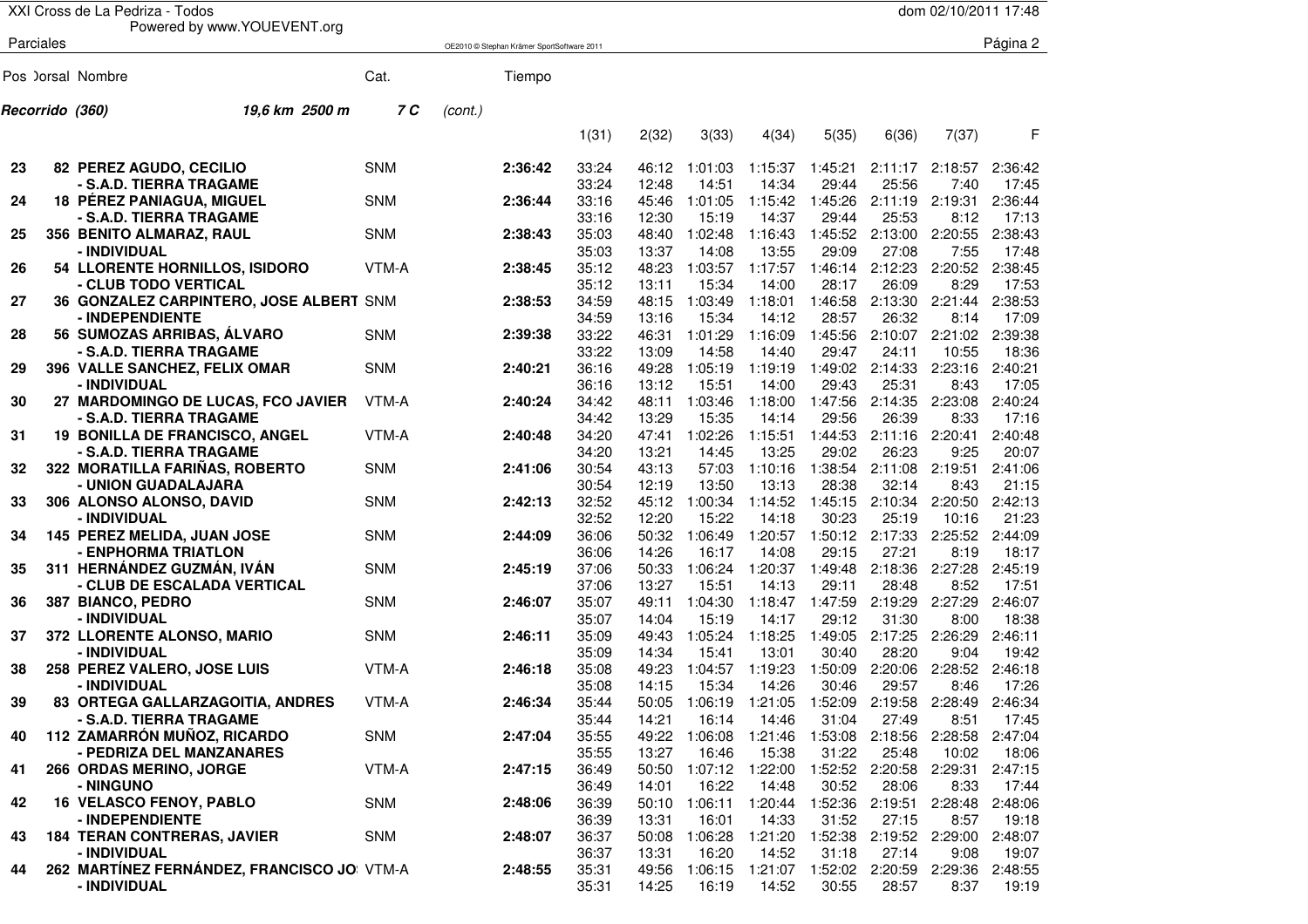XXI Cross de La Pedriza - Todos

Powered by www.YOUEVENT.org

Parciales

**Recorrido (360)** *19,6 km 2500 m* *7 C* *(cont.)*

| Pos | Dorsal | Nombre | Cat. | Tiempo | 1(31) | 2(32) | 3(33) | 4(34) | 5(35) | 6(36) | 7(37) | F |
|---|---|---|---|---|---|---|---|---|---|---|---|---|
| 23 | 82 | **PEREZ AGUDO, CECILIO** | SNM | **2:36:42** | 33:24 | 46:12 | 1:01:03 | 1:15:37 | 1:45:21 | 2:11:17 | 2:18:57 | 2:36:42 |
| | | **- S.A.D. TIERRA TRAGAME** | | | 33:24 | 12:48 | 14:51 | 14:34 | 29:44 | 25:56 | 7:40 | 17:45 |
| 24 | 18 | **PÉREZ PANIAGUA, MIGUEL** | SNM | **2:36:44** | 33:16 | 45:46 | 1:01:05 | 1:15:42 | 1:45:26 | 2:11:19 | 2:19:31 | 2:36:44 |
| | | **- S.A.D. TIERRA TRAGAME** | | | 33:16 | 12:30 | 15:19 | 14:37 | 29:44 | 25:53 | 8:12 | 17:13 |
| 25 | 356 | **BENITO ALMARAZ, RAUL** | SNM | **2:38:43** | 35:03 | 48:40 | 1:02:48 | 1:16:43 | 1:45:52 | 2:13:00 | 2:20:55 | 2:38:43 |
| | | **- INDIVIDUAL** | | | 35:03 | 13:37 | 14:08 | 13:55 | 29:09 | 27:08 | 7:55 | 17:48 |
| 26 | 54 | **LLORENTE HORNILLOS, ISIDORO** | VTM-A | **2:38:45** | 35:12 | 48:23 | 1:03:57 | 1:17:57 | 1:46:14 | 2:12:23 | 2:20:52 | 2:38:45 |
| | | **- CLUB TODO VERTICAL** | | | 35:12 | 13:11 | 15:34 | 14:00 | 28:17 | 26:09 | 8:29 | 17:53 |
| 27 | 36 | **GONZALEZ CARPINTERO, JOSE ALBERT** | SNM | **2:38:53** | 34:59 | 48:15 | 1:03:49 | 1:18:01 | 1:46:58 | 2:13:30 | 2:21:44 | 2:38:53 |
| | | **- INDEPENDIENTE** | | | 34:59 | 13:16 | 15:34 | 14:12 | 28:57 | 26:32 | 8:14 | 17:09 |
| 28 | 56 | **SUMOZAS ARRIBAS, ÁLVARO** | SNM | **2:39:38** | 33:22 | 46:31 | 1:01:29 | 1:16:09 | 1:45:56 | 2:10:07 | 2:21:02 | 2:39:38 |
| | | **- S.A.D. TIERRA TRAGAME** | | | 33:22 | 13:09 | 14:58 | 14:40 | 29:47 | 24:11 | 10:55 | 18:36 |
| 29 | 396 | **VALLE SANCHEZ, FELIX OMAR** | SNM | **2:40:21** | 36:16 | 49:28 | 1:05:19 | 1:19:19 | 1:49:02 | 2:14:33 | 2:23:16 | 2:40:21 |
| | | **- INDIVIDUAL** | | | 36:16 | 13:12 | 15:51 | 14:00 | 29:43 | 25:31 | 8:43 | 17:05 |
| 30 | 27 | **MARDOMINGO DE LUCAS, FCO JAVIER** | VTM-A | **2:40:24** | 34:42 | 48:11 | 1:03:46 | 1:18:00 | 1:47:56 | 2:14:35 | 2:23:08 | 2:40:24 |
| | | **- S.A.D. TIERRA TRAGAME** | | | 34:42 | 13:29 | 15:35 | 14:14 | 29:56 | 26:39 | 8:33 | 17:16 |
| 31 | 19 | **BONILLA DE FRANCISCO, ANGEL** | VTM-A | **2:40:48** | 34:20 | 47:41 | 1:02:26 | 1:15:51 | 1:44:53 | 2:11:16 | 2:20:41 | 2:40:48 |
| | | **- S.A.D. TIERRA TRAGAME** | | | 34:20 | 13:21 | 14:45 | 13:25 | 29:02 | 26:23 | 9:25 | 20:07 |
| 32 | 322 | **MORATILLA FARIÑAS, ROBERTO** | SNM | **2:41:06** | 30:54 | 43:13 | 57:03 | 1:10:16 | 1:38:54 | 2:11:08 | 2:19:51 | 2:41:06 |
| | | **- UNION GUADALAJARA** | | | 30:54 | 12:19 | 13:50 | 13:13 | 28:38 | 32:14 | 8:43 | 21:15 |
| 33 | 306 | **ALONSO ALONSO, DAVID** | SNM | **2:42:13** | 32:52 | 45:12 | 1:00:34 | 1:14:52 | 1:45:15 | 2:10:34 | 2:20:50 | 2:42:13 |
| | | **- INDIVIDUAL** | | | 32:52 | 12:20 | 15:22 | 14:18 | 30:23 | 25:19 | 10:16 | 21:23 |
| 34 | 145 | **PEREZ MELIDA, JUAN JOSE** | SNM | **2:44:09** | 36:06 | 50:32 | 1:06:49 | 1:20:57 | 1:50:12 | 2:17:33 | 2:25:52 | 2:44:09 |
| | | **- ENPHORMA TRIATLON** | | | 36:06 | 14:26 | 16:17 | 14:08 | 29:15 | 27:21 | 8:19 | 18:17 |
| 35 | 311 | **HERNÁNDEZ GUZMÁN, IVÁN** | SNM | **2:45:19** | 37:06 | 50:33 | 1:06:24 | 1:20:37 | 1:49:48 | 2:18:36 | 2:27:28 | 2:45:19 |
| | | **- CLUB DE ESCALADA VERTICAL** | | | 37:06 | 13:27 | 15:51 | 14:13 | 29:11 | 28:48 | 8:52 | 17:51 |
| 36 | 387 | **BIANCO, PEDRO** | SNM | **2:46:07** | 35:07 | 49:11 | 1:04:30 | 1:18:47 | 1:47:59 | 2:19:29 | 2:27:29 | 2:46:07 |
| | | **- INDIVIDUAL** | | | 35:07 | 14:04 | 15:19 | 14:17 | 29:12 | 31:30 | 8:00 | 18:38 |
| 37 | 372 | **LLORENTE ALONSO, MARIO** | SNM | **2:46:11** | 35:09 | 49:43 | 1:05:24 | 1:18:25 | 1:49:05 | 2:17:25 | 2:26:29 | 2:46:11 |
| | | **- INDIVIDUAL** | | | 35:09 | 14:34 | 15:41 | 13:01 | 30:40 | 28:20 | 9:04 | 19:42 |
| 38 | 258 | **PEREZ VALERO, JOSE LUIS** | VTM-A | **2:46:18** | 35:08 | 49:23 | 1:04:57 | 1:19:23 | 1:50:09 | 2:20:06 | 2:28:52 | 2:46:18 |
| | | **- INDIVIDUAL** | | | 35:08 | 14:15 | 15:34 | 14:26 | 30:46 | 29:57 | 8:46 | 17:26 |
| 39 | 83 | **ORTEGA GALLARZAGOITIA, ANDRES** | VTM-A | **2:46:34** | 35:44 | 50:05 | 1:06:19 | 1:21:05 | 1:52:09 | 2:19:58 | 2:28:49 | 2:46:34 |
| | | **- S.A.D. TIERRA TRAGAME** | | | 35:44 | 14:21 | 16:14 | 14:46 | 31:04 | 27:49 | 8:51 | 17:45 |
| 40 | 112 | **ZAMARRÓN MUÑOZ, RICARDO** | SNM | **2:47:04** | 35:55 | 49:22 | 1:06:08 | 1:21:46 | 1:53:08 | 2:18:56 | 2:28:58 | 2:47:04 |
| | | **- PEDRIZA DEL MANZANARES** | | | 35:55 | 13:27 | 16:46 | 15:38 | 31:22 | 25:48 | 10:02 | 18:06 |
| 41 | 266 | **ORDAS MERINO, JORGE** | VTM-A | **2:47:15** | 36:49 | 50:50 | 1:07:12 | 1:22:00 | 1:52:52 | 2:20:58 | 2:29:31 | 2:47:15 |
| | | **- NINGUNO** | | | 36:49 | 14:01 | 16:22 | 14:48 | 30:52 | 28:06 | 8:33 | 17:44 |
| 42 | 16 | **VELASCO FENOY, PABLO** | SNM | **2:48:06** | 36:39 | 50:10 | 1:06:11 | 1:20:44 | 1:52:36 | 2:19:51 | 2:28:48 | 2:48:06 |
| | | **- INDEPENDIENTE** | | | 36:39 | 13:31 | 16:01 | 14:33 | 31:52 | 27:15 | 8:57 | 19:18 |
| 43 | 184 | **TERAN CONTRERAS, JAVIER** | SNM | **2:48:07** | 36:37 | 50:08 | 1:06:28 | 1:21:20 | 1:52:38 | 2:19:52 | 2:29:00 | 2:48:07 |
| | | **- INDIVIDUAL** | | | 36:37 | 13:31 | 16:20 | 14:52 | 31:18 | 27:14 | 9:08 | 19:07 |
| 44 | 262 | **MARTÍNEZ FERNÁNDEZ, FRANCISCO JO** | VTM-A | **2:48:55** | 35:31 | 49:56 | 1:06:15 | 1:21:07 | 1:52:02 | 2:20:59 | 2:29:36 | 2:48:55 |
| | | **- INDIVIDUAL** | | | 35:31 | 14:25 | 16:19 | 14:52 | 30:55 | 28:57 | 8:37 | 19:19 |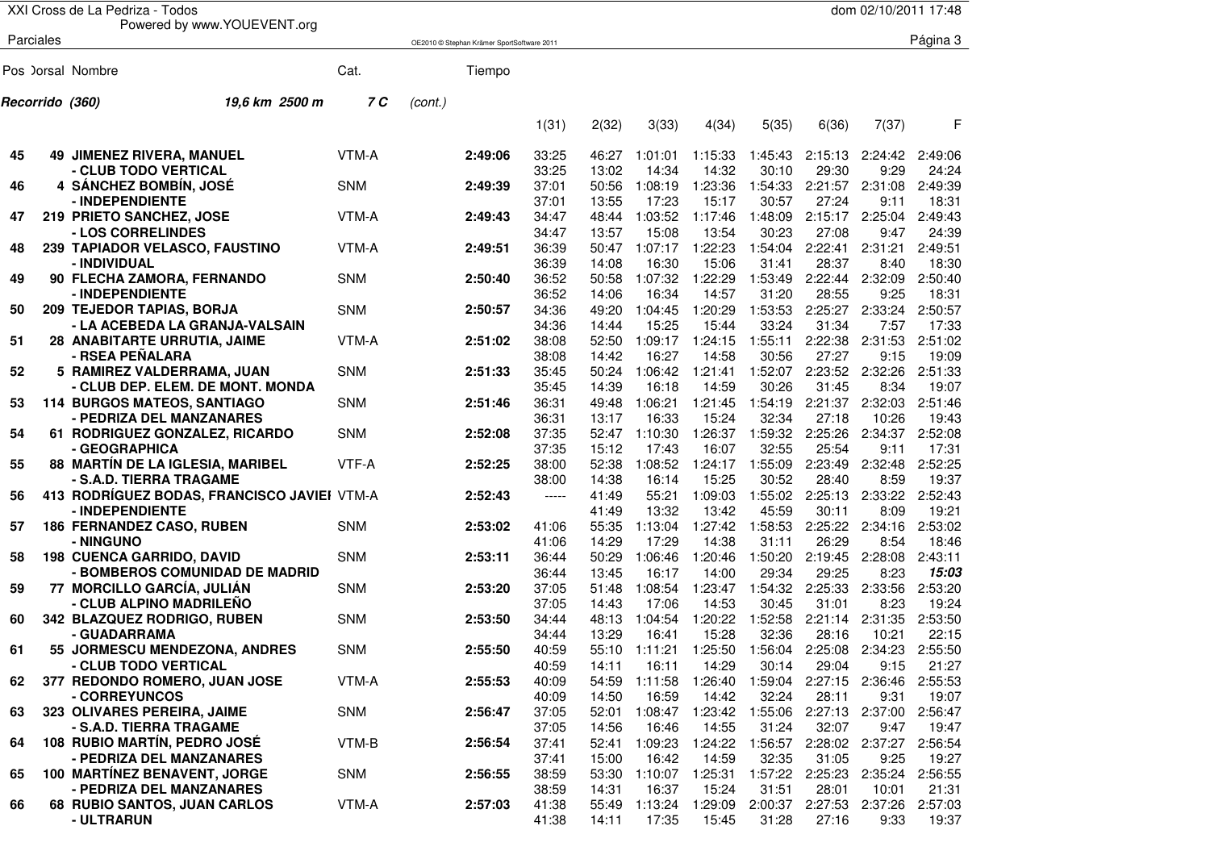Parciales

| Pos | Dorsal | Nombre | Cat. | Tiempo | 1(31) | 2(32) | 3(33) | 4(34) | 5(35) | 6(36) | 7(37) | F |
|---|---|---|---|---|---|---|---|---|---|---|---|---|
| **Recorrido (360)** | | **19,6 km 2500 m** | **7 C** | *(cont.)* | | | | | | | | |
| **45** | **49** | **JIMENEZ RIVERA, MANUEL** | VTM-A | **2:49:06** | 33:25 | 46:27 | 1:01:01 | 1:15:33 | 1:45:43 | 2:15:13 | 2:24:42 | 2:49:06 |
| | | **- CLUB TODO VERTICAL** | | | 33:25 | 13:02 | 14:34 | 14:32 | 30:10 | 29:30 | 9:29 | 24:24 |
| **46** | **4** | **SÁNCHEZ BOMBÍN, JOSÉ** | SNM | **2:49:39** | 37:01 | 50:56 | 1:08:19 | 1:23:36 | 1:54:33 | 2:21:57 | 2:31:08 | 2:49:39 |
| | | **- INDEPENDIENTE** | | | 37:01 | 13:55 | 17:23 | 15:17 | 30:57 | 27:24 | 9:11 | 18:31 |
| **47** | **219** | **PRIETO SANCHEZ, JOSE** | VTM-A | **2:49:43** | 34:47 | 48:44 | 1:03:52 | 1:17:46 | 1:48:09 | 2:15:17 | 2:25:04 | 2:49:43 |
| | | **- LOS CORRELINDES** | | | 34:47 | 13:57 | 15:08 | 13:54 | 30:23 | 27:08 | 9:47 | 24:39 |
| **48** | **239** | **TAPIADOR VELASCO, FAUSTINO** | VTM-A | **2:49:51** | 36:39 | 50:47 | 1:07:17 | 1:22:23 | 1:54:04 | 2:22:41 | 2:31:21 | 2:49:51 |
| | | **- INDIVIDUAL** | | | 36:39 | 14:08 | 16:30 | 15:06 | 31:41 | 28:37 | 8:40 | 18:30 |
| **49** | **90** | **FLECHA ZAMORA, FERNANDO** | SNM | **2:50:40** | 36:52 | 50:58 | 1:07:32 | 1:22:29 | 1:53:49 | 2:22:44 | 2:32:09 | 2:50:40 |
| | | **- INDEPENDIENTE** | | | 36:52 | 14:06 | 16:34 | 14:57 | 31:20 | 28:55 | 9:25 | 18:31 |
| **50** | **209** | **TEJEDOR TAPIAS, BORJA** | SNM | **2:50:57** | 34:36 | 49:20 | 1:04:45 | 1:20:29 | 1:53:53 | 2:25:27 | 2:33:24 | 2:50:57 |
| | | **- LA ACEBEDA LA GRANJA-VALSAIN** | | | 34:36 | 14:44 | 15:25 | 15:44 | 33:24 | 31:34 | 7:57 | 17:33 |
| **51** | **28** | **ANABITARTE URRUTIA, JAIME** | VTM-A | **2:51:02** | 38:08 | 52:50 | 1:09:17 | 1:24:15 | 1:55:11 | 2:22:38 | 2:31:53 | 2:51:02 |
| | | **- RSEA PEÑALARA** | | | 38:08 | 14:42 | 16:27 | 14:58 | 30:56 | 27:27 | 9:15 | 19:09 |
| **52** | **5** | **RAMIREZ VALDERRAMA, JUAN** | SNM | **2:51:33** | 35:45 | 50:24 | 1:06:42 | 1:21:41 | 1:52:07 | 2:23:52 | 2:32:26 | 2:51:33 |
| | | **- CLUB DEP. ELEM. DE MONT. MONDA** | | | 35:45 | 14:39 | 16:18 | 14:59 | 30:26 | 31:45 | 8:34 | 19:07 |
| **53** | **114** | **BURGOS MATEOS, SANTIAGO** | SNM | **2:51:46** | 36:31 | 49:48 | 1:06:21 | 1:21:45 | 1:54:19 | 2:21:37 | 2:32:03 | 2:51:46 |
| | | **- PEDRIZA DEL MANZANARES** | | | 36:31 | 13:17 | 16:33 | 15:24 | 32:34 | 27:18 | 10:26 | 19:43 |
| **54** | **61** | **RODRIGUEZ GONZALEZ, RICARDO** | SNM | **2:52:08** | 37:35 | 52:47 | 1:10:30 | 1:26:37 | 1:59:32 | 2:25:26 | 2:34:37 | 2:52:08 |
| | | **- GEOGRAPHICA** | | | 37:35 | 15:12 | 17:43 | 16:07 | 32:55 | 25:54 | 9:11 | 17:31 |
| **55** | **88** | **MARTÍN DE LA IGLESIA, MARIBEL** | VTF-A | **2:52:25** | 38:00 | 52:38 | 1:08:52 | 1:24:17 | 1:55:09 | 2:23:49 | 2:32:48 | 2:52:25 |
| | | **- S.A.D. TIERRA TRAGAME** | | | 38:00 | 14:38 | 16:14 | 15:25 | 30:52 | 28:40 | 8:59 | 19:37 |
| **56** | **413** | **RODRÍGUEZ BODAS, FRANCISCO JAVIEI** | VTM-A | **2:52:43** | ----- | 41:49 | 55:21 | 1:09:03 | 1:55:02 | 2:25:13 | 2:33:22 | 2:52:43 |
| | | **- INDEPENDIENTE** | | | | 41:49 | 13:32 | 13:42 | 45:59 | 30:11 | 8:09 | 19:21 |
| **57** | **186** | **FERNANDEZ CASO, RUBEN** | SNM | **2:53:02** | 41:06 | 55:35 | 1:13:04 | 1:27:42 | 1:58:53 | 2:25:22 | 2:34:16 | 2:53:02 |
| | | **- NINGUNO** | | | 41:06 | 14:29 | 17:29 | 14:38 | 31:11 | 26:29 | 8:54 | 18:46 |
| **58** | **198** | **CUENCA GARRIDO, DAVID** | SNM | **2:53:11** | 36:44 | 50:29 | 1:06:46 | 1:20:46 | 1:50:20 | 2:19:45 | 2:28:08 | 2:43:11 |
| | | **- BOMBEROS COMUNIDAD DE MADRID** | | | 36:44 | 13:45 | 16:17 | 14:00 | 29:34 | 29:25 | 8:23 | ***15:03*** |
| **59** | **77** | **MORCILLO GARCÍA, JULIÁN** | SNM | **2:53:20** | 37:05 | 51:48 | 1:08:54 | 1:23:47 | 1:54:32 | 2:25:33 | 2:33:56 | 2:53:20 |
| | | **- CLUB ALPINO MADRILEÑO** | | | 37:05 | 14:43 | 17:06 | 14:53 | 30:45 | 31:01 | 8:23 | 19:24 |
| **60** | **342** | **BLAZQUEZ RODRIGO, RUBEN** | SNM | **2:53:50** | 34:44 | 48:13 | 1:04:54 | 1:20:22 | 1:52:58 | 2:21:14 | 2:31:35 | 2:53:50 |
| | | **- GUADARRAMA** | | | 34:44 | 13:29 | 16:41 | 15:28 | 32:36 | 28:16 | 10:21 | 22:15 |
| **61** | **55** | **JORMESCU MENDEZONA, ANDRES** | SNM | **2:55:50** | 40:59 | 55:10 | 1:11:21 | 1:25:50 | 1:56:04 | 2:25:08 | 2:34:23 | 2:55:50 |
| | | **- CLUB TODO VERTICAL** | | | 40:59 | 14:11 | 16:11 | 14:29 | 30:14 | 29:04 | 9:15 | 21:27 |
| **62** | **377** | **REDONDO ROMERO, JUAN JOSE** | VTM-A | **2:55:53** | 40:09 | 54:59 | 1:11:58 | 1:26:40 | 1:59:04 | 2:27:15 | 2:36:46 | 2:55:53 |
| | | **- CORREYUNCOS** | | | 40:09 | 14:50 | 16:59 | 14:42 | 32:24 | 28:11 | 9:31 | 19:07 |
| **63** | **323** | **OLIVARES PEREIRA, JAIME** | SNM | **2:56:47** | 37:05 | 52:01 | 1:08:47 | 1:23:42 | 1:55:06 | 2:27:13 | 2:37:00 | 2:56:47 |
| | | **- S.A.D. TIERRA TRAGAME** | | | 37:05 | 14:56 | 16:46 | 14:55 | 31:24 | 32:07 | 9:47 | 19:47 |
| **64** | **108** | **RUBIO MARTÍN, PEDRO JOSÉ** | VTM-B | **2:56:54** | 37:41 | 52:41 | 1:09:23 | 1:24:22 | 1:56:57 | 2:28:02 | 2:37:27 | 2:56:54 |
| | | **- PEDRIZA DEL MANZANARES** | | | 37:41 | 15:00 | 16:42 | 14:59 | 32:35 | 31:05 | 9:25 | 19:27 |
| **65** | **100** | **MARTÍNEZ BENAVENT, JORGE** | SNM | **2:56:55** | 38:59 | 53:30 | 1:10:07 | 1:25:31 | 1:57:22 | 2:25:23 | 2:35:24 | 2:56:55 |
| | | **- PEDRIZA DEL MANZANARES** | | | 38:59 | 14:31 | 16:37 | 15:24 | 31:51 | 28:01 | 10:01 | 21:31 |
| **66** | **68** | **RUBIO SANTOS, JUAN CARLOS** | VTM-A | **2:57:03** | 41:38 | 55:49 | 1:13:24 | 1:29:09 | 2:00:37 | 2:27:53 | 2:37:26 | 2:57:03 |
| | | **- ULTRARUN** | | | 41:38 | 14:11 | 17:35 | 15:45 | 31:28 | 27:16 | 9:33 | 19:37 |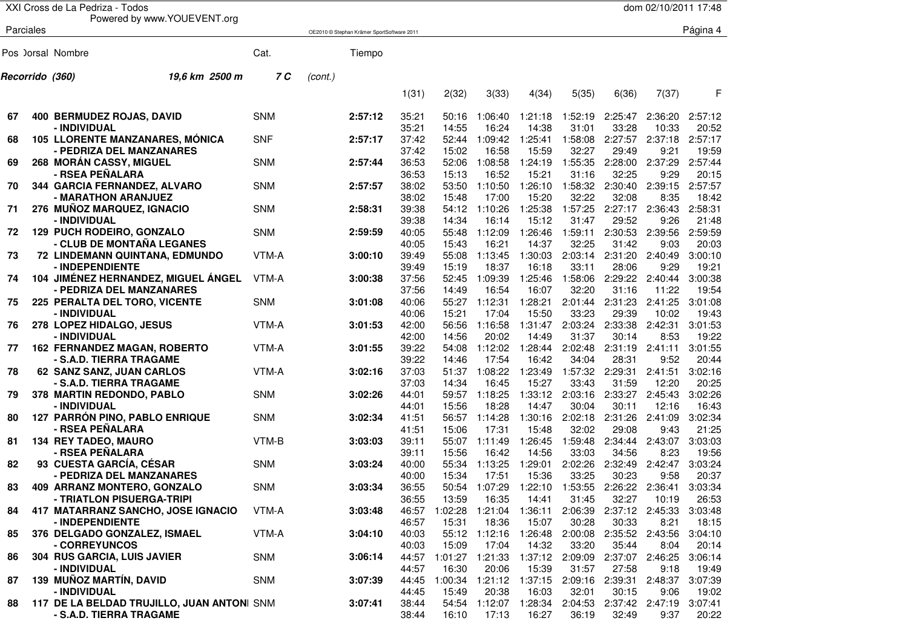XXI Cross de La Pedriza - Todos

Powered by www.YOUEVENT.org

Parciales

**Recorrido (360)** *19,6 km 2500 m* **7 C** *(cont.)*

| Pos | Dorsal | Nombre | Cat. | Tiempo | 1(31) | 2(32) | 3(33) | 4(34) | 5(35) | 6(36) | 7(37) | F |
|---|---|---|---|---|---|---|---|---|---|---|---|---|
| 67 | 400 | **BERMUDEZ ROJAS, DAVID** | SNM | **2:57:12** | 35:21 | 50:16 | 1:06:40 | 1:21:18 | 1:52:19 | 2:25:47 | 2:36:20 | 2:57:12 |
| | | **- INDIVIDUAL** | | | 35:21 | 14:55 | 16:24 | 14:38 | 31:01 | 33:28 | 10:33 | 20:52 |
| 68 | 105 | **LLORENTE MANZANARES, MÓNICA** | SNF | **2:57:17** | 37:42 | 52:44 | 1:09:42 | 1:25:41 | 1:58:08 | 2:27:57 | 2:37:18 | 2:57:17 |
| | | **- PEDRIZA DEL MANZANARES** | | | 37:42 | 15:02 | 16:58 | 15:59 | 32:27 | 29:49 | 9:21 | 19:59 |
| 69 | 268 | **MORÁN CASSY, MIGUEL** | SNM | **2:57:44** | 36:53 | 52:06 | 1:08:58 | 1:24:19 | 1:55:35 | 2:28:00 | 2:37:29 | 2:57:44 |
| | | **- RSEA PEÑALARA** | | | 36:53 | 15:13 | 16:52 | 15:21 | 31:16 | 32:25 | 9:29 | 20:15 |
| 70 | 344 | **GARCIA FERNANDEZ, ALVARO** | SNM | **2:57:57** | 38:02 | 53:50 | 1:10:50 | 1:26:10 | 1:58:32 | 2:30:40 | 2:39:15 | 2:57:57 |
| | | **- MARATHON ARANJUEZ** | | | 38:02 | 15:48 | 17:00 | 15:20 | 32:22 | 32:08 | 8:35 | 18:42 |
| 71 | 276 | **MUÑOZ MARQUEZ, IGNACIO** | SNM | **2:58:31** | 39:38 | 54:12 | 1:10:26 | 1:25:38 | 1:57:25 | 2:27:17 | 2:36:43 | 2:58:31 |
| | | **- INDIVIDUAL** | | | 39:38 | 14:34 | 16:14 | 15:12 | 31:47 | 29:52 | 9:26 | 21:48 |
| 72 | 129 | **PUCH RODEIRO, GONZALO** | SNM | **2:59:59** | 40:05 | 55:48 | 1:12:09 | 1:26:46 | 1:59:11 | 2:30:53 | 2:39:56 | 2:59:59 |
| | | **- CLUB DE MONTAÑA LEGANES** | | | 40:05 | 15:43 | 16:21 | 14:37 | 32:25 | 31:42 | 9:03 | 20:03 |
| 73 | 72 | **LINDEMANN QUINTANA, EDMUNDO** | VTM-A | **3:00:10** | 39:49 | 55:08 | 1:13:45 | 1:30:03 | 2:03:14 | 2:31:20 | 2:40:49 | 3:00:10 |
| | | **- INDEPENDIENTE** | | | 39:49 | 15:19 | 18:37 | 16:18 | 33:11 | 28:06 | 9:29 | 19:21 |
| 74 | 104 | **JIMÉNEZ HERNANDEZ, MIGUEL ÁNGEL** | VTM-A | **3:00:38** | 37:56 | 52:45 | 1:09:39 | 1:25:46 | 1:58:06 | 2:29:22 | 2:40:44 | 3:00:38 |
| | | **- PEDRIZA DEL MANZANARES** | | | 37:56 | 14:49 | 16:54 | 16:07 | 32:20 | 31:16 | 11:22 | 19:54 |
| 75 | 225 | **PERALTA DEL TORO, VICENTE** | SNM | **3:01:08** | 40:06 | 55:27 | 1:12:31 | 1:28:21 | 2:01:44 | 2:31:23 | 2:41:25 | 3:01:08 |
| | | **- INDIVIDUAL** | | | 40:06 | 15:21 | 17:04 | 15:50 | 33:23 | 29:39 | 10:02 | 19:43 |
| 76 | 278 | **LOPEZ HIDALGO, JESUS** | VTM-A | **3:01:53** | 42:00 | 56:56 | 1:16:58 | 1:31:47 | 2:03:24 | 2:33:38 | 2:42:31 | 3:01:53 |
| | | **- INDIVIDUAL** | | | 42:00 | 14:56 | 20:02 | 14:49 | 31:37 | 30:14 | 8:53 | 19:22 |
| 77 | 162 | **FERNANDEZ MAGAN, ROBERTO** | VTM-A | **3:01:55** | 39:22 | 54:08 | 1:12:02 | 1:28:44 | 2:02:48 | 2:31:19 | 2:41:11 | 3:01:55 |
| | | **- S.A.D. TIERRA TRAGAME** | | | 39:22 | 14:46 | 17:54 | 16:42 | 34:04 | 28:31 | 9:52 | 20:44 |
| 78 | 62 | **SANZ SANZ, JUAN CARLOS** | VTM-A | **3:02:16** | 37:03 | 51:37 | 1:08:22 | 1:23:49 | 1:57:32 | 2:29:31 | 2:41:51 | 3:02:16 |
| | | **- S.A.D. TIERRA TRAGAME** | | | 37:03 | 14:34 | 16:45 | 15:27 | 33:43 | 31:59 | 12:20 | 20:25 |
| 79 | 378 | **MARTIN REDONDO, PABLO** | SNM | **3:02:26** | 44:01 | 59:57 | 1:18:25 | 1:33:12 | 2:03:16 | 2:33:27 | 2:45:43 | 3:02:26 |
| | | **- INDIVIDUAL** | | | 44:01 | 15:56 | 18:28 | 14:47 | 30:04 | 30:11 | 12:16 | 16:43 |
| 80 | 127 | **PARRÓN PINO, PABLO ENRIQUE** | SNM | **3:02:34** | 41:51 | 56:57 | 1:14:28 | 1:30:16 | 2:02:18 | 2:31:26 | 2:41:09 | 3:02:34 |
| | | **- RSEA PEÑALARA** | | | 41:51 | 15:06 | 17:31 | 15:48 | 32:02 | 29:08 | 9:43 | 21:25 |
| 81 | 134 | **REY TADEO, MAURO** | VTM-B | **3:03:03** | 39:11 | 55:07 | 1:11:49 | 1:26:45 | 1:59:48 | 2:34:44 | 2:43:07 | 3:03:03 |
| | | **- RSEA PEÑALARA** | | | 39:11 | 15:56 | 16:42 | 14:56 | 33:03 | 34:56 | 8:23 | 19:56 |
| 82 | 93 | **CUESTA GARCÍA, CÉSAR** | SNM | **3:03:24** | 40:00 | 55:34 | 1:13:25 | 1:29:01 | 2:02:26 | 2:32:49 | 2:42:47 | 3:03:24 |
| | | **- PEDRIZA DEL MANZANARES** | | | 40:00 | 15:34 | 17:51 | 15:36 | 33:25 | 30:23 | 9:58 | 20:37 |
| 83 | 409 | **ARRANZ MONTERO, GONZALO** | SNM | **3:03:34** | 36:55 | 50:54 | 1:07:29 | 1:22:10 | 1:53:55 | 2:26:22 | 2:36:41 | 3:03:34 |
| | | **- TRIATLON PISUERGA-TRIPI** | | | 36:55 | 13:59 | 16:35 | 14:41 | 31:45 | 32:27 | 10:19 | 26:53 |
| 84 | 417 | **MATARRANZ SANCHO, JOSE IGNACIO** | VTM-A | **3:03:48** | 46:57 | 1:02:28 | 1:21:04 | 1:36:11 | 2:06:39 | 2:37:12 | 2:45:33 | 3:03:48 |
| | | **- INDEPENDIENTE** | | | 46:57 | 15:31 | 18:36 | 15:07 | 30:28 | 30:33 | 8:21 | 18:15 |
| 85 | 376 | **DELGADO GONZALEZ, ISMAEL** | VTM-A | **3:04:10** | 40:03 | 55:12 | 1:12:16 | 1:26:48 | 2:00:08 | 2:35:52 | 2:43:56 | 3:04:10 |
| | | **- CORREYUNCOS** | | | 40:03 | 15:09 | 17:04 | 14:32 | 33:20 | 35:44 | 8:04 | 20:14 |
| 86 | 304 | **RUS GARCIA, LUIS JAVIER** | SNM | **3:06:14** | 44:57 | 1:01:27 | 1:21:33 | 1:37:12 | 2:09:09 | 2:37:07 | 2:46:25 | 3:06:14 |
| | | **- INDIVIDUAL** | | | 44:57 | 16:30 | 20:06 | 15:39 | 31:57 | 27:58 | 9:18 | 19:49 |
| 87 | 139 | **MUÑOZ MARTÍN, DAVID** | SNM | **3:07:39** | 44:45 | 1:00:34 | 1:21:12 | 1:37:15 | 2:09:16 | 2:39:31 | 2:48:37 | 3:07:39 |
| | | **- INDIVIDUAL** | | | 44:45 | 15:49 | 20:38 | 16:03 | 32:01 | 30:15 | 9:06 | 19:02 |
| 88 | 117 | **DE LA BELDAD TRUJILLO, JUAN ANTONI** | SNM | **3:07:41** | 38:44 | 54:54 | 1:12:07 | 1:28:34 | 2:04:53 | 2:37:42 | 2:47:19 | 3:07:41 |
| | | **- S.A.D. TIERRA TRAGAME** | | | 38:44 | 16:10 | 17:13 | 16:27 | 36:19 | 32:49 | 9:37 | 20:22 |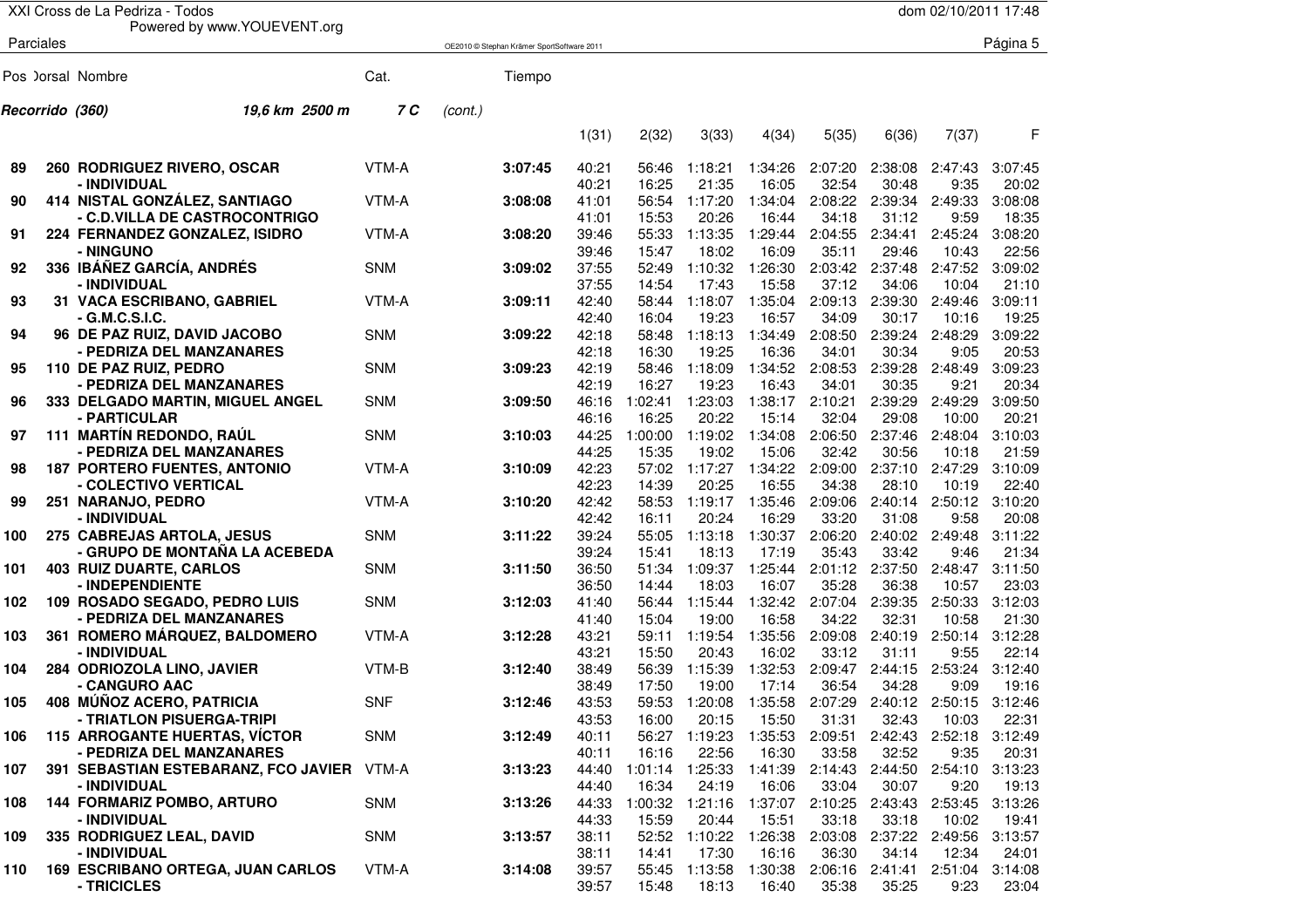XXI Cross de La Pedriza - Todos

Parciales

| Pos | Dorsal | Nombre | Cat. | Tiempo | 1(31) | 2(32) | 3(33) | 4(34) | 5(35) | 6(36) | 7(37) | F |
|---|---|---|---|---|---|---|---|---|---|---|---|---|
| **Recorrido (360)** | | **19,6 km 2500 m** | **7 C** | (cont.) | | | | | | | | |
| 89 | 260 | **RODRIGUEZ RIVERO, OSCAR** | VTM-A | **3:07:45** | 40:21 | 56:46 | 1:18:21 | 1:34:26 | 2:07:20 | 2:38:08 | 2:47:43 | 3:07:45 |
| | | **- INDIVIDUAL** | | | 40:21 | 16:25 | 21:35 | 16:05 | 32:54 | 30:48 | 9:35 | 20:02 |
| 90 | 414 | **NISTAL GONZÁLEZ, SANTIAGO** | VTM-A | **3:08:08** | 41:01 | 56:54 | 1:17:20 | 1:34:04 | 2:08:22 | 2:39:34 | 2:49:33 | 3:08:08 |
| | | **- C.D.VILLA DE CASTROCONTRIGO** | | | 41:01 | 15:53 | 20:26 | 16:44 | 34:18 | 31:12 | 9:59 | 18:35 |
| 91 | 224 | **FERNANDEZ GONZALEZ, ISIDRO** | VTM-A | **3:08:20** | 39:46 | 55:33 | 1:13:35 | 1:29:44 | 2:04:55 | 2:34:41 | 2:45:24 | 3:08:20 |
| | | **- NINGUNO** | | | 39:46 | 15:47 | 18:02 | 16:09 | 35:11 | 29:46 | 10:43 | 22:56 |
| 92 | 336 | **IBÁÑEZ GARCÍA, ANDRÉS** | SNM | **3:09:02** | 37:55 | 52:49 | 1:10:32 | 1:26:30 | 2:03:42 | 2:37:48 | 2:47:52 | 3:09:02 |
| | | **- INDIVIDUAL** | | | 37:55 | 14:54 | 17:43 | 15:58 | 37:12 | 34:06 | 10:04 | 21:10 |
| 93 | 31 | **VACA ESCRIBANO, GABRIEL** | VTM-A | **3:09:11** | 42:40 | 58:44 | 1:18:07 | 1:35:04 | 2:09:13 | 2:39:30 | 2:49:46 | 3:09:11 |
| | | **- G.M.C.S.I.C.** | | | 42:40 | 16:04 | 19:23 | 16:57 | 34:09 | 30:17 | 10:16 | 19:25 |
| 94 | 96 | **DE PAZ RUIZ, DAVID JACOBO** | SNM | **3:09:22** | 42:18 | 58:48 | 1:18:13 | 1:34:49 | 2:08:50 | 2:39:24 | 2:48:29 | 3:09:22 |
| | | **- PEDRIZA DEL MANZANARES** | | | 42:18 | 16:30 | 19:25 | 16:36 | 34:01 | 30:34 | 9:05 | 20:53 |
| 95 | 110 | **DE PAZ RUIZ, PEDRO** | SNM | **3:09:23** | 42:19 | 58:46 | 1:18:09 | 1:34:52 | 2:08:53 | 2:39:28 | 2:48:49 | 3:09:23 |
| | | **- PEDRIZA DEL MANZANARES** | | | 42:19 | 16:27 | 19:23 | 16:43 | 34:01 | 30:35 | 9:21 | 20:34 |
| 96 | 333 | **DELGADO MARTIN, MIGUEL ANGEL** | SNM | **3:09:50** | 46:16 | 1:02:41 | 1:23:03 | 1:38:17 | 2:10:21 | 2:39:29 | 2:49:29 | 3:09:50 |
| | | **- PARTICULAR** | | | 46:16 | 16:25 | 20:22 | 15:14 | 32:04 | 29:08 | 10:00 | 20:21 |
| 97 | 111 | **MARTÍN REDONDO, RAÚL** | SNM | **3:10:03** | 44:25 | 1:00:00 | 1:19:02 | 1:34:08 | 2:06:50 | 2:37:46 | 2:48:04 | 3:10:03 |
| | | **- PEDRIZA DEL MANZANARES** | | | 44:25 | 15:35 | 19:02 | 15:06 | 32:42 | 30:56 | 10:18 | 21:59 |
| 98 | 187 | **PORTERO FUENTES, ANTONIO** | VTM-A | **3:10:09** | 42:23 | 57:02 | 1:17:27 | 1:34:22 | 2:09:00 | 2:37:10 | 2:47:29 | 3:10:09 |
| | | **- COLECTIVO VERTICAL** | | | 42:23 | 14:39 | 20:25 | 16:55 | 34:38 | 28:10 | 10:19 | 22:40 |
| 99 | 251 | **NARANJO, PEDRO** | VTM-A | **3:10:20** | 42:42 | 58:53 | 1:19:17 | 1:35:46 | 2:09:06 | 2:40:14 | 2:50:12 | 3:10:20 |
| | | **- INDIVIDUAL** | | | 42:42 | 16:11 | 20:24 | 16:29 | 33:20 | 31:08 | 9:58 | 20:08 |
| 100 | 275 | **CABREJAS ARTOLA, JESUS** | SNM | **3:11:22** | 39:24 | 55:05 | 1:13:18 | 1:30:37 | 2:06:20 | 2:40:02 | 2:49:48 | 3:11:22 |
| | | **- GRUPO DE MONTAÑA LA ACEBEDA** | | | 39:24 | 15:41 | 18:13 | 17:19 | 35:43 | 33:42 | 9:46 | 21:34 |
| 101 | 403 | **RUIZ DUARTE, CARLOS** | SNM | **3:11:50** | 36:50 | 51:34 | 1:09:37 | 1:25:44 | 2:01:12 | 2:37:50 | 2:48:47 | 3:11:50 |
| | | **- INDEPENDIENTE** | | | 36:50 | 14:44 | 18:03 | 16:07 | 35:28 | 36:38 | 10:57 | 23:03 |
| 102 | 109 | **ROSADO SEGADO, PEDRO LUIS** | SNM | **3:12:03** | 41:40 | 56:44 | 1:15:44 | 1:32:42 | 2:07:04 | 2:39:35 | 2:50:33 | 3:12:03 |
| | | **- PEDRIZA DEL MANZANARES** | | | 41:40 | 15:04 | 19:00 | 16:58 | 34:22 | 32:31 | 10:58 | 21:30 |
| 103 | 361 | **ROMERO MÁRQUEZ, BALDOMERO** | VTM-A | **3:12:28** | 43:21 | 59:11 | 1:19:54 | 1:35:56 | 2:09:08 | 2:40:19 | 2:50:14 | 3:12:28 |
| | | **- INDIVIDUAL** | | | 43:21 | 15:50 | 20:43 | 16:02 | 33:12 | 31:11 | 9:55 | 22:14 |
| 104 | 284 | **ODRIOZOLA LINO, JAVIER** | VTM-B | **3:12:40** | 38:49 | 56:39 | 1:15:39 | 1:32:53 | 2:09:47 | 2:44:15 | 2:53:24 | 3:12:40 |
| | | **- CANGURO AAC** | | | 38:49 | 17:50 | 19:00 | 17:14 | 36:54 | 34:28 | 9:09 | 19:16 |
| 105 | 408 | **MÚÑOZ ACERO, PATRICIA** | SNF | **3:12:46** | 43:53 | 59:53 | 1:20:08 | 1:35:58 | 2:07:29 | 2:40:12 | 2:50:15 | 3:12:46 |
| | | **- TRIATLON PISUERGA-TRIPI** | | | 43:53 | 16:00 | 20:15 | 15:50 | 31:31 | 32:43 | 10:03 | 22:31 |
| 106 | 115 | **ARROGANTE HUERTAS, VÍCTOR** | SNM | **3:12:49** | 40:11 | 56:27 | 1:19:23 | 1:35:53 | 2:09:51 | 2:42:43 | 2:52:18 | 3:12:49 |
| | | **- PEDRIZA DEL MANZANARES** | | | 40:11 | 16:16 | 22:56 | 16:30 | 33:58 | 32:52 | 9:35 | 20:31 |
| 107 | 391 | **SEBASTIAN ESTEBARANZ, FCO JAVIER** | VTM-A | **3:13:23** | 44:40 | 1:01:14 | 1:25:33 | 1:41:39 | 2:14:43 | 2:44:50 | 2:54:10 | 3:13:23 |
| | | **- INDIVIDUAL** | | | 44:40 | 16:34 | 24:19 | 16:06 | 33:04 | 30:07 | 9:20 | 19:13 |
| 108 | 144 | **FORMARIZ POMBO, ARTURO** | SNM | **3:13:26** | 44:33 | 1:00:32 | 1:21:16 | 1:37:07 | 2:10:25 | 2:43:43 | 2:53:45 | 3:13:26 |
| | | **- INDIVIDUAL** | | | 44:33 | 15:59 | 20:44 | 15:51 | 33:18 | 33:18 | 10:02 | 19:41 |
| 109 | 335 | **RODRIGUEZ LEAL, DAVID** | SNM | **3:13:57** | 38:11 | 52:52 | 1:10:22 | 1:26:38 | 2:03:08 | 2:37:22 | 2:49:56 | 3:13:57 |
| | | **- INDIVIDUAL** | | | 38:11 | 14:41 | 17:30 | 16:16 | 36:30 | 34:14 | 12:34 | 24:01 |
| 110 | 169 | **ESCRIBANO ORTEGA, JUAN CARLOS** | VTM-A | **3:14:08** | 39:57 | 55:45 | 1:13:58 | 1:30:38 | 2:06:16 | 2:41:41 | 2:51:04 | 3:14:08 |
| | | **- TRICICLES** | | | 39:57 | 15:48 | 18:13 | 16:40 | 35:38 | 35:25 | 9:23 | 23:04 |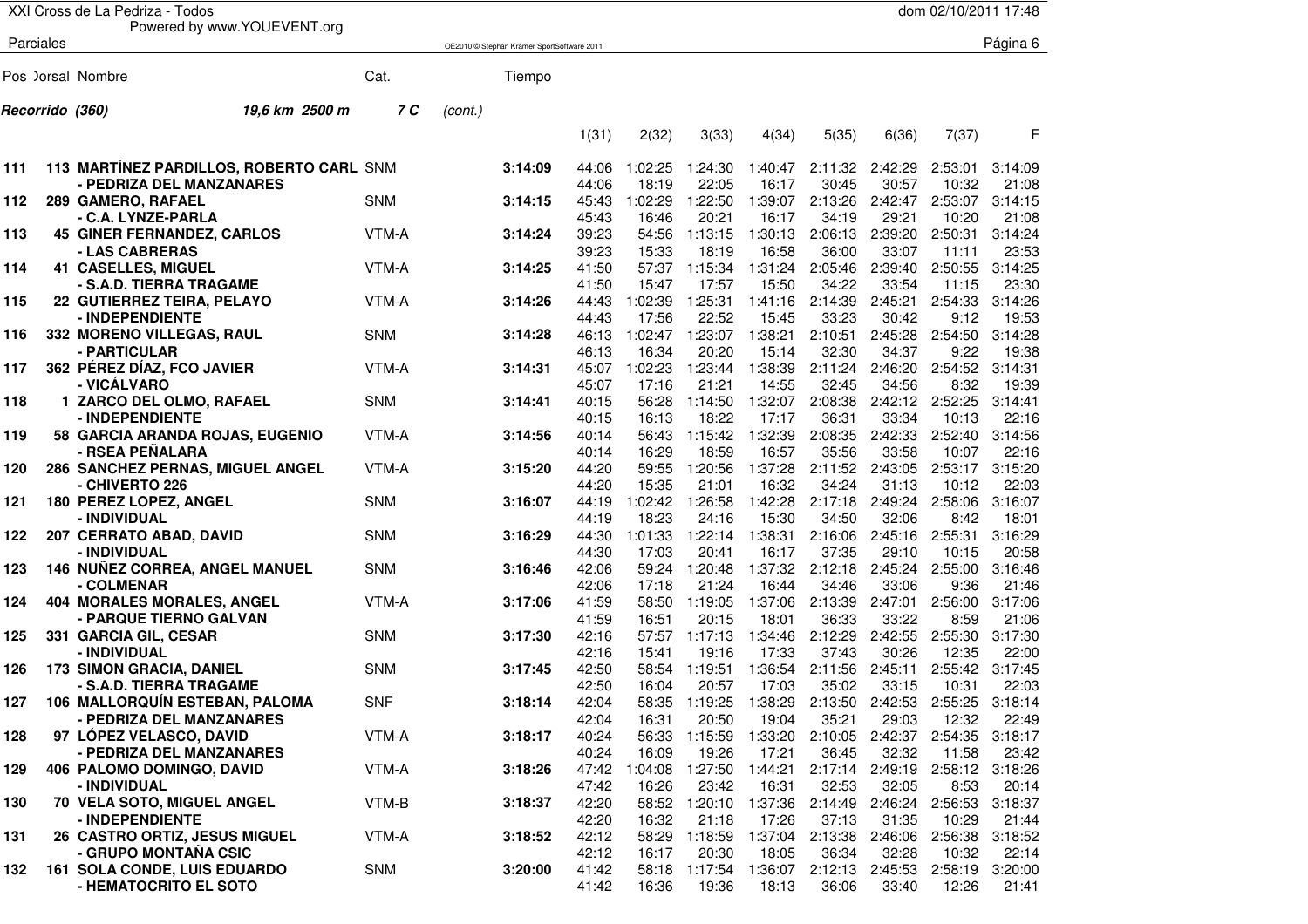XXI Cross de La Pedriza - Todos

Powered by www.YOUEVENT.org

Parciales

**Recorrido (360)** *19,6 km 2500 m* *7 C* *(cont.)*

| Pos | Dorsal | Nombre | Cat. | Tiempo | 1(31) | 2(32) | 3(33) | 4(34) | 5(35) | 6(36) | 7(37) | F |
|---|---|---|---|---|---|---|---|---|---|---|---|---|
| 111 | 113 | MARTÍNEZ PARDILLOS, ROBERTO CARL | SNM | 3:14:09 | 44:06 | 1:02:25 | 1:24:30 | 1:40:47 | 2:11:32 | 2:42:29 | 2:53:01 | 3:14:09 |
| | | - PEDRIZA DEL MANZANARES | | | 44:06 | 18:19 | 22:05 | 16:17 | 30:45 | 30:57 | 10:32 | 21:08 |
| 112 | 289 | GAMERO, RAFAEL | SNM | 3:14:15 | 45:43 | 1:02:29 | 1:22:50 | 1:39:07 | 2:13:26 | 2:42:47 | 2:53:07 | 3:14:15 |
| | | - C.A. LYNZE-PARLA | | | 45:43 | 16:46 | 20:21 | 16:17 | 34:19 | 29:21 | 10:20 | 21:08 |
| 113 | 45 | GINER FERNANDEZ, CARLOS | VTM-A | 3:14:24 | 39:23 | 54:56 | 1:13:15 | 1:30:13 | 2:06:13 | 2:39:20 | 2:50:31 | 3:14:24 |
| | | - LAS CABRERAS | | | 39:23 | 15:33 | 18:19 | 16:58 | 36:00 | 33:07 | 11:11 | 23:53 |
| 114 | 41 | CASELLES, MIGUEL | VTM-A | 3:14:25 | 41:50 | 57:37 | 1:15:34 | 1:31:24 | 2:05:46 | 2:39:40 | 2:50:55 | 3:14:25 |
| | | - S.A.D. TIERRA TRAGAME | | | 41:50 | 15:47 | 17:57 | 15:50 | 34:22 | 33:54 | 11:15 | 23:30 |
| 115 | 22 | GUTIERREZ TEIRA, PELAYO | VTM-A | 3:14:26 | 44:43 | 1:02:39 | 1:25:31 | 1:41:16 | 2:14:39 | 2:45:21 | 2:54:33 | 3:14:26 |
| | | - INDEPENDIENTE | | | 44:43 | 17:56 | 22:52 | 15:45 | 33:23 | 30:42 | 9:12 | 19:53 |
| 116 | 332 | MORENO VILLEGAS, RAUL | SNM | 3:14:28 | 46:13 | 1:02:47 | 1:23:07 | 1:38:21 | 2:10:51 | 2:45:28 | 2:54:50 | 3:14:28 |
| | | - PARTICULAR | | | 46:13 | 16:34 | 20:20 | 15:14 | 32:30 | 34:37 | 9:22 | 19:38 |
| 117 | 362 | PÉREZ DÍAZ, FCO JAVIER | VTM-A | 3:14:31 | 45:07 | 1:02:23 | 1:23:44 | 1:38:39 | 2:11:24 | 2:46:20 | 2:54:52 | 3:14:31 |
| | | - VICÁLVARO | | | 45:07 | 17:16 | 21:21 | 14:55 | 32:45 | 34:56 | 8:32 | 19:39 |
| 118 | 1 | ZARCO DEL OLMO, RAFAEL | SNM | 3:14:41 | 40:15 | 56:28 | 1:14:50 | 1:32:07 | 2:08:38 | 2:42:12 | 2:52:25 | 3:14:41 |
| | | - INDEPENDIENTE | | | 40:15 | 16:13 | 18:22 | 17:17 | 36:31 | 33:34 | 10:13 | 22:16 |
| 119 | 58 | GARCIA ARANDA ROJAS, EUGENIO | VTM-A | 3:14:56 | 40:14 | 56:43 | 1:15:42 | 1:32:39 | 2:08:35 | 2:42:33 | 2:52:40 | 3:14:56 |
| | | - RSEA PEÑALARA | | | 40:14 | 16:29 | 18:59 | 16:57 | 35:56 | 33:58 | 10:07 | 22:16 |
| 120 | 286 | SANCHEZ PERNAS, MIGUEL ANGEL | VTM-A | 3:15:20 | 44:20 | 59:55 | 1:20:56 | 1:37:28 | 2:11:52 | 2:43:05 | 2:53:17 | 3:15:20 |
| | | - CHIVERTO 226 | | | 44:20 | 15:35 | 21:01 | 16:32 | 34:24 | 31:13 | 10:12 | 22:03 |
| 121 | 180 | PEREZ LOPEZ, ANGEL | SNM | 3:16:07 | 44:19 | 1:02:42 | 1:26:58 | 1:42:28 | 2:17:18 | 2:49:24 | 2:58:06 | 3:16:07 |
| | | - INDIVIDUAL | | | 44:19 | 18:23 | 24:16 | 15:30 | 34:50 | 32:06 | 8:42 | 18:01 |
| 122 | 207 | CERRATO ABAD, DAVID | SNM | 3:16:29 | 44:30 | 1:01:33 | 1:22:14 | 1:38:31 | 2:16:06 | 2:45:16 | 2:55:31 | 3:16:29 |
| | | - INDIVIDUAL | | | 44:30 | 17:03 | 20:41 | 16:17 | 37:35 | 29:10 | 10:15 | 20:58 |
| 123 | 146 | NUÑEZ CORREA, ANGEL MANUEL | SNM | 3:16:46 | 42:06 | 59:24 | 1:20:48 | 1:37:32 | 2:12:18 | 2:45:24 | 2:55:00 | 3:16:46 |
| | | - COLMENAR | | | 42:06 | 17:18 | 21:24 | 16:44 | 34:46 | 33:06 | 9:36 | 21:46 |
| 124 | 404 | MORALES MORALES, ANGEL | VTM-A | 3:17:06 | 41:59 | 58:50 | 1:19:05 | 1:37:06 | 2:13:39 | 2:47:01 | 2:56:00 | 3:17:06 |
| | | - PARQUE TIERNO GALVAN | | | 41:59 | 16:51 | 20:15 | 18:01 | 36:33 | 33:22 | 8:59 | 21:06 |
| 125 | 331 | GARCIA GIL, CESAR | SNM | 3:17:30 | 42:16 | 57:57 | 1:17:13 | 1:34:46 | 2:12:29 | 2:42:55 | 2:55:30 | 3:17:30 |
| | | - INDIVIDUAL | | | 42:16 | 15:41 | 19:16 | 17:33 | 37:43 | 30:26 | 12:35 | 22:00 |
| 126 | 173 | SIMON GRACIA, DANIEL | SNM | 3:17:45 | 42:50 | 58:54 | 1:19:51 | 1:36:54 | 2:11:56 | 2:45:11 | 2:55:42 | 3:17:45 |
| | | - S.A.D. TIERRA TRAGAME | | | 42:50 | 16:04 | 20:57 | 17:03 | 35:02 | 33:15 | 10:31 | 22:03 |
| 127 | 106 | MALLORQUÍN ESTEBAN, PALOMA | SNF | 3:18:14 | 42:04 | 58:35 | 1:19:25 | 1:38:29 | 2:13:50 | 2:42:53 | 2:55:25 | 3:18:14 |
| | | - PEDRIZA DEL MANZANARES | | | 42:04 | 16:31 | 20:50 | 19:04 | 35:21 | 29:03 | 12:32 | 22:49 |
| 128 | 97 | LÓPEZ VELASCO, DAVID | VTM-A | 3:18:17 | 40:24 | 56:33 | 1:15:59 | 1:33:20 | 2:10:05 | 2:42:37 | 2:54:35 | 3:18:17 |
| | | - PEDRIZA DEL MANZANARES | | | 40:24 | 16:09 | 19:26 | 17:21 | 36:45 | 32:32 | 11:58 | 23:42 |
| 129 | 406 | PALOMO DOMINGO, DAVID | VTM-A | 3:18:26 | 47:42 | 1:04:08 | 1:27:50 | 1:44:21 | 2:17:14 | 2:49:19 | 2:58:12 | 3:18:26 |
| | | - INDIVIDUAL | | | 47:42 | 16:26 | 23:42 | 16:31 | 32:53 | 32:05 | 8:53 | 20:14 |
| 130 | 70 | VELA SOTO, MIGUEL ANGEL | VTM-B | 3:18:37 | 42:20 | 58:52 | 1:20:10 | 1:37:36 | 2:14:49 | 2:46:24 | 2:56:53 | 3:18:37 |
| | | - INDEPENDIENTE | | | 42:20 | 16:32 | 21:18 | 17:26 | 37:13 | 31:35 | 10:29 | 21:44 |
| 131 | 26 | CASTRO ORTIZ, JESUS MIGUEL | VTM-A | 3:18:52 | 42:12 | 58:29 | 1:18:59 | 1:37:04 | 2:13:38 | 2:46:06 | 2:56:38 | 3:18:52 |
| | | - GRUPO MONTAÑA CSIC | | | 42:12 | 16:17 | 20:30 | 18:05 | 36:34 | 32:28 | 10:32 | 22:14 |
| 132 | 161 | SOLA CONDE, LUIS EDUARDO | SNM | 3:20:00 | 41:42 | 58:18 | 1:17:54 | 1:36:07 | 2:12:13 | 2:45:53 | 2:58:19 | 3:20:00 |
| | | - HEMATOCRITO EL SOTO | | | 41:42 | 16:36 | 19:36 | 18:13 | 36:06 | 33:40 | 12:26 | 21:41 |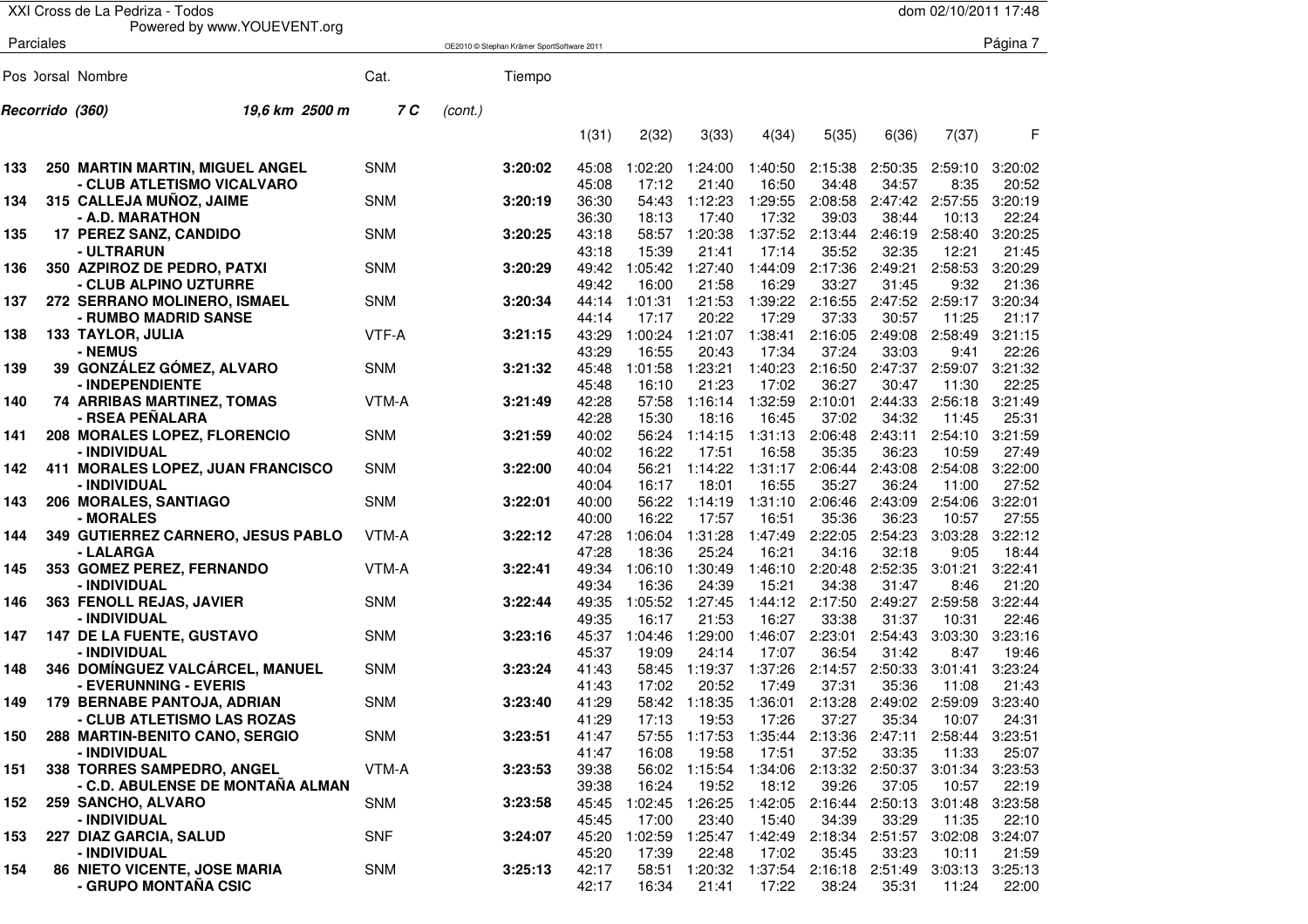Recorrido (360) 19,6 km 2500 m 7 C (cont.)

| Pos | Dorsal | Nombre | Cat. | Tiempo | 1(31) | 2(32) | 3(33) | 4(34) | 5(35) | 6(36) | 7(37) | F |
|---|---|---|---|---|---|---|---|---|---|---|---|---|
| 133 | 250 | MARTIN MARTIN, MIGUEL ANGEL | SNM | 3:20:02 | 45:08 | 1:02:20 | 1:24:00 | 1:40:50 | 2:15:38 | 2:50:35 | 2:59:10 | 3:20:02 |
| | | - CLUB ATLETISMO VICALVARO | | | 45:08 | 17:12 | 21:40 | 16:50 | 34:48 | 34:57 | 8:35 | 20:52 |
| 134 | 315 | CALLEJA MUÑOZ, JAIME | SNM | 3:20:19 | 36:30 | 54:43 | 1:12:23 | 1:29:55 | 2:08:58 | 2:47:42 | 2:57:55 | 3:20:19 |
| | | - A.D. MARATHON | | | 36:30 | 18:13 | 17:40 | 17:32 | 39:03 | 38:44 | 10:13 | 22:24 |
| 135 | 17 | PEREZ SANZ, CANDIDO | SNM | 3:20:25 | 43:18 | 58:57 | 1:20:38 | 1:37:52 | 2:13:44 | 2:46:19 | 2:58:40 | 3:20:25 |
| | | - ULTRARUN | | | 43:18 | 15:39 | 21:41 | 17:14 | 35:52 | 32:35 | 12:21 | 21:45 |
| 136 | 350 | AZPIROZ DE PEDRO, PATXI | SNM | 3:20:29 | 49:42 | 1:05:42 | 1:27:40 | 1:44:09 | 2:17:36 | 2:49:21 | 2:58:53 | 3:20:29 |
| | | - CLUB ALPINO UZTURRE | | | 49:42 | 16:00 | 21:58 | 16:29 | 33:27 | 31:45 | 9:32 | 21:36 |
| 137 | 272 | SERRANO MOLINERO, ISMAEL | SNM | 3:20:34 | 44:14 | 1:01:31 | 1:21:53 | 1:39:22 | 2:16:55 | 2:47:52 | 2:59:17 | 3:20:34 |
| | | - RUMBO MADRID SANSE | | | 44:14 | 17:17 | 20:22 | 17:29 | 37:33 | 30:57 | 11:25 | 21:17 |
| 138 | 133 | TAYLOR, JULIA | VTF-A | 3:21:15 | 43:29 | 1:00:24 | 1:21:07 | 1:38:41 | 2:16:05 | 2:49:08 | 2:58:49 | 3:21:15 |
| | | - NEMUS | | | 43:29 | 16:55 | 20:43 | 17:34 | 37:24 | 33:03 | 9:41 | 22:26 |
| 139 | 39 | GONZÁLEZ GÓMEZ, ALVARO | SNM | 3:21:32 | 45:48 | 1:01:58 | 1:23:21 | 1:40:23 | 2:16:50 | 2:47:37 | 2:59:07 | 3:21:32 |
| | | - INDEPENDIENTE | | | 45:48 | 16:10 | 21:23 | 17:02 | 36:27 | 30:47 | 11:30 | 22:25 |
| 140 | 74 | ARRIBAS MARTINEZ, TOMAS | VTM-A | 3:21:49 | 42:28 | 57:58 | 1:16:14 | 1:32:59 | 2:10:01 | 2:44:33 | 2:56:18 | 3:21:49 |
| | | - RSEA PEÑALARA | | | 42:28 | 15:30 | 18:16 | 16:45 | 37:02 | 34:32 | 11:45 | 25:31 |
| 141 | 208 | MORALES LOPEZ, FLORENCIO | SNM | 3:21:59 | 40:02 | 56:24 | 1:14:15 | 1:31:13 | 2:06:48 | 2:43:11 | 2:54:10 | 3:21:59 |
| | | - INDIVIDUAL | | | 40:02 | 16:22 | 17:51 | 16:58 | 35:35 | 36:23 | 10:59 | 27:49 |
| 142 | 411 | MORALES LOPEZ, JUAN FRANCISCO | SNM | 3:22:00 | 40:04 | 56:21 | 1:14:22 | 1:31:17 | 2:06:44 | 2:43:08 | 2:54:08 | 3:22:00 |
| | | - INDIVIDUAL | | | 40:04 | 16:17 | 18:01 | 16:55 | 35:27 | 36:24 | 11:00 | 27:52 |
| 143 | 206 | MORALES, SANTIAGO | SNM | 3:22:01 | 40:00 | 56:22 | 1:14:19 | 1:31:10 | 2:06:46 | 2:43:09 | 2:54:06 | 3:22:01 |
| | | - MORALES | | | 40:00 | 16:22 | 17:57 | 16:51 | 35:36 | 36:23 | 10:57 | 27:55 |
| 144 | 349 | GUTIERREZ CARNERO, JESUS PABLO | VTM-A | 3:22:12 | 47:28 | 1:06:04 | 1:31:28 | 1:47:49 | 2:22:05 | 2:54:23 | 3:03:28 | 3:22:12 |
| | | - LALARGA | | | 47:28 | 18:36 | 25:24 | 16:21 | 34:16 | 32:18 | 9:05 | 18:44 |
| 145 | 353 | GOMEZ PEREZ, FERNANDO | VTM-A | 3:22:41 | 49:34 | 1:06:10 | 1:30:49 | 1:46:10 | 2:20:48 | 2:52:35 | 3:01:21 | 3:22:41 |
| | | - INDIVIDUAL | | | 49:34 | 16:36 | 24:39 | 15:21 | 34:38 | 31:47 | 8:46 | 21:20 |
| 146 | 363 | FENOLL REJAS, JAVIER | SNM | 3:22:44 | 49:35 | 1:05:52 | 1:27:45 | 1:44:12 | 2:17:50 | 2:49:27 | 2:59:58 | 3:22:44 |
| | | - INDIVIDUAL | | | 49:35 | 16:17 | 21:53 | 16:27 | 33:38 | 31:37 | 10:31 | 22:46 |
| 147 | 147 | DE LA FUENTE, GUSTAVO | SNM | 3:23:16 | 45:37 | 1:04:46 | 1:29:00 | 1:46:07 | 2:23:01 | 2:54:43 | 3:03:30 | 3:23:16 |
| | | - INDIVIDUAL | | | 45:37 | 19:09 | 24:14 | 17:07 | 36:54 | 31:42 | 8:47 | 19:46 |
| 148 | 346 | DOMÍNGUEZ VALCÁRCEL, MANUEL | SNM | 3:23:24 | 41:43 | 58:45 | 1:19:37 | 1:37:26 | 2:14:57 | 2:50:33 | 3:01:41 | 3:23:24 |
| | | - EVERUNNING - EVERIS | | | 41:43 | 17:02 | 20:52 | 17:49 | 37:31 | 35:36 | 11:08 | 21:43 |
| 149 | 179 | BERNABE PANTOJA, ADRIAN | SNM | 3:23:40 | 41:29 | 58:42 | 1:18:35 | 1:36:01 | 2:13:28 | 2:49:02 | 2:59:09 | 3:23:40 |
| | | - CLUB ATLETISMO LAS ROZAS | | | 41:29 | 17:13 | 19:53 | 17:26 | 37:27 | 35:34 | 10:07 | 24:31 |
| 150 | 288 | MARTIN-BENITO CANO, SERGIO | SNM | 3:23:51 | 41:47 | 57:55 | 1:17:53 | 1:35:44 | 2:13:36 | 2:47:11 | 2:58:44 | 3:23:51 |
| | | - INDIVIDUAL | | | 41:47 | 16:08 | 19:58 | 17:51 | 37:52 | 33:35 | 11:33 | 25:07 |
| 151 | 338 | TORRES SAMPEDRO, ANGEL | VTM-A | 3:23:53 | 39:38 | 56:02 | 1:15:54 | 1:34:06 | 2:13:32 | 2:50:37 | 3:01:34 | 3:23:53 |
| | | - C.D. ABULENSE DE MONTAÑA ALMAN | | | 39:38 | 16:24 | 19:52 | 18:12 | 39:26 | 37:05 | 10:57 | 22:19 |
| 152 | 259 | SANCHO, ALVARO | SNM | 3:23:58 | 45:45 | 1:02:45 | 1:26:25 | 1:42:05 | 2:16:44 | 2:50:13 | 3:01:48 | 3:23:58 |
| | | - INDIVIDUAL | | | 45:45 | 17:00 | 23:40 | 15:40 | 34:39 | 33:29 | 11:35 | 22:10 |
| 153 | 227 | DIAZ GARCIA, SALUD | SNF | 3:24:07 | 45:20 | 1:02:59 | 1:25:47 | 1:42:49 | 2:18:34 | 2:51:57 | 3:02:08 | 3:24:07 |
| | | - INDIVIDUAL | | | 45:20 | 17:39 | 22:48 | 17:02 | 35:45 | 33:23 | 10:11 | 21:59 |
| 154 | 86 | NIETO VICENTE, JOSE MARIA | SNM | 3:25:13 | 42:17 | 58:51 | 1:20:32 | 1:37:54 | 2:16:18 | 2:51:49 | 3:03:13 | 3:25:13 |
| | | - GRUPO MONTAÑA CSIC | | | 42:17 | 16:34 | 21:41 | 17:22 | 38:24 | 35:31 | 11:24 | 22:00 |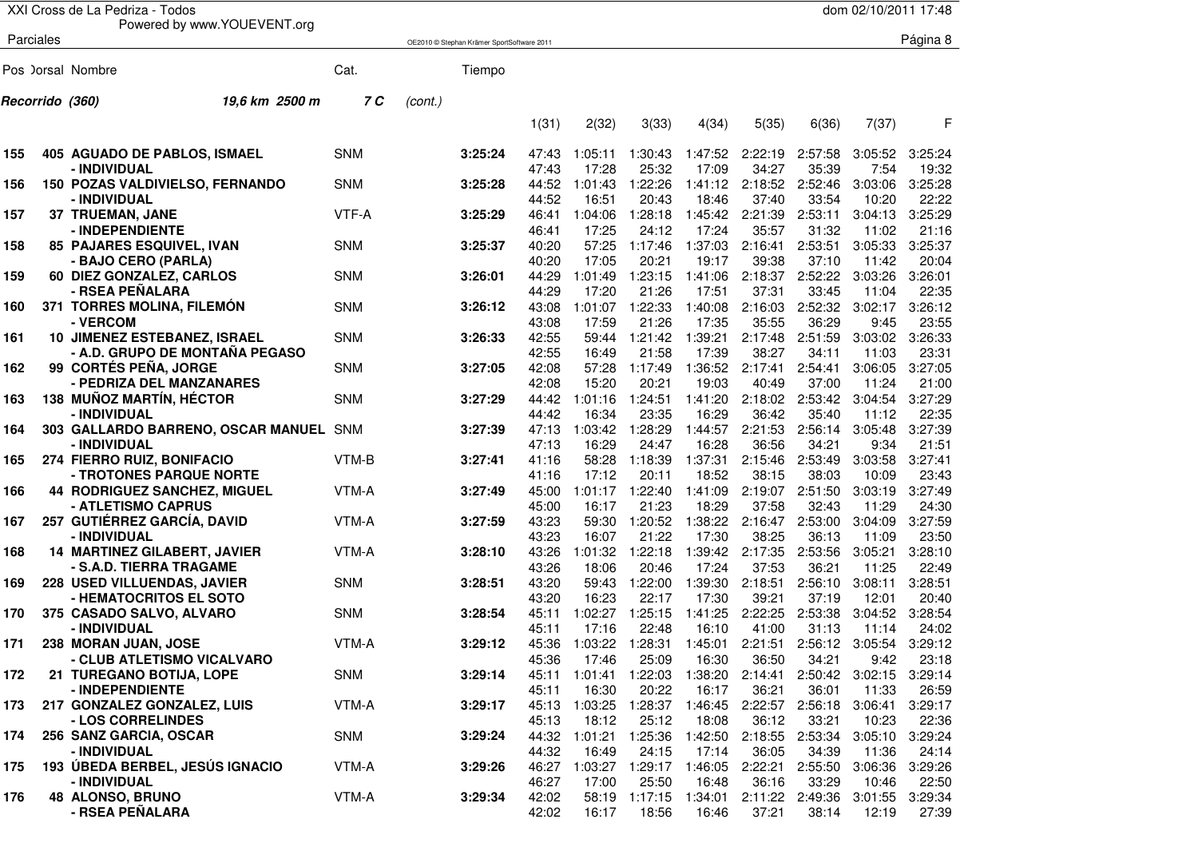XXI Cross de La Pedriza - Todos
Powered by www.YOUEVENT.org

Parciales

**Recorrido (360)** 19,6 km 2500 m **7 C** *(cont.)*

| Pos | Dorsal | Nombre | Cat. | Tiempo | 1(31) | 2(32) | 3(33) | 4(34) | 5(35) | 6(36) | 7(37) | F |
|---|---|---|---|---|---|---|---|---|---|---|---|---|
| 155 | 405 | **AGUADO DE PABLOS, ISMAEL** | SNM | **3:25:24** | 47:43 | 1:05:11 | 1:30:43 | 1:47:52 | 2:22:19 | 2:57:58 | 3:05:52 | 3:25:24 |
| | | **- INDIVIDUAL** | | | 47:43 | 17:28 | 25:32 | 17:09 | 34:27 | 35:39 | 7:54 | 19:32 |
| 156 | 150 | **POZAS VALDIVIELSO, FERNANDO** | SNM | **3:25:28** | 44:52 | 1:01:43 | 1:22:26 | 1:41:12 | 2:18:52 | 2:52:46 | 3:03:06 | 3:25:28 |
| | | **- INDIVIDUAL** | | | 44:52 | 16:51 | 20:43 | 18:46 | 37:40 | 33:54 | 10:20 | 22:22 |
| 157 | 37 | **TRUEMAN, JANE** | VTF-A | **3:25:29** | 46:41 | 1:04:06 | 1:28:18 | 1:45:42 | 2:21:39 | 2:53:11 | 3:04:13 | 3:25:29 |
| | | **- INDEPENDIENTE** | | | 46:41 | 17:25 | 24:12 | 17:24 | 35:57 | 31:32 | 11:02 | 21:16 |
| 158 | 85 | **PAJARES ESQUIVEL, IVAN** | SNM | **3:25:37** | 40:20 | 57:25 | 1:17:46 | 1:37:03 | 2:16:41 | 2:53:51 | 3:05:33 | 3:25:37 |
| | | **- BAJO CERO (PARLA)** | | | 40:20 | 17:05 | 20:21 | 19:17 | 39:38 | 37:10 | 11:42 | 20:04 |
| 159 | 60 | **DIEZ GONZALEZ, CARLOS** | SNM | **3:26:01** | 44:29 | 1:01:49 | 1:23:15 | 1:41:06 | 2:18:37 | 2:52:22 | 3:03:26 | 3:26:01 |
| | | **- RSEA PEÑALARA** | | | 44:29 | 17:20 | 21:26 | 17:51 | 37:31 | 33:45 | 11:04 | 22:35 |
| 160 | 371 | **TORRES MOLINA, FILEMÓN** | SNM | **3:26:12** | 43:08 | 1:01:07 | 1:22:33 | 1:40:08 | 2:16:03 | 2:52:32 | 3:02:17 | 3:26:12 |
| | | **- VERCOM** | | | 43:08 | 17:59 | 21:26 | 17:35 | 35:55 | 36:29 | 9:45 | 23:55 |
| 161 | 10 | **JIMENEZ ESTEBANEZ, ISRAEL** | SNM | **3:26:33** | 42:55 | 59:44 | 1:21:42 | 1:39:21 | 2:17:48 | 2:51:59 | 3:03:02 | 3:26:33 |
| | | **- A.D. GRUPO DE MONTAÑA PEGASO** | | | 42:55 | 16:49 | 21:58 | 17:39 | 38:27 | 34:11 | 11:03 | 23:31 |
| 162 | 99 | **CORTÉS PEÑA, JORGE** | SNM | **3:27:05** | 42:08 | 57:28 | 1:17:49 | 1:36:52 | 2:17:41 | 2:54:41 | 3:06:05 | 3:27:05 |
| | | **- PEDRIZA DEL MANZANARES** | | | 42:08 | 15:20 | 20:21 | 19:03 | 40:49 | 37:00 | 11:24 | 21:00 |
| 163 | 138 | **MUÑOZ MARTÍN, HÉCTOR** | SNM | **3:27:29** | 44:42 | 1:01:16 | 1:24:51 | 1:41:20 | 2:18:02 | 2:53:42 | 3:04:54 | 3:27:29 |
| | | **- INDIVIDUAL** | | | 44:42 | 16:34 | 23:35 | 16:29 | 36:42 | 35:40 | 11:12 | 22:35 |
| 164 | 303 | **GALLARDO BARRENO, OSCAR MANUEL** | SNM | **3:27:39** | 47:13 | 1:03:42 | 1:28:29 | 1:44:57 | 2:21:53 | 2:56:14 | 3:05:48 | 3:27:39 |
| | | **- INDIVIDUAL** | | | 47:13 | 16:29 | 24:47 | 16:28 | 36:56 | 34:21 | 9:34 | 21:51 |
| 165 | 274 | **FIERRO RUIZ, BONIFACIO** | VTM-B | **3:27:41** | 41:16 | 58:28 | 1:18:39 | 1:37:31 | 2:15:46 | 2:53:49 | 3:03:58 | 3:27:41 |
| | | **- TROTONES PARQUE NORTE** | | | 41:16 | 17:12 | 20:11 | 18:52 | 38:15 | 38:03 | 10:09 | 23:43 |
| 166 | 44 | **RODRIGUEZ SANCHEZ, MIGUEL** | VTM-A | **3:27:49** | 45:00 | 1:01:17 | 1:22:40 | 1:41:09 | 2:19:07 | 2:51:50 | 3:03:19 | 3:27:49 |
| | | **- ATLETISMO CAPRUS** | | | 45:00 | 16:17 | 21:23 | 18:29 | 37:58 | 32:43 | 11:29 | 24:30 |
| 167 | 257 | **GUTIÉRREZ GARCÍA, DAVID** | VTM-A | **3:27:59** | 43:23 | 59:30 | 1:20:52 | 1:38:22 | 2:16:47 | 2:53:00 | 3:04:09 | 3:27:59 |
| | | **- INDIVIDUAL** | | | 43:23 | 16:07 | 21:22 | 17:30 | 38:25 | 36:13 | 11:09 | 23:50 |
| 168 | 14 | **MARTINEZ GILABERT, JAVIER** | VTM-A | **3:28:10** | 43:26 | 1:01:32 | 1:22:18 | 1:39:42 | 2:17:35 | 2:53:56 | 3:05:21 | 3:28:10 |
| | | **- S.A.D. TIERRA TRAGAME** | | | 43:26 | 18:06 | 20:46 | 17:24 | 37:53 | 36:21 | 11:25 | 22:49 |
| 169 | 228 | **USED VILLUENDAS, JAVIER** | SNM | **3:28:51** | 43:20 | 59:43 | 1:22:00 | 1:39:30 | 2:18:51 | 2:56:10 | 3:08:11 | 3:28:51 |
| | | **- HEMATOCRITOS EL SOTO** | | | 43:20 | 16:23 | 22:17 | 17:30 | 39:21 | 37:19 | 12:01 | 20:40 |
| 170 | 375 | **CASADO SALVO, ALVARO** | SNM | **3:28:54** | 45:11 | 1:02:27 | 1:25:15 | 1:41:25 | 2:22:25 | 2:53:38 | 3:04:52 | 3:28:54 |
| | | **- INDIVIDUAL** | | | 45:11 | 17:16 | 22:48 | 16:10 | 41:00 | 31:13 | 11:14 | 24:02 |
| 171 | 238 | **MORAN JUAN, JOSE** | VTM-A | **3:29:12** | 45:36 | 1:03:22 | 1:28:31 | 1:45:01 | 2:21:51 | 2:56:12 | 3:05:54 | 3:29:12 |
| | | **- CLUB ATLETISMO VICALVARO** | | | 45:36 | 17:46 | 25:09 | 16:30 | 36:50 | 34:21 | 9:42 | 23:18 |
| 172 | 21 | **TUREGANO BOTIJA, LOPE** | SNM | **3:29:14** | 45:11 | 1:01:41 | 1:22:03 | 1:38:20 | 2:14:41 | 2:50:42 | 3:02:15 | 3:29:14 |
| | | **- INDEPENDIENTE** | | | 45:11 | 16:30 | 20:22 | 16:17 | 36:21 | 36:01 | 11:33 | 26:59 |
| 173 | 217 | **GONZALEZ GONZALEZ, LUIS** | VTM-A | **3:29:17** | 45:13 | 1:03:25 | 1:28:37 | 1:46:45 | 2:22:57 | 2:56:18 | 3:06:41 | 3:29:17 |
| | | **- LOS CORRELINDES** | | | 45:13 | 18:12 | 25:12 | 18:08 | 36:12 | 33:21 | 10:23 | 22:36 |
| 174 | 256 | **SANZ GARCIA, OSCAR** | SNM | **3:29:24** | 44:32 | 1:01:21 | 1:25:36 | 1:42:50 | 2:18:55 | 2:53:34 | 3:05:10 | 3:29:24 |
| | | **- INDIVIDUAL** | | | 44:32 | 16:49 | 24:15 | 17:14 | 36:05 | 34:39 | 11:36 | 24:14 |
| 175 | 193 | **ÚBEDA BERBEL, JESÚS IGNACIO** | VTM-A | **3:29:26** | 46:27 | 1:03:27 | 1:29:17 | 1:46:05 | 2:22:21 | 2:55:50 | 3:06:36 | 3:29:26 |
| | | **- INDIVIDUAL** | | | 46:27 | 17:00 | 25:50 | 16:48 | 36:16 | 33:29 | 10:46 | 22:50 |
| 176 | 48 | **ALONSO, BRUNO** | VTM-A | **3:29:34** | 42:02 | 58:19 | 1:17:15 | 1:34:01 | 2:11:22 | 2:49:36 | 3:01:55 | 3:29:34 |
| | | **- RSEA PEÑALARA** | | | 42:02 | 16:17 | 18:56 | 16:46 | 37:21 | 38:14 | 12:19 | 27:39 |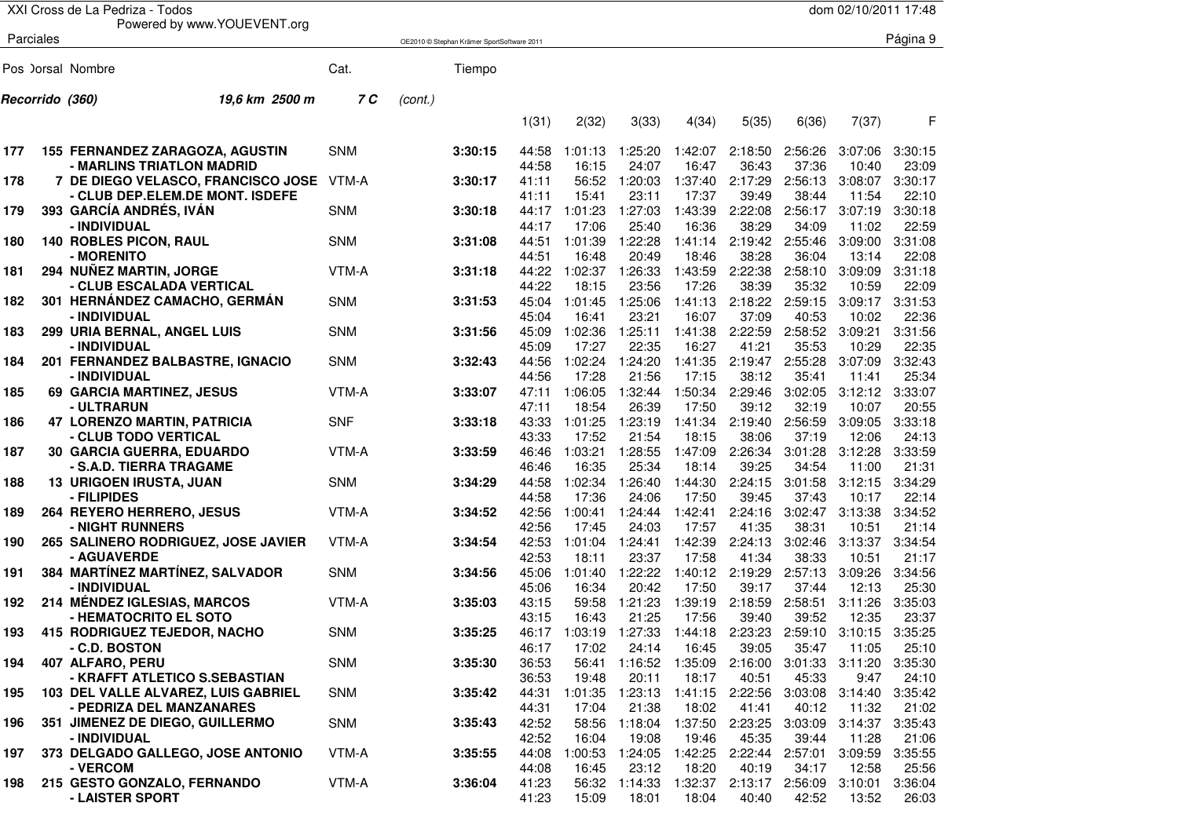# XXI Cross de La Pedriza - Todos

Powered by www.YOUEVENT.org

dom 02/10/2011 17:48

Parciales

**Recorrido (360)** *19,6 km 2500 m* **7 C** *(cont.)*

| Pos | Dorsal | Nombre | Cat. | Tiempo | 1(31) | 2(32) | 3(33) | 4(34) | 5(35) | 6(36) | 7(37) | F |
|---|---|---|---|---|---|---|---|---|---|---|---|---|
| 177 | 155 | **FERNANDEZ ZARAGOZA, AGUSTIN** - MARLINS TRIATLON MADRID | SNM | 3:30:15 | 44:58<br>44:58 | 1:01:13<br>16:15 | 1:25:20<br>24:07 | 1:42:07<br>16:47 | 2:18:50<br>36:43 | 2:56:26<br>37:36 | 3:07:06<br>10:40 | 3:30:15<br>23:09 |
| 178 | 7 | **DE DIEGO VELASCO, FRANCISCO JOSE** - CLUB DEP.ELEM.DE MONT. ISDEFE | VTM-A | 3:30:17 | 41:11<br>41:11 | 56:52<br>15:41 | 1:20:03<br>23:11 | 1:37:40<br>17:37 | 2:17:29<br>39:49 | 2:56:13<br>38:44 | 3:08:07<br>11:54 | 3:30:17<br>22:10 |
| 179 | 393 | **GARCÍA ANDRÉS, IVÁN** - INDIVIDUAL | SNM | 3:30:18 | 44:17<br>44:17 | 1:01:23<br>17:06 | 1:27:03<br>25:40 | 1:43:39<br>16:36 | 2:22:08<br>38:29 | 2:56:17<br>34:09 | 3:07:19<br>11:02 | 3:30:18<br>22:59 |
| 180 | 140 | **ROBLES PICON, RAUL** - MORENITO | SNM | 3:31:08 | 44:51<br>44:51 | 1:01:39<br>16:48 | 1:22:28<br>20:49 | 1:41:14<br>18:46 | 2:19:42<br>38:28 | 2:55:46<br>36:04 | 3:09:00<br>13:14 | 3:31:08<br>22:08 |
| 181 | 294 | **NUÑEZ MARTIN, JORGE** - CLUB ESCALADA VERTICAL | VTM-A | 3:31:18 | 44:22<br>44:22 | 1:02:37<br>18:15 | 1:26:33<br>23:56 | 1:43:59<br>17:26 | 2:22:38<br>38:39 | 2:58:10<br>35:32 | 3:09:09<br>10:59 | 3:31:18<br>22:09 |
| 182 | 301 | **HERNÁNDEZ CAMACHO, GERMÁN** - INDIVIDUAL | SNM | 3:31:53 | 45:04<br>45:04 | 1:01:45<br>16:41 | 1:25:06<br>23:21 | 1:41:13<br>16:07 | 2:18:22<br>37:09 | 2:59:15<br>40:53 | 3:09:17<br>10:02 | 3:31:53<br>22:36 |
| 183 | 299 | **URIA BERNAL, ANGEL LUIS** - INDIVIDUAL | SNM | 3:31:56 | 45:09<br>45:09 | 1:02:36<br>17:27 | 1:25:11<br>22:35 | 1:41:38<br>16:27 | 2:22:59<br>41:21 | 2:58:52<br>35:53 | 3:09:21<br>10:29 | 3:31:56<br>22:35 |
| 184 | 201 | **FERNANDEZ BALBASTRE, IGNACIO** - INDIVIDUAL | SNM | 3:32:43 | 44:56<br>44:56 | 1:02:24<br>17:28 | 1:24:20<br>21:56 | 1:41:35<br>17:15 | 2:19:47<br>38:12 | 2:55:28<br>35:41 | 3:07:09<br>11:41 | 3:32:43<br>25:34 |
| 185 | 69 | **GARCIA MARTINEZ, JESUS** - ULTRARUN | VTM-A | 3:33:07 | 47:11<br>47:11 | 1:06:05<br>18:54 | 1:32:44<br>26:39 | 1:50:34<br>17:50 | 2:29:46<br>39:12 | 3:02:05<br>32:19 | 3:12:12<br>10:07 | 3:33:07<br>20:55 |
| 186 | 47 | **LORENZO MARTIN, PATRICIA** - CLUB TODO VERTICAL | SNF | 3:33:18 | 43:33<br>43:33 | 1:01:25<br>17:52 | 1:23:19<br>21:54 | 1:41:34<br>18:15 | 2:19:40<br>38:06 | 2:56:59<br>37:19 | 3:09:05<br>12:06 | 3:33:18<br>24:13 |
| 187 | 30 | **GARCIA GUERRA, EDUARDO** - S.A.D. TIERRA TRAGAME | VTM-A | 3:33:59 | 46:46<br>46:46 | 1:03:21<br>16:35 | 1:28:55<br>25:34 | 1:47:09<br>18:14 | 2:26:34<br>39:25 | 3:01:28<br>34:54 | 3:12:28<br>11:00 | 3:33:59<br>21:31 |
| 188 | 13 | **URIGOEN IRUSTA, JUAN** - FILIPIDES | SNM | 3:34:29 | 44:58<br>44:58 | 1:02:34<br>17:36 | 1:26:40<br>24:06 | 1:44:30<br>17:50 | 2:24:15<br>39:45 | 3:01:58<br>37:43 | 3:12:15<br>10:17 | 3:34:29<br>22:14 |
| 189 | 264 | **REYERO HERRERO, JESUS** - NIGHT RUNNERS | VTM-A | 3:34:52 | 42:56<br>42:56 | 1:00:41<br>17:45 | 1:24:44<br>24:03 | 1:42:41<br>17:57 | 2:24:16<br>41:35 | 3:02:47<br>38:31 | 3:13:38<br>10:51 | 3:34:52<br>21:14 |
| 190 | 265 | **SALINERO RODRIGUEZ, JOSE JAVIER** - AGUAVERDE | VTM-A | 3:34:54 | 42:53<br>42:53 | 1:01:04<br>18:11 | 1:24:41<br>23:37 | 1:42:39<br>17:58 | 2:24:13<br>41:34 | 3:02:46<br>38:33 | 3:13:37<br>10:51 | 3:34:54<br>21:17 |
| 191 | 384 | **MARTÍNEZ MARTÍNEZ, SALVADOR** - INDIVIDUAL | SNM | 3:34:56 | 45:06<br>45:06 | 1:01:40<br>16:34 | 1:22:22<br>20:42 | 1:40:12<br>17:50 | 2:19:29<br>39:17 | 2:57:13<br>37:44 | 3:09:26<br>12:13 | 3:34:56<br>25:30 |
| 192 | 214 | **MÉNDEZ IGLESIAS, MARCOS** - HEMATOCRITO EL SOTO | VTM-A | 3:35:03 | 43:15<br>43:15 | 59:58<br>16:43 | 1:21:23<br>21:25 | 1:39:19<br>17:56 | 2:18:59<br>39:40 | 2:58:51<br>39:52 | 3:11:26<br>12:35 | 3:35:03<br>23:37 |
| 193 | 415 | **RODRIGUEZ TEJEDOR, NACHO** - C.D. BOSTON | SNM | 3:35:25 | 46:17<br>46:17 | 1:03:19<br>17:02 | 1:27:33<br>24:14 | 1:44:18<br>16:45 | 2:23:23<br>39:05 | 2:59:10<br>35:47 | 3:10:15<br>11:05 | 3:35:25<br>25:10 |
| 194 | 407 | **ALFARO, PERU** - KRAFFT ATLETICO S.SEBASTIAN | SNM | 3:35:30 | 36:53<br>36:53 | 56:41<br>19:48 | 1:16:52<br>20:11 | 1:35:09<br>18:17 | 2:16:00<br>40:51 | 3:01:33<br>45:33 | 3:11:20<br>9:47 | 3:35:30<br>24:10 |
| 195 | 103 | **DEL VALLE ALVAREZ, LUIS GABRIEL** - PEDRIZA DEL MANZANARES | SNM | 3:35:42 | 44:31<br>44:31 | 1:01:35<br>17:04 | 1:23:13<br>21:38 | 1:41:15<br>18:02 | 2:22:56<br>41:41 | 3:03:08<br>40:12 | 3:14:40<br>11:32 | 3:35:42<br>21:02 |
| 196 | 351 | **JIMENEZ DE DIEGO, GUILLERMO** - INDIVIDUAL | SNM | 3:35:43 | 42:52<br>42:52 | 58:56<br>16:04 | 1:18:04<br>19:08 | 1:37:50<br>19:46 | 2:23:25<br>45:35 | 3:03:09<br>39:44 | 3:14:37<br>11:28 | 3:35:43<br>21:06 |
| 197 | 373 | **DELGADO GALLEGO, JOSE ANTONIO** - VERCOM | VTM-A | 3:35:55 | 44:08<br>44:08 | 1:00:53<br>16:45 | 1:24:05<br>23:12 | 1:42:25<br>18:20 | 2:22:44<br>40:19 | 2:57:01<br>34:17 | 3:09:59<br>12:58 | 3:35:55<br>25:56 |
| 198 | 215 | **GESTO GONZALO, FERNANDO** - LAISTER SPORT | VTM-A | 3:36:04 | 41:23<br>41:23 | 56:32<br>15:09 | 1:14:33<br>18:01 | 1:32:37<br>18:04 | 2:13:17<br>40:40 | 2:56:09<br>42:52 | 3:10:01<br>13:52 | 3:36:04<br>26:03 |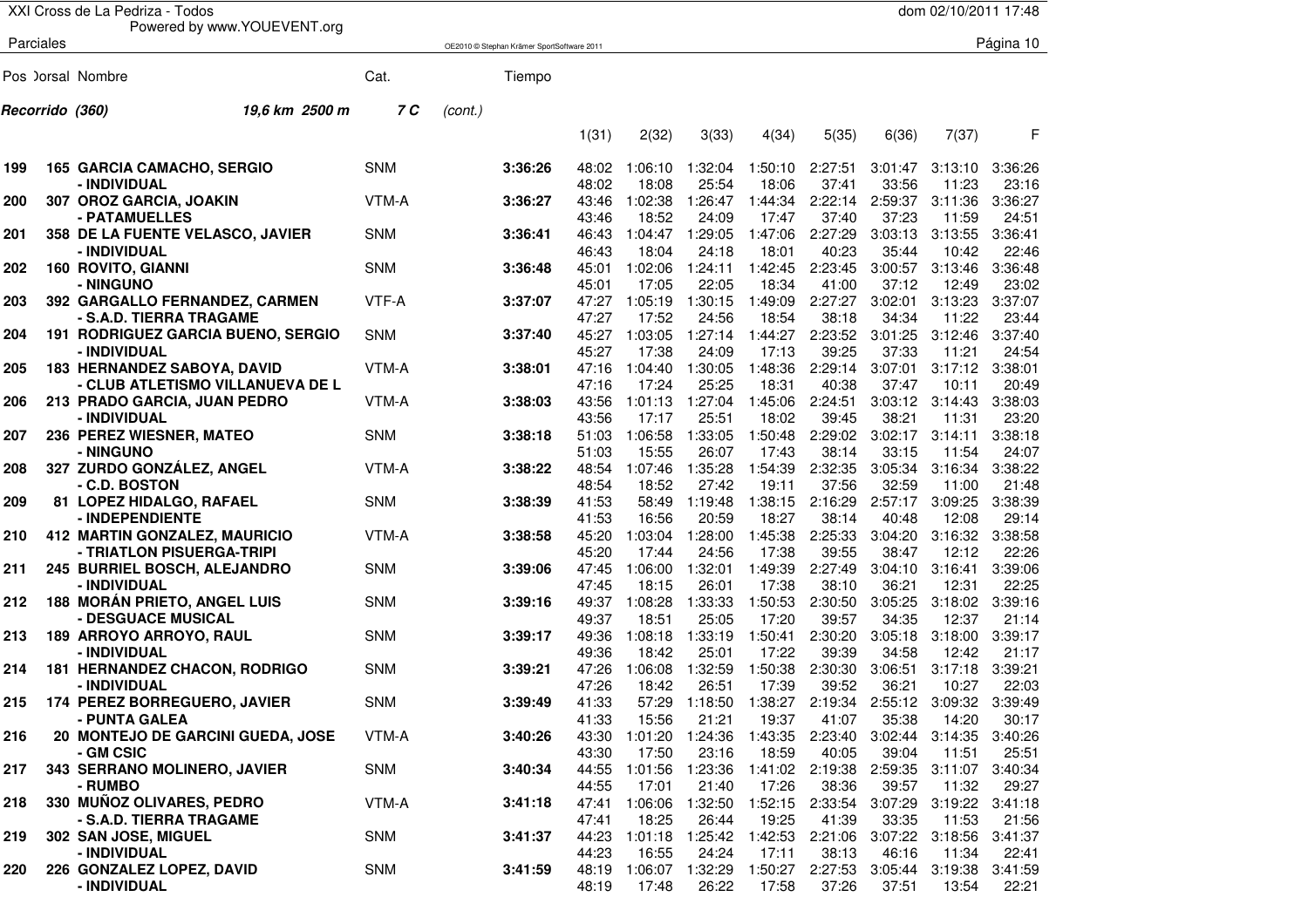XXI Cross de La Pedriza - Todos

Powered by www.YOUEVENT.org

Parciales

**Recorrido (360)** *19,6 km 2500 m* **7 C** *(cont.)*

| Pos | Dorsal | Nombre | Cat. | Tiempo | 1(31) | 2(32) | 3(33) | 4(34) | 5(35) | 6(36) | 7(37) | F |
|---|---|---|---|---|---|---|---|---|---|---|---|---|
| 199 | 165 | GARCIA CAMACHO, SERGIO | SNM | 3:36:26 | 48:02 | 1:06:10 | 1:32:04 | 1:50:10 | 2:27:51 | 3:01:47 | 3:13:10 | 3:36:26 |
| | | - INDIVIDUAL | | | 48:02 | 18:08 | 25:54 | 18:06 | 37:41 | 33:56 | 11:23 | 23:16 |
| 200 | 307 | OROZ GARCIA, JOAKIN | VTM-A | 3:36:27 | 43:46 | 1:02:38 | 1:26:47 | 1:44:34 | 2:22:14 | 2:59:37 | 3:11:36 | 3:36:27 |
| | | - PATAMUELLES | | | 43:46 | 18:52 | 24:09 | 17:47 | 37:40 | 37:23 | 11:59 | 24:51 |
| 201 | 358 | DE LA FUENTE VELASCO, JAVIER | SNM | 3:36:41 | 46:43 | 1:04:47 | 1:29:05 | 1:47:06 | 2:27:29 | 3:03:13 | 3:13:55 | 3:36:41 |
| | | - INDIVIDUAL | | | 46:43 | 18:04 | 24:18 | 18:01 | 40:23 | 35:44 | 10:42 | 22:46 |
| 202 | 160 | ROVITO, GIANNI | SNM | 3:36:48 | 45:01 | 1:02:06 | 1:24:11 | 1:42:45 | 2:23:45 | 3:00:57 | 3:13:46 | 3:36:48 |
| | | - NINGUNO | | | 45:01 | 17:05 | 22:05 | 18:34 | 41:00 | 37:12 | 12:49 | 23:02 |
| 203 | 392 | GARGALLO FERNANDEZ, CARMEN | VTF-A | 3:37:07 | 47:27 | 1:05:19 | 1:30:15 | 1:49:09 | 2:27:27 | 3:02:01 | 3:13:23 | 3:37:07 |
| | | - S.A.D. TIERRA TRAGAME | | | 47:27 | 17:52 | 24:56 | 18:54 | 38:18 | 34:34 | 11:22 | 23:44 |
| 204 | 191 | RODRIGUEZ GARCIA BUENO, SERGIO | SNM | 3:37:40 | 45:27 | 1:03:05 | 1:27:14 | 1:44:27 | 2:23:52 | 3:01:25 | 3:12:46 | 3:37:40 |
| | | - INDIVIDUAL | | | 45:27 | 17:38 | 24:09 | 17:13 | 39:25 | 37:33 | 11:21 | 24:54 |
| 205 | 183 | HERNANDEZ SABOYA, DAVID | VTM-A | 3:38:01 | 47:16 | 1:04:40 | 1:30:05 | 1:48:36 | 2:29:14 | 3:07:01 | 3:17:12 | 3:38:01 |
| | | - CLUB ATLETISMO VILLANUEVA DE L | | | 47:16 | 17:24 | 25:25 | 18:31 | 40:38 | 37:47 | 10:11 | 20:49 |
| 206 | 213 | PRADO GARCIA, JUAN PEDRO | VTM-A | 3:38:03 | 43:56 | 1:01:13 | 1:27:04 | 1:45:06 | 2:24:51 | 3:03:12 | 3:14:43 | 3:38:03 |
| | | - INDIVIDUAL | | | 43:56 | 17:17 | 25:51 | 18:02 | 39:45 | 38:21 | 11:31 | 23:20 |
| 207 | 236 | PEREZ WIESNER, MATEO | SNM | 3:38:18 | 51:03 | 1:06:58 | 1:33:05 | 1:50:48 | 2:29:02 | 3:02:17 | 3:14:11 | 3:38:18 |
| | | - NINGUNO | | | 51:03 | 15:55 | 26:07 | 17:43 | 38:14 | 33:15 | 11:54 | 24:07 |
| 208 | 327 | ZURDO GONZÁLEZ, ANGEL | VTM-A | 3:38:22 | 48:54 | 1:07:46 | 1:35:28 | 1:54:39 | 2:32:35 | 3:05:34 | 3:16:34 | 3:38:22 |
| | | - C.D. BOSTON | | | 48:54 | 18:52 | 27:42 | 19:11 | 37:56 | 32:59 | 11:00 | 21:48 |
| 209 | 81 | LOPEZ HIDALGO, RAFAEL | SNM | 3:38:39 | 41:53 | 58:49 | 1:19:48 | 1:38:15 | 2:16:29 | 2:57:17 | 3:09:25 | 3:38:39 |
| | | - INDEPENDIENTE | | | 41:53 | 16:56 | 20:59 | 18:27 | 38:14 | 40:48 | 12:08 | 29:14 |
| 210 | 412 | MARTIN GONZALEZ, MAURICIO | VTM-A | 3:38:58 | 45:20 | 1:03:04 | 1:28:00 | 1:45:38 | 2:25:33 | 3:04:20 | 3:16:32 | 3:38:58 |
| | | - TRIATLON PISUERGA-TRIPI | | | 45:20 | 17:44 | 24:56 | 17:38 | 39:55 | 38:47 | 12:12 | 22:26 |
| 211 | 245 | BURRIEL BOSCH, ALEJANDRO | SNM | 3:39:06 | 47:45 | 1:06:00 | 1:32:01 | 1:49:39 | 2:27:49 | 3:04:10 | 3:16:41 | 3:39:06 |
| | | - INDIVIDUAL | | | 47:45 | 18:15 | 26:01 | 17:38 | 38:10 | 36:21 | 12:31 | 22:25 |
| 212 | 188 | MORÁN PRIETO, ANGEL LUIS | SNM | 3:39:16 | 49:37 | 1:08:28 | 1:33:33 | 1:50:53 | 2:30:50 | 3:05:25 | 3:18:02 | 3:39:16 |
| | | - DESGUACE MUSICAL | | | 49:37 | 18:51 | 25:05 | 17:20 | 39:57 | 34:35 | 12:37 | 21:14 |
| 213 | 189 | ARROYO ARROYO, RAUL | SNM | 3:39:17 | 49:36 | 1:08:18 | 1:33:19 | 1:50:41 | 2:30:20 | 3:05:18 | 3:18:00 | 3:39:17 |
| | | - INDIVIDUAL | | | 49:36 | 18:42 | 25:01 | 17:22 | 39:39 | 34:58 | 12:42 | 21:17 |
| 214 | 181 | HERNANDEZ CHACON, RODRIGO | SNM | 3:39:21 | 47:26 | 1:06:08 | 1:32:59 | 1:50:38 | 2:30:30 | 3:06:51 | 3:17:18 | 3:39:21 |
| | | - INDIVIDUAL | | | 47:26 | 18:42 | 26:51 | 17:39 | 39:52 | 36:21 | 10:27 | 22:03 |
| 215 | 174 | PEREZ BORREGUERO, JAVIER | SNM | 3:39:49 | 41:33 | 57:29 | 1:18:50 | 1:38:27 | 2:19:34 | 2:55:12 | 3:09:32 | 3:39:49 |
| | | - PUNTA GALEA | | | 41:33 | 15:56 | 21:21 | 19:37 | 41:07 | 35:38 | 14:20 | 30:17 |
| 216 | 20 | MONTEJO DE GARCINI GUEDA, JOSE | VTM-A | 3:40:26 | 43:30 | 1:01:20 | 1:24:36 | 1:43:35 | 2:23:40 | 3:02:44 | 3:14:35 | 3:40:26 |
| | | - GM CSIC | | | 43:30 | 17:50 | 23:16 | 18:59 | 40:05 | 39:04 | 11:51 | 25:51 |
| 217 | 343 | SERRANO MOLINERO, JAVIER | SNM | 3:40:34 | 44:55 | 1:01:56 | 1:23:36 | 1:41:02 | 2:19:38 | 2:59:35 | 3:11:07 | 3:40:34 |
| | | - RUMBO | | | 44:55 | 17:01 | 21:40 | 17:26 | 38:36 | 39:57 | 11:32 | 29:27 |
| 218 | 330 | MUÑOZ OLIVARES, PEDRO | VTM-A | 3:41:18 | 47:41 | 1:06:06 | 1:32:50 | 1:52:15 | 2:33:54 | 3:07:29 | 3:19:22 | 3:41:18 |
| | | - S.A.D. TIERRA TRAGAME | | | 47:41 | 18:25 | 26:44 | 19:25 | 41:39 | 33:35 | 11:53 | 21:56 |
| 219 | 302 | SAN JOSE, MIGUEL | SNM | 3:41:37 | 44:23 | 1:01:18 | 1:25:42 | 1:42:53 | 2:21:06 | 3:07:22 | 3:18:56 | 3:41:37 |
| | | - INDIVIDUAL | | | 44:23 | 16:55 | 24:24 | 17:11 | 38:13 | 46:16 | 11:34 | 22:41 |
| 220 | 226 | GONZALEZ LOPEZ, DAVID | SNM | 3:41:59 | 48:19 | 1:06:07 | 1:32:29 | 1:50:27 | 2:27:53 | 3:05:44 | 3:19:38 | 3:41:59 |
| | | - INDIVIDUAL | | | 48:19 | 17:48 | 26:22 | 17:58 | 37:26 | 37:51 | 13:54 | 22:21 |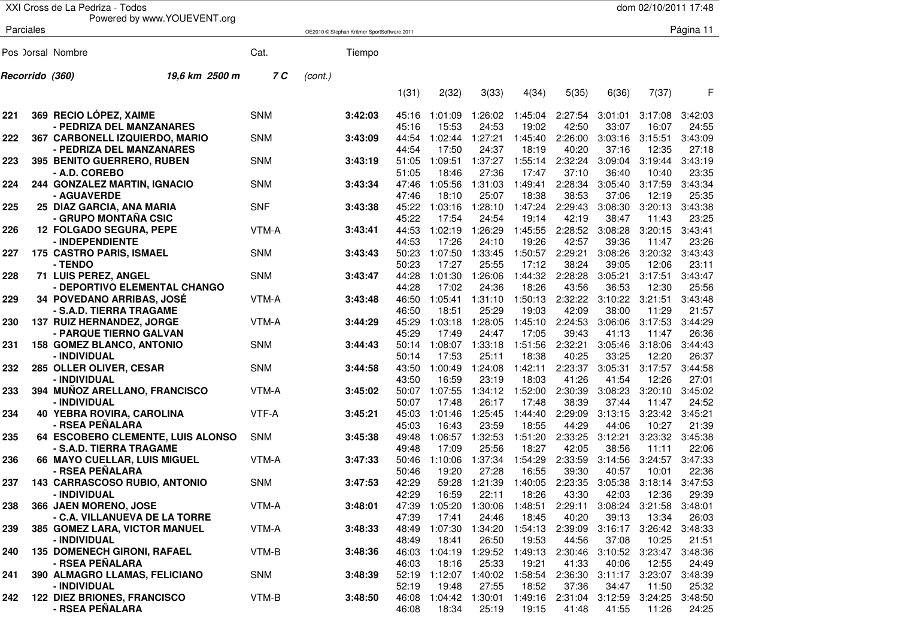Parciales

| Pos | Dorsal | Nombre | Cat. | Tiempo | 1(31) | 2(32) | 3(33) | 4(34) | 5(35) | 6(36) | 7(37) | F |
|---|---|---|---|---|---|---|---|---|---|---|---|---|
| **Recorrido (360)** | | **19,6 km 2500 m** | **7 C** | *(cont.)* | | | | | | | | |
| 221 | 369 | **RECIO LÓPEZ, XAIME** | SNM | **3:42:03** | 45:16 | 1:01:09 | 1:26:02 | 1:45:04 | 2:27:54 | 3:01:01 | 3:17:08 | 3:42:03 |
| | | **- PEDRIZA DEL MANZANARES** | | | 45:16 | 15:53 | 24:53 | 19:02 | 42:50 | 33:07 | 16:07 | 24:55 |
| 222 | 367 | **CARBONELL IZQUIERDO, MARIO** | SNM | **3:43:09** | 44:54 | 1:02:44 | 1:27:21 | 1:45:40 | 2:26:00 | 3:03:16 | 3:15:51 | 3:43:09 |
| | | **- PEDRIZA DEL MANZANARES** | | | 44:54 | 17:50 | 24:37 | 18:19 | 40:20 | 37:16 | 12:35 | 27:18 |
| 223 | 395 | **BENITO GUERRERO, RUBEN** | SNM | **3:43:19** | 51:05 | 1:09:51 | 1:37:27 | 1:55:14 | 2:32:24 | 3:09:04 | 3:19:44 | 3:43:19 |
| | | **- A.D. COREBO** | | | 51:05 | 18:46 | 27:36 | 17:47 | 37:10 | 36:40 | 10:40 | 23:35 |
| 224 | 244 | **GONZALEZ MARTIN, IGNACIO** | SNM | **3:43:34** | 47:46 | 1:05:56 | 1:31:03 | 1:49:41 | 2:28:34 | 3:05:40 | 3:17:59 | 3:43:34 |
| | | **- AGUAVERDE** | | | 47:46 | 18:10 | 25:07 | 18:38 | 38:53 | 37:06 | 12:19 | 25:35 |
| 225 | 25 | **DIAZ GARCIA, ANA MARIA** | SNF | **3:43:38** | 45:22 | 1:03:16 | 1:28:10 | 1:47:24 | 2:29:43 | 3:08:30 | 3:20:13 | 3:43:38 |
| | | **- GRUPO MONTAÑA CSIC** | | | 45:22 | 17:54 | 24:54 | 19:14 | 42:19 | 38:47 | 11:43 | 23:25 |
| 226 | 12 | **FOLGADO SEGURA, PEPE** | VTM-A | **3:43:41** | 44:53 | 1:02:19 | 1:26:29 | 1:45:55 | 2:28:52 | 3:08:28 | 3:20:15 | 3:43:41 |
| | | **- INDEPENDIENTE** | | | 44:53 | 17:26 | 24:10 | 19:26 | 42:57 | 39:36 | 11:47 | 23:26 |
| 227 | 175 | **CASTRO PARIS, ISMAEL** | SNM | **3:43:43** | 50:23 | 1:07:50 | 1:33:45 | 1:50:57 | 2:29:21 | 3:08:26 | 3:20:32 | 3:43:43 |
| | | **- TENDO** | | | 50:23 | 17:27 | 25:55 | 17:12 | 38:24 | 39:05 | 12:06 | 23:11 |
| 228 | 71 | **LUIS PEREZ, ANGEL** | SNM | **3:43:47** | 44:28 | 1:01:30 | 1:26:06 | 1:44:32 | 2:28:28 | 3:05:21 | 3:17:51 | 3:43:47 |
| | | **- DEPORTIVO ELEMENTAL CHANGO** | | | 44:28 | 17:02 | 24:36 | 18:26 | 43:56 | 36:53 | 12:30 | 25:56 |
| 229 | 34 | **POVEDANO ARRIBAS, JOSÉ** | VTM-A | **3:43:48** | 46:50 | 1:05:41 | 1:31:10 | 1:50:13 | 2:32:22 | 3:10:22 | 3:21:51 | 3:43:48 |
| | | **- S.A.D. TIERRA TRAGAME** | | | 46:50 | 18:51 | 25:29 | 19:03 | 42:09 | 38:00 | 11:29 | 21:57 |
| 230 | 137 | **RUIZ HERNANDEZ, JORGE** | VTM-A | **3:44:29** | 45:29 | 1:03:18 | 1:28:05 | 1:45:10 | 2:24:53 | 3:06:06 | 3:17:53 | 3:44:29 |
| | | **- PARQUE TIERNO GALVAN** | | | 45:29 | 17:49 | 24:47 | 17:05 | 39:43 | 41:13 | 11:47 | 26:36 |
| 231 | 158 | **GOMEZ BLANCO, ANTONIO** | SNM | **3:44:43** | 50:14 | 1:08:07 | 1:33:18 | 1:51:56 | 2:32:21 | 3:05:46 | 3:18:06 | 3:44:43 |
| | | **- INDIVIDUAL** | | | 50:14 | 17:53 | 25:11 | 18:38 | 40:25 | 33:25 | 12:20 | 26:37 |
| 232 | 285 | **OLLER OLIVER, CESAR** | SNM | **3:44:58** | 43:50 | 1:00:49 | 1:24:08 | 1:42:11 | 2:23:37 | 3:05:31 | 3:17:57 | 3:44:58 |
| | | **- INDIVIDUAL** | | | 43:50 | 16:59 | 23:19 | 18:03 | 41:26 | 41:54 | 12:26 | 27:01 |
| 233 | 394 | **MUÑOZ ARELLANO, FRANCISCO** | VTM-A | **3:45:02** | 50:07 | 1:07:55 | 1:34:12 | 1:52:00 | 2:30:39 | 3:08:23 | 3:20:10 | 3:45:02 |
| | | **- INDIVIDUAL** | | | 50:07 | 17:48 | 26:17 | 17:48 | 38:39 | 37:44 | 11:47 | 24:52 |
| 234 | 40 | **YEBRA ROVIRA, CAROLINA** | VTF-A | **3:45:21** | 45:03 | 1:01:46 | 1:25:45 | 1:44:40 | 2:29:09 | 3:13:15 | 3:23:42 | 3:45:21 |
| | | **- RSEA PEÑALARA** | | | 45:03 | 16:43 | 23:59 | 18:55 | 44:29 | 44:06 | 10:27 | 21:39 |
| 235 | 64 | **ESCOBERO CLEMENTE, LUIS ALONSO** | SNM | **3:45:38** | 49:48 | 1:06:57 | 1:32:53 | 1:51:20 | 2:33:25 | 3:12:21 | 3:23:32 | 3:45:38 |
| | | **- S.A.D. TIERRA TRAGAME** | | | 49:48 | 17:09 | 25:56 | 18:27 | 42:05 | 38:56 | 11:11 | 22:06 |
| 236 | 66 | **MAYO CUELLAR, LUIS MIGUEL** | VTM-A | **3:47:33** | 50:46 | 1:10:06 | 1:37:34 | 1:54:29 | 2:33:59 | 3:14:56 | 3:24:57 | 3:47:33 |
| | | **- RSEA PEÑALARA** | | | 50:46 | 19:20 | 27:28 | 16:55 | 39:30 | 40:57 | 10:01 | 22:36 |
| 237 | 143 | **CARRASCOSO RUBIO, ANTONIO** | SNM | **3:47:53** | 42:29 | 59:28 | 1:21:39 | 1:40:05 | 2:23:35 | 3:05:38 | 3:18:14 | 3:47:53 |
| | | **- INDIVIDUAL** | | | 42:29 | 16:59 | 22:11 | 18:26 | 43:30 | 42:03 | 12:36 | 29:39 |
| 238 | 366 | **JAEN MORENO, JOSE** | VTM-A | **3:48:01** | 47:39 | 1:05:20 | 1:30:06 | 1:48:51 | 2:29:11 | 3:08:24 | 3:21:58 | 3:48:01 |
| | | **- C.A. VILLANUEVA DE LA TORRE** | | | 47:39 | 17:41 | 24:46 | 18:45 | 40:20 | 39:13 | 13:34 | 26:03 |
| 239 | 385 | **GOMEZ LARA, VICTOR MANUEL** | VTM-A | **3:48:33** | 48:49 | 1:07:30 | 1:34:20 | 1:54:13 | 2:39:09 | 3:16:17 | 3:26:42 | 3:48:33 |
| | | **- INDIVIDUAL** | | | 48:49 | 18:41 | 26:50 | 19:53 | 44:56 | 37:08 | 10:25 | 21:51 |
| 240 | 135 | **DOMENECH GIRONI, RAFAEL** | VTM-B | **3:48:36** | 46:03 | 1:04:19 | 1:29:52 | 1:49:13 | 2:30:46 | 3:10:52 | 3:23:47 | 3:48:36 |
| | | **- RSEA PEÑALARA** | | | 46:03 | 18:16 | 25:33 | 19:21 | 41:33 | 40:06 | 12:55 | 24:49 |
| 241 | 390 | **ALMAGRO LLAMAS, FELICIANO** | SNM | **3:48:39** | 52:19 | 1:12:07 | 1:40:02 | 1:58:54 | 2:36:30 | 3:11:17 | 3:23:07 | 3:48:39 |
| | | **- INDIVIDUAL** | | | 52:19 | 19:48 | 27:55 | 18:52 | 37:36 | 34:47 | 11:50 | 25:32 |
| 242 | 122 | **DIEZ BRIONES, FRANCISCO** | VTM-B | **3:48:50** | 46:08 | 1:04:42 | 1:30:01 | 1:49:16 | 2:31:04 | 3:12:59 | 3:24:25 | 3:48:50 |
| | | **- RSEA PEÑALARA** | | | 46:08 | 18:34 | 25:19 | 19:15 | 41:48 | 41:55 | 11:26 | 24:25 |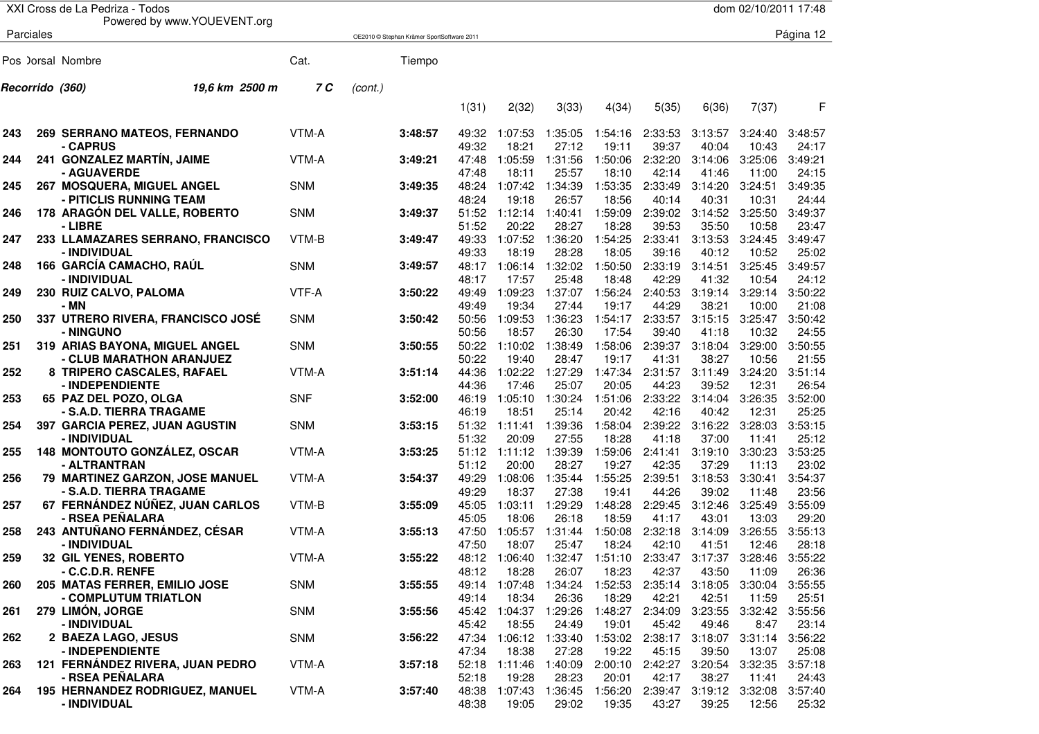XXI Cross de La Pedriza - Todos

Powered by www.YOUEVENT.org

dom 02/10/2011 17:48

Parciales

**Recorrido (360)** *19,6 km 2500 m* **7 C** *(cont.)*

| Pos | Dorsal | Nombre | Cat. | Tiempo | 1(31) | 2(32) | 3(33) | 4(34) | 5(35) | 6(36) | 7(37) | F |
|---|---|---|---|---|---|---|---|---|---|---|---|---|
| 243 | 269 | **SERRANO MATEOS, FERNANDO** | VTM-A | **3:48:57** | 49:32 | 1:07:53 | 1:35:05 | 1:54:16 | 2:33:53 | 3:13:57 | 3:24:40 | 3:48:57 |
| | | **- CAPRUS** | | | 49:32 | 18:21 | 27:12 | 19:11 | 39:37 | 40:04 | 10:43 | 24:17 |
| 244 | 241 | **GONZALEZ MARTÍN, JAIME** | VTM-A | **3:49:21** | 47:48 | 1:05:59 | 1:31:56 | 1:50:06 | 2:32:20 | 3:14:06 | 3:25:06 | 3:49:21 |
| | | **- AGUAVERDE** | | | 47:48 | 18:11 | 25:57 | 18:10 | 42:14 | 41:46 | 11:00 | 24:15 |
| 245 | 267 | **MOSQUERA, MIGUEL ANGEL** | SNM | **3:49:35** | 48:24 | 1:07:42 | 1:34:39 | 1:53:35 | 2:33:49 | 3:14:20 | 3:24:51 | 3:49:35 |
| | | **- PITICLIS RUNNING TEAM** | | | 48:24 | 19:18 | 26:57 | 18:56 | 40:14 | 40:31 | 10:31 | 24:44 |
| 246 | 178 | **ARAGÓN DEL VALLE, ROBERTO** | SNM | **3:49:37** | 51:52 | 1:12:14 | 1:40:41 | 1:59:09 | 2:39:02 | 3:14:52 | 3:25:50 | 3:49:37 |
| | | **- LIBRE** | | | 51:52 | 20:22 | 28:27 | 18:28 | 39:53 | 35:50 | 10:58 | 23:47 |
| 247 | 233 | **LLAMAZARES SERRANO, FRANCISCO** | VTM-B | **3:49:47** | 49:33 | 1:07:52 | 1:36:20 | 1:54:25 | 2:33:41 | 3:13:53 | 3:24:45 | 3:49:47 |
| | | **- INDIVIDUAL** | | | 49:33 | 18:19 | 28:28 | 18:05 | 39:16 | 40:12 | 10:52 | 25:02 |
| 248 | 166 | **GARCÍA CAMACHO, RAÚL** | SNM | **3:49:57** | 48:17 | 1:06:14 | 1:32:02 | 1:50:50 | 2:33:19 | 3:14:51 | 3:25:45 | 3:49:57 |
| | | **- INDIVIDUAL** | | | 48:17 | 17:57 | 25:48 | 18:48 | 42:29 | 41:32 | 10:54 | 24:12 |
| 249 | 230 | **RUIZ CALVO, PALOMA** | VTF-A | **3:50:22** | 49:49 | 1:09:23 | 1:37:07 | 1:56:24 | 2:40:53 | 3:19:14 | 3:29:14 | 3:50:22 |
| | | **- MN** | | | 49:49 | 19:34 | 27:44 | 19:17 | 44:29 | 38:21 | 10:00 | 21:08 |
| 250 | 337 | **UTRERO RIVERA, FRANCISCO JOSÉ** | SNM | **3:50:42** | 50:56 | 1:09:53 | 1:36:23 | 1:54:17 | 2:33:57 | 3:15:15 | 3:25:47 | 3:50:42 |
| | | **- NINGUNO** | | | 50:56 | 18:57 | 26:30 | 17:54 | 39:40 | 41:18 | 10:32 | 24:55 |
| 251 | 319 | **ARIAS BAYONA, MIGUEL ANGEL** | SNM | **3:50:55** | 50:22 | 1:10:02 | 1:38:49 | 1:58:06 | 2:39:37 | 3:18:04 | 3:29:00 | 3:50:55 |
| | | **- CLUB MARATHON ARANJUEZ** | | | 50:22 | 19:40 | 28:47 | 19:17 | 41:31 | 38:27 | 10:56 | 21:55 |
| 252 | 8 | **TRIPERO CASCALES, RAFAEL** | VTM-A | **3:51:14** | 44:36 | 1:02:22 | 1:27:29 | 1:47:34 | 2:31:57 | 3:11:49 | 3:24:20 | 3:51:14 |
| | | **- INDEPENDIENTE** | | | 44:36 | 17:46 | 25:07 | 20:05 | 44:23 | 39:52 | 12:31 | 26:54 |
| 253 | 65 | **PAZ DEL POZO, OLGA** | SNF | **3:52:00** | 46:19 | 1:05:10 | 1:30:24 | 1:51:06 | 2:33:22 | 3:14:04 | 3:26:35 | 3:52:00 |
| | | **- S.A.D. TIERRA TRAGAME** | | | 46:19 | 18:51 | 25:14 | 20:42 | 42:16 | 40:42 | 12:31 | 25:25 |
| 254 | 397 | **GARCIA PEREZ, JUAN AGUSTIN** | SNM | **3:53:15** | 51:32 | 1:11:41 | 1:39:36 | 1:58:04 | 2:39:22 | 3:16:22 | 3:28:03 | 3:53:15 |
| | | **- INDIVIDUAL** | | | 51:32 | 20:09 | 27:55 | 18:28 | 41:18 | 37:00 | 11:41 | 25:12 |
| 255 | 148 | **MONTOUTO GONZÁLEZ, OSCAR** | VTM-A | **3:53:25** | 51:12 | 1:11:12 | 1:39:39 | 1:59:06 | 2:41:41 | 3:19:10 | 3:30:23 | 3:53:25 |
| | | **- ALTRANTRAN** | | | 51:12 | 20:00 | 28:27 | 19:27 | 42:35 | 37:29 | 11:13 | 23:02 |
| 256 | 79 | **MARTINEZ GARZON, JOSE MANUEL** | VTM-A | **3:54:37** | 49:29 | 1:08:06 | 1:35:44 | 1:55:25 | 2:39:51 | 3:18:53 | 3:30:41 | 3:54:37 |
| | | **- S.A.D. TIERRA TRAGAME** | | | 49:29 | 18:37 | 27:38 | 19:41 | 44:26 | 39:02 | 11:48 | 23:56 |
| 257 | 67 | **FERNÁNDEZ NÚÑEZ, JUAN CARLOS** | VTM-B | **3:55:09** | 45:05 | 1:03:11 | 1:29:29 | 1:48:28 | 2:29:45 | 3:12:46 | 3:25:49 | 3:55:09 |
| | | **- RSEA PEÑALARA** | | | 45:05 | 18:06 | 26:18 | 18:59 | 41:17 | 43:01 | 13:03 | 29:20 |
| 258 | 243 | **ANTUÑANO FERNÁNDEZ, CÉSAR** | VTM-A | **3:55:13** | 47:50 | 1:05:57 | 1:31:44 | 1:50:08 | 2:32:18 | 3:14:09 | 3:26:55 | 3:55:13 |
| | | **- INDIVIDUAL** | | | 47:50 | 18:07 | 25:47 | 18:24 | 42:10 | 41:51 | 12:46 | 28:18 |
| 259 | 32 | **GIL YENES, ROBERTO** | VTM-A | **3:55:22** | 48:12 | 1:06:40 | 1:32:47 | 1:51:10 | 2:33:47 | 3:17:37 | 3:28:46 | 3:55:22 |
| | | **- C.C.D.R. RENFE** | | | 48:12 | 18:28 | 26:07 | 18:23 | 42:37 | 43:50 | 11:09 | 26:36 |
| 260 | 205 | **MATAS FERRER, EMILIO JOSE** | SNM | **3:55:55** | 49:14 | 1:07:48 | 1:34:24 | 1:52:53 | 2:35:14 | 3:18:05 | 3:30:04 | 3:55:55 |
| | | **- COMPLUTUM TRIATLON** | | | 49:14 | 18:34 | 26:36 | 18:29 | 42:21 | 42:51 | 11:59 | 25:51 |
| 261 | 279 | **LIMÓN, JORGE** | SNM | **3:55:56** | 45:42 | 1:04:37 | 1:29:26 | 1:48:27 | 2:34:09 | 3:23:55 | 3:32:42 | 3:55:56 |
| | | **- INDIVIDUAL** | | | 45:42 | 18:55 | 24:49 | 19:01 | 45:42 | 49:46 | 8:47 | 23:14 |
| 262 | 2 | **BAEZA LAGO, JESUS** | SNM | **3:56:22** | 47:34 | 1:06:12 | 1:33:40 | 1:53:02 | 2:38:17 | 3:18:07 | 3:31:14 | 3:56:22 |
| | | **- INDEPENDIENTE** | | | 47:34 | 18:38 | 27:28 | 19:22 | 45:15 | 39:50 | 13:07 | 25:08 |
| 263 | 121 | **FERNÁNDEZ RIVERA, JUAN PEDRO** | VTM-A | **3:57:18** | 52:18 | 1:11:46 | 1:40:09 | 2:00:10 | 2:42:27 | 3:20:54 | 3:32:35 | 3:57:18 |
| | | **- RSEA PEÑALARA** | | | 52:18 | 19:28 | 28:23 | 20:01 | 42:17 | 38:27 | 11:41 | 24:43 |
| 264 | 195 | **HERNANDEZ RODRIGUEZ, MANUEL** | VTM-A | **3:57:40** | 48:38 | 1:07:43 | 1:36:45 | 1:56:20 | 2:39:47 | 3:19:12 | 3:32:08 | 3:57:40 |
| | | **- INDIVIDUAL** | | | 48:38 | 19:05 | 29:02 | 19:35 | 43:27 | 39:25 | 12:56 | 25:32 |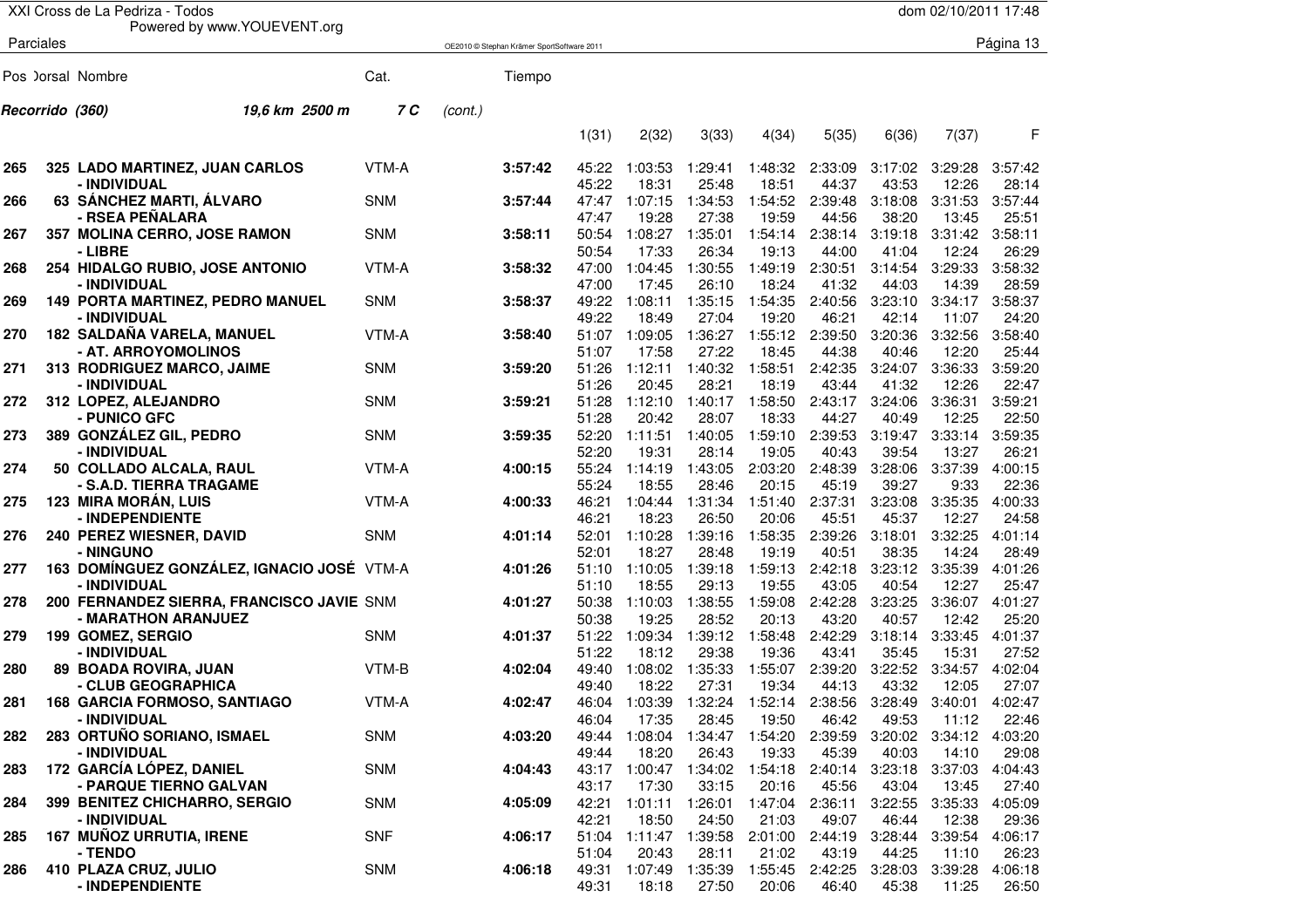XXI Cross de La Pedriza - Todos

Powered by www.YOUEVENT.org

Parciales

**Recorrido (360)** *19,6 km 2500 m* **7 C** *(cont.)*

| Pos | Dorsal | Nombre | Cat. | Tiempo | 1(31) | 2(32) | 3(33) | 4(34) | 5(35) | 6(36) | 7(37) | F |
|---|---|---|---|---|---|---|---|---|---|---|---|---|
| **265** | **325** | **LADO MARTINEZ, JUAN CARLOS** | VTM-A | **3:57:42** | 45:22 | 1:03:53 | 1:29:41 | 1:48:32 | 2:33:09 | 3:17:02 | 3:29:28 | 3:57:42 |
| | | **- INDIVIDUAL** | | | 45:22 | 18:31 | 25:48 | 18:51 | 44:37 | 43:53 | 12:26 | 28:14 |
| **266** | **63** | **SÁNCHEZ MARTI, ÁLVARO** | SNM | **3:57:44** | 47:47 | 1:07:15 | 1:34:53 | 1:54:52 | 2:39:48 | 3:18:08 | 3:31:53 | 3:57:44 |
| | | **- RSEA PEÑALARA** | | | 47:47 | 19:28 | 27:38 | 19:59 | 44:56 | 38:20 | 13:45 | 25:51 |
| **267** | **357** | **MOLINA CERRO, JOSE RAMON** | SNM | **3:58:11** | 50:54 | 1:08:27 | 1:35:01 | 1:54:14 | 2:38:14 | 3:19:18 | 3:31:42 | 3:58:11 |
| | | **- LIBRE** | | | 50:54 | 17:33 | 26:34 | 19:13 | 44:00 | 41:04 | 12:24 | 26:29 |
| **268** | **254** | **HIDALGO RUBIO, JOSE ANTONIO** | VTM-A | **3:58:32** | 47:00 | 1:04:45 | 1:30:55 | 1:49:19 | 2:30:51 | 3:14:54 | 3:29:33 | 3:58:32 |
| | | **- INDIVIDUAL** | | | 47:00 | 17:45 | 26:10 | 18:24 | 41:32 | 44:03 | 14:39 | 28:59 |
| **269** | **149** | **PORTA MARTINEZ, PEDRO MANUEL** | SNM | **3:58:37** | 49:22 | 1:08:11 | 1:35:15 | 1:54:35 | 2:40:56 | 3:23:10 | 3:34:17 | 3:58:37 |
| | | **- INDIVIDUAL** | | | 49:22 | 18:49 | 27:04 | 19:20 | 46:21 | 42:14 | 11:07 | 24:20 |
| **270** | **182** | **SALDAÑA VARELA, MANUEL** | VTM-A | **3:58:40** | 51:07 | 1:09:05 | 1:36:27 | 1:55:12 | 2:39:50 | 3:20:36 | 3:32:56 | 3:58:40 |
| | | **- AT. ARROYOMOLINOS** | | | 51:07 | 17:58 | 27:22 | 18:45 | 44:38 | 40:46 | 12:20 | 25:44 |
| **271** | **313** | **RODRIGUEZ MARCO, JAIME** | SNM | **3:59:20** | 51:26 | 1:12:11 | 1:40:32 | 1:58:51 | 2:42:35 | 3:24:07 | 3:36:33 | 3:59:20 |
| | | **- INDIVIDUAL** | | | 51:26 | 20:45 | 28:21 | 18:19 | 43:44 | 41:32 | 12:26 | 22:47 |
| **272** | **312** | **LOPEZ, ALEJANDRO** | SNM | **3:59:21** | 51:28 | 1:12:10 | 1:40:17 | 1:58:50 | 2:43:17 | 3:24:06 | 3:36:31 | 3:59:21 |
| | | **- PUNICO GFC** | | | 51:28 | 20:42 | 28:07 | 18:33 | 44:27 | 40:49 | 12:25 | 22:50 |
| **273** | **389** | **GONZÁLEZ GIL, PEDRO** | SNM | **3:59:35** | 52:20 | 1:11:51 | 1:40:05 | 1:59:10 | 2:39:53 | 3:19:47 | 3:33:14 | 3:59:35 |
| | | **- INDIVIDUAL** | | | 52:20 | 19:31 | 28:14 | 19:05 | 40:43 | 39:54 | 13:27 | 26:21 |
| **274** | **50** | **COLLADO ALCALA, RAUL** | VTM-A | **4:00:15** | 55:24 | 1:14:19 | 1:43:05 | 2:03:20 | 2:48:39 | 3:28:06 | 3:37:39 | 4:00:15 |
| | | **- S.A.D. TIERRA TRAGAME** | | | 55:24 | 18:55 | 28:46 | 20:15 | 45:19 | 39:27 | 9:33 | 22:36 |
| **275** | **123** | **MIRA MORÁN, LUIS** | VTM-A | **4:00:33** | 46:21 | 1:04:44 | 1:31:34 | 1:51:40 | 2:37:31 | 3:23:08 | 3:35:35 | 4:00:33 |
| | | **- INDEPENDIENTE** | | | 46:21 | 18:23 | 26:50 | 20:06 | 45:51 | 45:37 | 12:27 | 24:58 |
| **276** | **240** | **PEREZ WIESNER, DAVID** | SNM | **4:01:14** | 52:01 | 1:10:28 | 1:39:16 | 1:58:35 | 2:39:26 | 3:18:01 | 3:32:25 | 4:01:14 |
| | | **- NINGUNO** | | | 52:01 | 18:27 | 28:48 | 19:19 | 40:51 | 38:35 | 14:24 | 28:49 |
| **277** | **163** | **DOMÍNGUEZ GONZÁLEZ, IGNACIO JOSÉ** | VTM-A | **4:01:26** | 51:10 | 1:10:05 | 1:39:18 | 1:59:13 | 2:42:18 | 3:23:12 | 3:35:39 | 4:01:26 |
| | | **- INDIVIDUAL** | | | 51:10 | 18:55 | 29:13 | 19:55 | 43:05 | 40:54 | 12:27 | 25:47 |
| **278** | **200** | **FERNANDEZ SIERRA, FRANCISCO JAVIE** | SNM | **4:01:27** | 50:38 | 1:10:03 | 1:38:55 | 1:59:08 | 2:42:28 | 3:23:25 | 3:36:07 | 4:01:27 |
| | | **- MARATHON ARANJUEZ** | | | 50:38 | 19:25 | 28:52 | 20:13 | 43:20 | 40:57 | 12:42 | 25:20 |
| **279** | **199** | **GOMEZ, SERGIO** | SNM | **4:01:37** | 51:22 | 1:09:34 | 1:39:12 | 1:58:48 | 2:42:29 | 3:18:14 | 3:33:45 | 4:01:37 |
| | | **- INDIVIDUAL** | | | 51:22 | 18:12 | 29:38 | 19:36 | 43:41 | 35:45 | 15:31 | 27:52 |
| **280** | **89** | **BOADA ROVIRA, JUAN** | VTM-B | **4:02:04** | 49:40 | 1:08:02 | 1:35:33 | 1:55:07 | 2:39:20 | 3:22:52 | 3:34:57 | 4:02:04 |
| | | **- CLUB GEOGRAPHICA** | | | 49:40 | 18:22 | 27:31 | 19:34 | 44:13 | 43:32 | 12:05 | 27:07 |
| **281** | **168** | **GARCIA FORMOSO, SANTIAGO** | VTM-A | **4:02:47** | 46:04 | 1:03:39 | 1:32:24 | 1:52:14 | 2:38:56 | 3:28:49 | 3:40:01 | 4:02:47 |
| | | **- INDIVIDUAL** | | | 46:04 | 17:35 | 28:45 | 19:50 | 46:42 | 49:53 | 11:12 | 22:46 |
| **282** | **283** | **ORTUÑO SORIANO, ISMAEL** | SNM | **4:03:20** | 49:44 | 1:08:04 | 1:34:47 | 1:54:20 | 2:39:59 | 3:20:02 | 3:34:12 | 4:03:20 |
| | | **- INDIVIDUAL** | | | 49:44 | 18:20 | 26:43 | 19:33 | 45:39 | 40:03 | 14:10 | 29:08 |
| **283** | **172** | **GARCÍA LÓPEZ, DANIEL** | SNM | **4:04:43** | 43:17 | 1:00:47 | 1:34:02 | 1:54:18 | 2:40:14 | 3:23:18 | 3:37:03 | 4:04:43 |
| | | **- PARQUE TIERNO GALVAN** | | | 43:17 | 17:30 | 33:15 | 20:16 | 45:56 | 43:04 | 13:45 | 27:40 |
| **284** | **399** | **BENITEZ CHICHARRO, SERGIO** | SNM | **4:05:09** | 42:21 | 1:01:11 | 1:26:01 | 1:47:04 | 2:36:11 | 3:22:55 | 3:35:33 | 4:05:09 |
| | | **- INDIVIDUAL** | | | 42:21 | 18:50 | 24:50 | 21:03 | 49:07 | 46:44 | 12:38 | 29:36 |
| **285** | **167** | **MUÑOZ URRUTIA, IRENE** | SNF | **4:06:17** | 51:04 | 1:11:47 | 1:39:58 | 2:01:00 | 2:44:19 | 3:28:44 | 3:39:54 | 4:06:17 |
| | | **- TENDO** | | | 51:04 | 20:43 | 28:11 | 21:02 | 43:19 | 44:25 | 11:10 | 26:23 |
| **286** | **410** | **PLAZA CRUZ, JULIO** | SNM | **4:06:18** | 49:31 | 1:07:49 | 1:35:39 | 1:55:45 | 2:42:25 | 3:28:03 | 3:39:28 | 4:06:18 |
| | | **- INDEPENDIENTE** | | | 49:31 | 18:18 | 27:50 | 20:06 | 46:40 | 45:38 | 11:25 | 26:50 |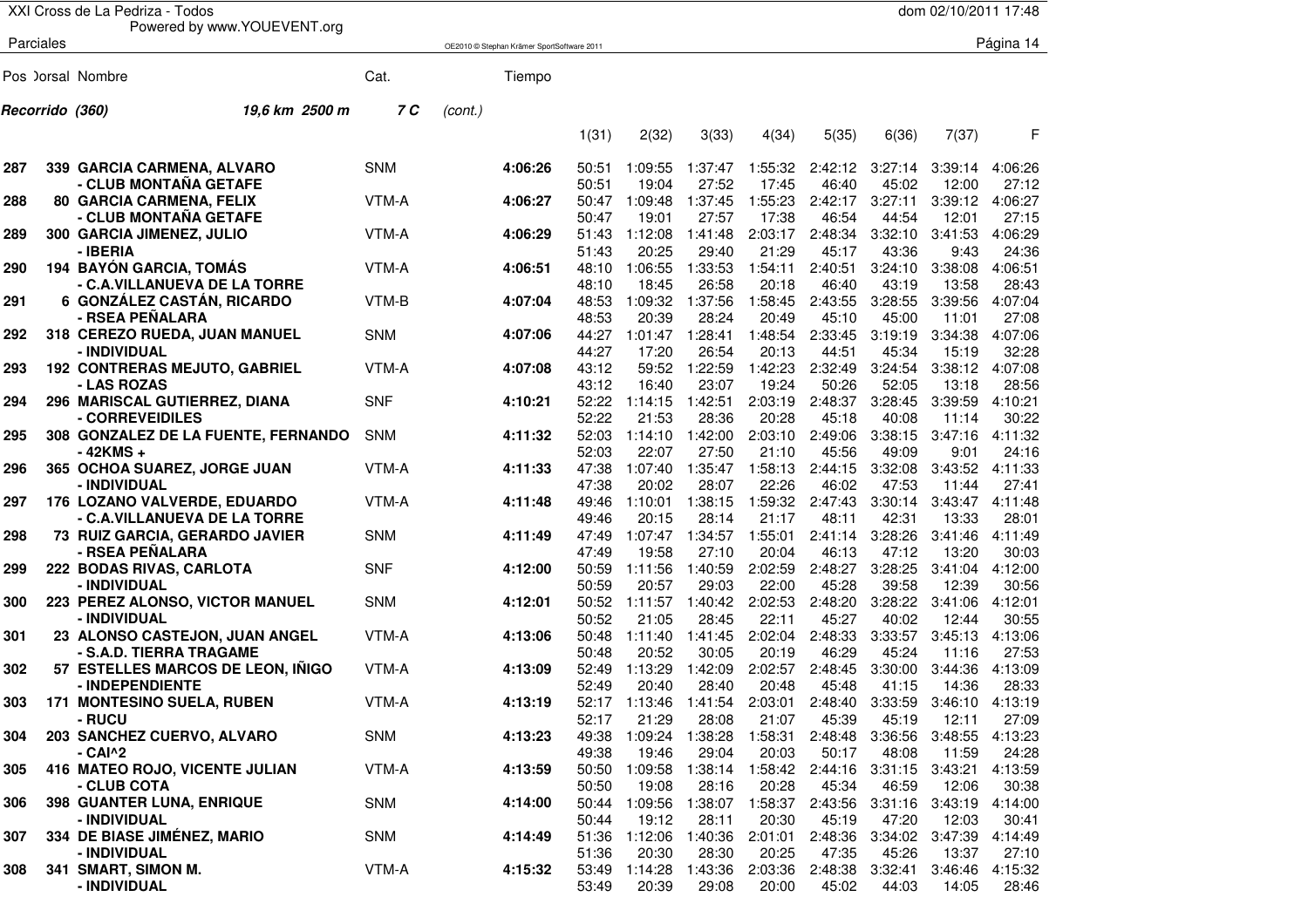**Recorrido (360)** *19,6 km 2500 m* **7 C** *(cont.)*

| Pos | Dorsal | Nombre | Cat. | Tiempo | 1(31) | 2(32) | 3(33) | 4(34) | 5(35) | 6(36) | 7(37) | F |
|---|---|---|---|---|---|---|---|---|---|---|---|---|
| 287 | 339 | GARCIA CARMENA, ALVARO | SNM | 4:06:26 | 50:51 | 1:09:55 | 1:37:47 | 1:55:32 | 2:42:12 | 3:27:14 | 3:39:14 | 4:06:26 |
| | | - CLUB MONTAÑA GETAFE | | | 50:51 | 19:04 | 27:52 | 17:45 | 46:40 | 45:02 | 12:00 | 27:12 |
| 288 | 80 | GARCIA CARMENA, FELIX | VTM-A | 4:06:27 | 50:47 | 1:09:48 | 1:37:45 | 1:55:23 | 2:42:17 | 3:27:11 | 3:39:12 | 4:06:27 |
| | | - CLUB MONTAÑA GETAFE | | | 50:47 | 19:01 | 27:57 | 17:38 | 46:54 | 44:54 | 12:01 | 27:15 |
| 289 | 300 | GARCIA JIMENEZ, JULIO | VTM-A | 4:06:29 | 51:43 | 1:12:08 | 1:41:48 | 2:03:17 | 2:48:34 | 3:32:10 | 3:41:53 | 4:06:29 |
| | | - IBERIA | | | 51:43 | 20:25 | 29:40 | 21:29 | 45:17 | 43:36 | 9:43 | 24:36 |
| 290 | 194 | BAYÓN GARCIA, TOMÁS | VTM-A | 4:06:51 | 48:10 | 1:06:55 | 1:33:53 | 1:54:11 | 2:40:51 | 3:24:10 | 3:38:08 | 4:06:51 |
| | | - C.A.VILLANUEVA DE LA TORRE | | | 48:10 | 18:45 | 26:58 | 20:18 | 46:40 | 43:19 | 13:58 | 28:43 |
| 291 | 6 | GONZÁLEZ CASTÁN, RICARDO | VTM-B | 4:07:04 | 48:53 | 1:09:32 | 1:37:56 | 1:58:45 | 2:43:55 | 3:28:55 | 3:39:56 | 4:07:04 |
| | | - RSEA PEÑALARA | | | 48:53 | 20:39 | 28:24 | 20:49 | 45:10 | 45:00 | 11:01 | 27:08 |
| 292 | 318 | CEREZO RUEDA, JUAN MANUEL | SNM | 4:07:06 | 44:27 | 1:01:47 | 1:28:41 | 1:48:54 | 2:33:45 | 3:19:19 | 3:34:38 | 4:07:06 |
| | | - INDIVIDUAL | | | 44:27 | 17:20 | 26:54 | 20:13 | 44:51 | 45:34 | 15:19 | 32:28 |
| 293 | 192 | CONTRERAS MEJUTO, GABRIEL | VTM-A | 4:07:08 | 43:12 | 59:52 | 1:22:59 | 1:42:23 | 2:32:49 | 3:24:54 | 3:38:12 | 4:07:08 |
| | | - LAS ROZAS | | | 43:12 | 16:40 | 23:07 | 19:24 | 50:26 | 52:05 | 13:18 | 28:56 |
| 294 | 296 | MARISCAL GUTIERREZ, DIANA | SNF | 4:10:21 | 52:22 | 1:14:15 | 1:42:51 | 2:03:19 | 2:48:37 | 3:28:45 | 3:39:59 | 4:10:21 |
| | | - CORREVEIDILES | | | 52:22 | 21:53 | 28:36 | 20:28 | 45:18 | 40:08 | 11:14 | 30:22 |
| 295 | 308 | GONZALEZ DE LA FUENTE, FERNANDO | SNM | 4:11:32 | 52:03 | 1:14:10 | 1:42:00 | 2:03:10 | 2:49:06 | 3:38:15 | 3:47:16 | 4:11:32 |
| | | - 42KMS + | | | 52:03 | 22:07 | 27:50 | 21:10 | 45:56 | 49:09 | 9:01 | 24:16 |
| 296 | 365 | OCHOA SUAREZ, JORGE JUAN | VTM-A | 4:11:33 | 47:38 | 1:07:40 | 1:35:47 | 1:58:13 | 2:44:15 | 3:32:08 | 3:43:52 | 4:11:33 |
| | | - INDIVIDUAL | | | 47:38 | 20:02 | 28:07 | 22:26 | 46:02 | 47:53 | 11:44 | 27:41 |
| 297 | 176 | LOZANO VALVERDE, EDUARDO | VTM-A | 4:11:48 | 49:46 | 1:10:01 | 1:38:15 | 1:59:32 | 2:47:43 | 3:30:14 | 3:43:47 | 4:11:48 |
| | | - C.A.VILLANUEVA DE LA TORRE | | | 49:46 | 20:15 | 28:14 | 21:17 | 48:11 | 42:31 | 13:33 | 28:01 |
| 298 | 73 | RUIZ GARCIA, GERARDO JAVIER | SNM | 4:11:49 | 47:49 | 1:07:47 | 1:34:57 | 1:55:01 | 2:41:14 | 3:28:26 | 3:41:46 | 4:11:49 |
| | | - RSEA PEÑALARA | | | 47:49 | 19:58 | 27:10 | 20:04 | 46:13 | 47:12 | 13:20 | 30:03 |
| 299 | 222 | BODAS RIVAS, CARLOTA | SNF | 4:12:00 | 50:59 | 1:11:56 | 1:40:59 | 2:02:59 | 2:48:27 | 3:28:25 | 3:41:04 | 4:12:00 |
| | | - INDIVIDUAL | | | 50:59 | 20:57 | 29:03 | 22:00 | 45:28 | 39:58 | 12:39 | 30:56 |
| 300 | 223 | PEREZ ALONSO, VICTOR MANUEL | SNM | 4:12:01 | 50:52 | 1:11:57 | 1:40:42 | 2:02:53 | 2:48:20 | 3:28:22 | 3:41:06 | 4:12:01 |
| | | - INDIVIDUAL | | | 50:52 | 21:05 | 28:45 | 22:11 | 45:27 | 40:02 | 12:44 | 30:55 |
| 301 | 23 | ALONSO CASTEJON, JUAN ANGEL | VTM-A | 4:13:06 | 50:48 | 1:11:40 | 1:41:45 | 2:02:04 | 2:48:33 | 3:33:57 | 3:45:13 | 4:13:06 |
| | | - S.A.D. TIERRA TRAGAME | | | 50:48 | 20:52 | 30:05 | 20:19 | 46:29 | 45:24 | 11:16 | 27:53 |
| 302 | 57 | ESTELLES MARCOS DE LEON, IÑIGO | VTM-A | 4:13:09 | 52:49 | 1:13:29 | 1:42:09 | 2:02:57 | 2:48:45 | 3:30:00 | 3:44:36 | 4:13:09 |
| | | - INDEPENDIENTE | | | 52:49 | 20:40 | 28:40 | 20:48 | 45:48 | 41:15 | 14:36 | 28:33 |
| 303 | 171 | MONTESINO SUELA, RUBEN | VTM-A | 4:13:19 | 52:17 | 1:13:46 | 1:41:54 | 2:03:01 | 2:48:40 | 3:33:59 | 3:46:10 | 4:13:19 |
| | | - RUCU | | | 52:17 | 21:29 | 28:08 | 21:07 | 45:39 | 45:19 | 12:11 | 27:09 |
| 304 | 203 | SANCHEZ CUERVO, ALVARO | SNM | 4:13:23 | 49:38 | 1:09:24 | 1:38:28 | 1:58:31 | 2:48:48 | 3:36:56 | 3:48:55 | 4:13:23 |
| | | - CAI^2 | | | 49:38 | 19:46 | 29:04 | 20:03 | 50:17 | 48:08 | 11:59 | 24:28 |
| 305 | 416 | MATEO ROJO, VICENTE JULIAN | VTM-A | 4:13:59 | 50:50 | 1:09:58 | 1:38:14 | 1:58:42 | 2:44:16 | 3:31:15 | 3:43:21 | 4:13:59 |
| | | - CLUB COTA | | | 50:50 | 19:08 | 28:16 | 20:28 | 45:34 | 46:59 | 12:06 | 30:38 |
| 306 | 398 | GUANTER LUNA, ENRIQUE | SNM | 4:14:00 | 50:44 | 1:09:56 | 1:38:07 | 1:58:37 | 2:43:56 | 3:31:16 | 3:43:19 | 4:14:00 |
| | | - INDIVIDUAL | | | 50:44 | 19:12 | 28:11 | 20:30 | 45:19 | 47:20 | 12:03 | 30:41 |
| 307 | 334 | DE BIASE JIMÉNEZ, MARIO | SNM | 4:14:49 | 51:36 | 1:12:06 | 1:40:36 | 2:01:01 | 2:48:36 | 3:34:02 | 3:47:39 | 4:14:49 |
| | | - INDIVIDUAL | | | 51:36 | 20:30 | 28:30 | 20:25 | 47:35 | 45:26 | 13:37 | 27:10 |
| 308 | 341 | SMART, SIMON M. | VTM-A | 4:15:32 | 53:49 | 1:14:28 | 1:43:36 | 2:03:36 | 2:48:38 | 3:32:41 | 3:46:46 | 4:15:32 |
| | | - INDIVIDUAL | | | 53:49 | 20:39 | 29:08 | 20:00 | 45:02 | 44:03 | 14:05 | 28:46 |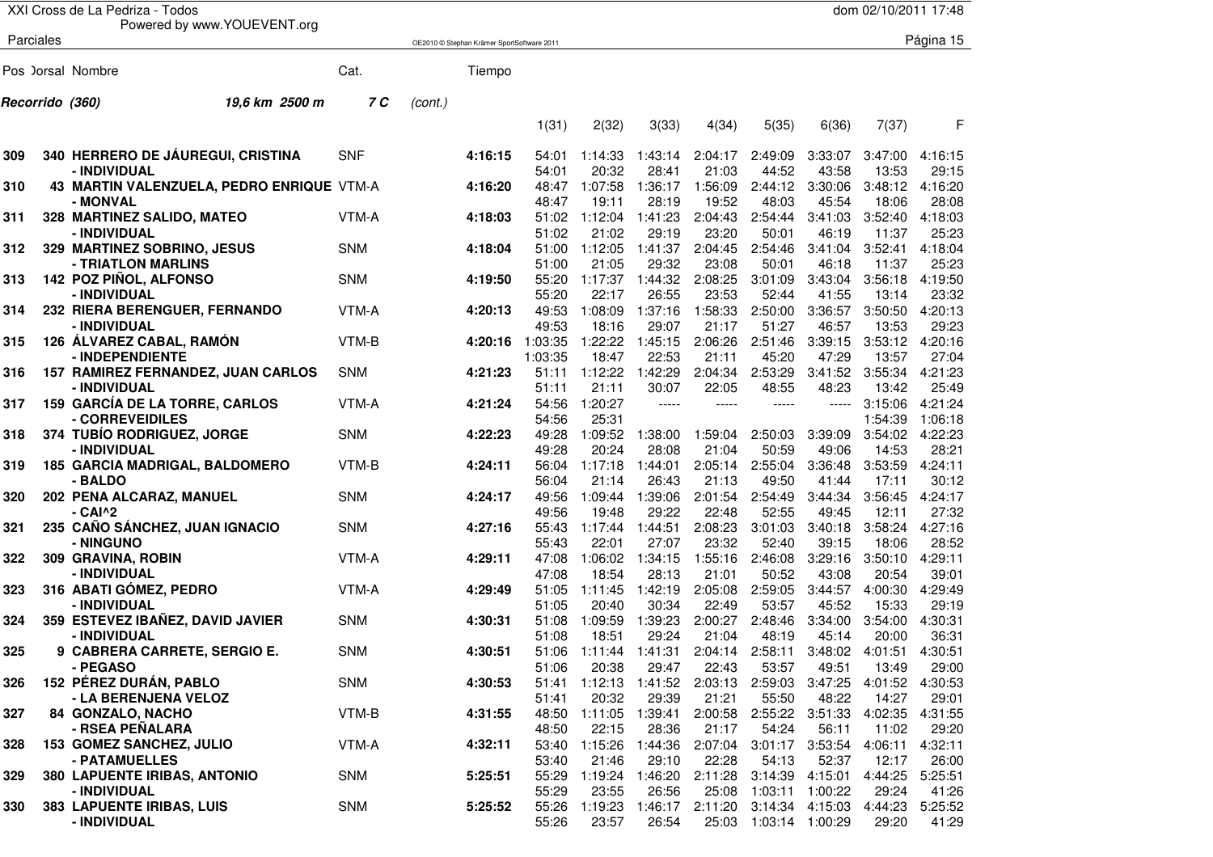XXI Cross de La Pedriza - Todos

Powered by www.YOUEVENT.org

dom 02/10/2011 17:48

Parciales

Recorrido (360) 19,6 km 2500 m 7 C (cont.)

| Pos | Dorsal | Nombre | Cat. | Tiempo | 1(31) | 2(32) | 3(33) | 4(34) | 5(35) | 6(36) | 7(37) | F |
|---|---|---|---|---|---|---|---|---|---|---|---|---|
| 309 | 340 | HERRERO DE JÁUREGUI, CRISTINA - INDIVIDUAL | SNF | 4:16:15 | 54:01 | 1:14:33 | 1:43:14 | 2:04:17 | 2:49:09 | 3:33:07 | 3:47:00 | 4:16:15 |
| | | | | | 54:01 | 20:32 | 28:41 | 21:03 | 44:52 | 43:58 | 13:53 | 29:15 |
| 310 | 43 | MARTIN VALENZUELA, PEDRO ENRIQUE - MONVAL | VTM-A | 4:16:20 | 48:47 | 1:07:58 | 1:36:17 | 1:56:09 | 2:44:12 | 3:30:06 | 3:48:12 | 4:16:20 |
| | | | | | 48:47 | 19:11 | 28:19 | 19:52 | 48:03 | 45:54 | 18:06 | 28:08 |
| 311 | 328 | MARTINEZ SALIDO, MATEO - INDIVIDUAL | VTM-A | 4:18:03 | 51:02 | 1:12:04 | 1:41:23 | 2:04:43 | 2:54:44 | 3:41:03 | 3:52:40 | 4:18:03 |
| | | | | | 51:02 | 21:02 | 29:19 | 23:20 | 50:01 | 46:19 | 11:37 | 25:23 |
| 312 | 329 | MARTINEZ SOBRINO, JESUS - TRIATLON MARLINS | SNM | 4:18:04 | 51:00 | 1:12:05 | 1:41:37 | 2:04:45 | 2:54:46 | 3:41:04 | 3:52:41 | 4:18:04 |
| | | | | | 51:00 | 21:05 | 29:32 | 23:08 | 50:01 | 46:18 | 11:37 | 25:23 |
| 313 | 142 | POZ PIÑOL, ALFONSO - INDIVIDUAL | SNM | 4:19:50 | 55:20 | 1:17:37 | 1:44:32 | 2:08:25 | 3:01:09 | 3:43:04 | 3:56:18 | 4:19:50 |
| | | | | | 55:20 | 22:17 | 26:55 | 23:53 | 52:44 | 41:55 | 13:14 | 23:32 |
| 314 | 232 | RIERA BERENGUER, FERNANDO - INDIVIDUAL | VTM-A | 4:20:13 | 49:53 | 1:08:09 | 1:37:16 | 1:58:33 | 2:50:00 | 3:36:57 | 3:50:50 | 4:20:13 |
| | | | | | 49:53 | 18:16 | 29:07 | 21:17 | 51:27 | 46:57 | 13:53 | 29:23 |
| 315 | 126 | ÁLVAREZ CABAL, RAMÓN - INDEPENDIENTE | VTM-B | 4:20:16 | 1:03:35 | 1:22:22 | 1:45:15 | 2:06:26 | 2:51:46 | 3:39:15 | 3:53:12 | 4:20:16 |
| | | | | | 1:03:35 | 18:47 | 22:53 | 21:11 | 45:20 | 47:29 | 13:57 | 27:04 |
| 316 | 157 | RAMIREZ FERNANDEZ, JUAN CARLOS - INDIVIDUAL | SNM | 4:21:23 | 51:11 | 1:12:22 | 1:42:29 | 2:04:34 | 2:53:29 | 3:41:52 | 3:55:34 | 4:21:23 |
| | | | | | 51:11 | 21:11 | 30:07 | 22:05 | 48:55 | 48:23 | 13:42 | 25:49 |
| 317 | 159 | GARCÍA DE LA TORRE, CARLOS - CORREVEIDILES | VTM-A | 4:21:24 | 54:56 | 1:20:27 | ----- | ----- | ----- | ----- | 3:15:06 | 4:21:24 |
| | | | | | 54:56 | 25:31 | | | | | 1:54:39 | 1:06:18 |
| 318 | 374 | TUBÍO RODRIGUEZ, JORGE - INDIVIDUAL | SNM | 4:22:23 | 49:28 | 1:09:52 | 1:38:00 | 1:59:04 | 2:50:03 | 3:39:09 | 3:54:02 | 4:22:23 |
| | | | | | 49:28 | 20:24 | 28:08 | 21:04 | 50:59 | 49:06 | 14:53 | 28:21 |
| 319 | 185 | GARCIA MADRIGAL, BALDOMERO - BALDO | VTM-B | 4:24:11 | 56:04 | 1:17:18 | 1:44:01 | 2:05:14 | 2:55:04 | 3:36:48 | 3:53:59 | 4:24:11 |
| | | | | | 56:04 | 21:14 | 26:43 | 21:13 | 49:50 | 41:44 | 17:11 | 30:12 |
| 320 | 202 | PENA ALCARAZ, MANUEL - CAI^2 | SNM | 4:24:17 | 49:56 | 1:09:44 | 1:39:06 | 2:01:54 | 2:54:49 | 3:44:34 | 3:56:45 | 4:24:17 |
| | | | | | 49:56 | 19:48 | 29:22 | 22:48 | 52:55 | 49:45 | 12:11 | 27:32 |
| 321 | 235 | CAÑO SÁNCHEZ, JUAN IGNACIO - NINGUNO | SNM | 4:27:16 | 55:43 | 1:17:44 | 1:44:51 | 2:08:23 | 3:01:03 | 3:40:18 | 3:58:24 | 4:27:16 |
| | | | | | 55:43 | 22:01 | 27:07 | 23:32 | 52:40 | 39:15 | 18:06 | 28:52 |
| 322 | 309 | GRAVINA, ROBIN - INDIVIDUAL | VTM-A | 4:29:11 | 47:08 | 1:06:02 | 1:34:15 | 1:55:16 | 2:46:08 | 3:29:16 | 3:50:10 | 4:29:11 |
| | | | | | 47:08 | 18:54 | 28:13 | 21:01 | 50:52 | 43:08 | 20:54 | 39:01 |
| 323 | 316 | ABATI GÓMEZ, PEDRO - INDIVIDUAL | VTM-A | 4:29:49 | 51:05 | 1:11:45 | 1:42:19 | 2:05:08 | 2:59:05 | 3:44:57 | 4:00:30 | 4:29:49 |
| | | | | | 51:05 | 20:40 | 30:34 | 22:49 | 53:57 | 45:52 | 15:33 | 29:19 |
| 324 | 359 | ESTEVEZ IBAÑEZ, DAVID JAVIER - INDIVIDUAL | SNM | 4:30:31 | 51:08 | 1:09:59 | 1:39:23 | 2:00:27 | 2:48:46 | 3:34:00 | 3:54:00 | 4:30:31 |
| | | | | | 51:08 | 18:51 | 29:24 | 21:04 | 48:19 | 45:14 | 20:00 | 36:31 |
| 325 | 9 | CABRERA CARRETE, SERGIO E. - PEGASO | SNM | 4:30:51 | 51:06 | 1:11:44 | 1:41:31 | 2:04:14 | 2:58:11 | 3:48:02 | 4:01:51 | 4:30:51 |
| | | | | | 51:06 | 20:38 | 29:47 | 22:43 | 53:57 | 49:51 | 13:49 | 29:00 |
| 326 | 152 | PÉREZ DURÁN, PABLO - LA BERENJENA VELOZ | SNM | 4:30:53 | 51:41 | 1:12:13 | 1:41:52 | 2:03:13 | 2:59:03 | 3:47:25 | 4:01:52 | 4:30:53 |
| | | | | | 51:41 | 20:32 | 29:39 | 21:21 | 55:50 | 48:22 | 14:27 | 29:01 |
| 327 | 84 | GONZALO, NACHO - RSEA PEÑALARA | VTM-B | 4:31:55 | 48:50 | 1:11:05 | 1:39:41 | 2:00:58 | 2:55:22 | 3:51:33 | 4:02:35 | 4:31:55 |
| | | | | | 48:50 | 22:15 | 28:36 | 21:17 | 54:24 | 56:11 | 11:02 | 29:20 |
| 328 | 153 | GOMEZ SANCHEZ, JULIO - PATAMUELLES | VTM-A | 4:32:11 | 53:40 | 1:15:26 | 1:44:36 | 2:07:04 | 3:01:17 | 3:53:54 | 4:06:11 | 4:32:11 |
| | | | | | 53:40 | 21:46 | 29:10 | 22:28 | 54:13 | 52:37 | 12:17 | 26:00 |
| 329 | 380 | LAPUENTE IRIBAS, ANTONIO - INDIVIDUAL | SNM | 5:25:51 | 55:29 | 1:19:24 | 1:46:20 | 2:11:28 | 3:14:39 | 4:15:01 | 4:44:25 | 5:25:51 |
| | | | | | 55:29 | 23:55 | 26:56 | 25:08 | 1:03:11 | 1:00:22 | 29:24 | 41:26 |
| 330 | 383 | LAPUENTE IRIBAS, LUIS - INDIVIDUAL | SNM | 5:25:52 | 55:26 | 1:19:23 | 1:46:17 | 2:11:20 | 3:14:34 | 4:15:03 | 4:44:23 | 5:25:52 |
| | | | | | 55:26 | 23:57 | 26:54 | 25:03 | 1:03:14 | 1:00:29 | 29:20 | 41:29 |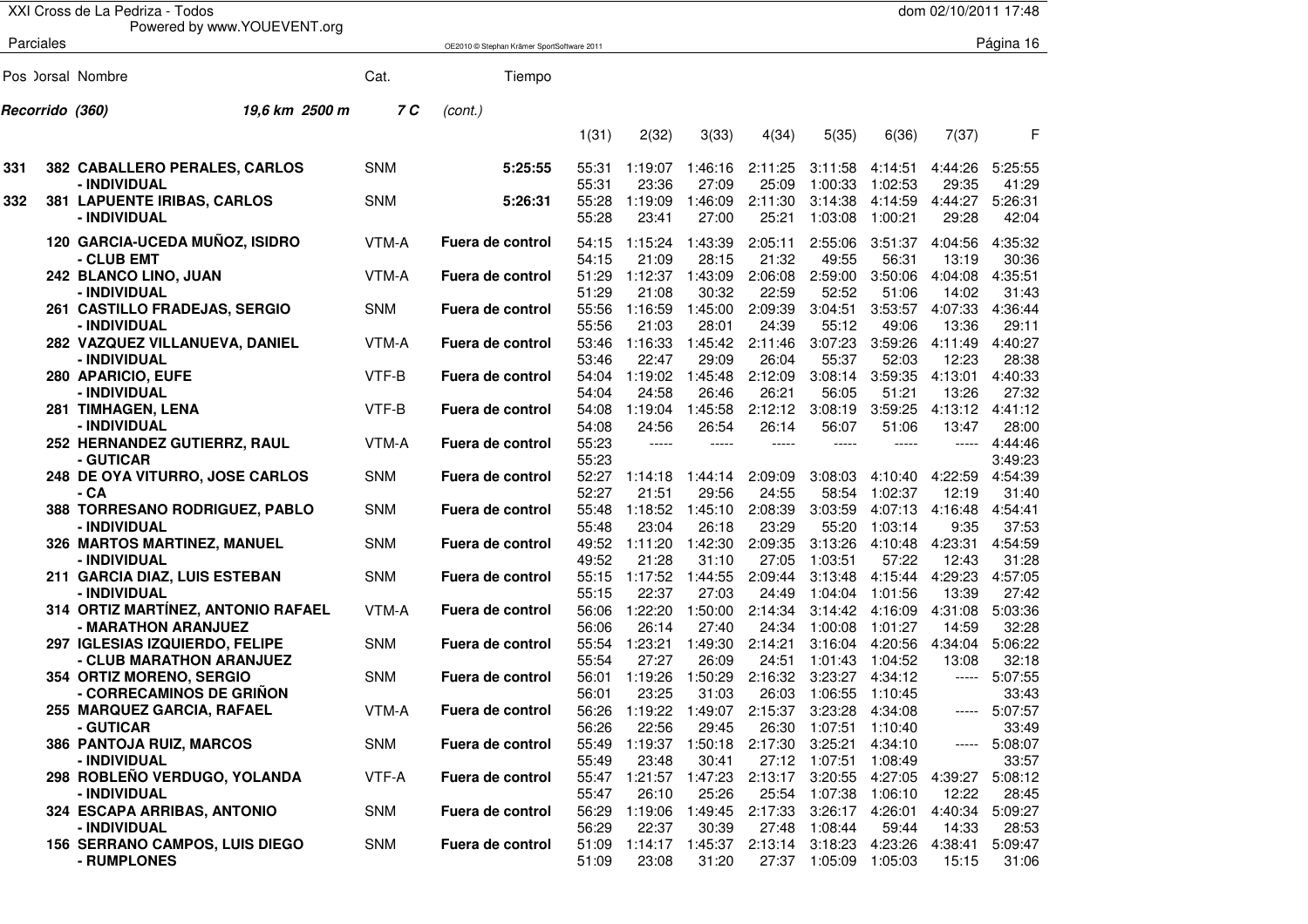# XXI Cross de La Pedriza - Todos

Powered by www.YOUEVENT.org

dom 02/10/2011 17:48

Parciales

OE2010 © Stephan Krämer SportSoftware 2011

**Recorrido (360)** *19,6 km 2500 m* *7 C* *(cont.)*

| Pos | Dorsal | Nombre | Cat. | Tiempo | 1(31) | 2(32) | 3(33) | 4(34) | 5(35) | 6(36) | 7(37) | F |
|---|---|---|---|---|---|---|---|---|---|---|---|---|
| 331 | 382 | **CABALLERO PERALES, CARLOS** | SNM | **5:25:55** | 55:31 | 1:19:07 | 1:46:16 | 2:11:25 | 3:11:58 | 4:14:51 | 4:44:26 | 5:25:55 |
| | | **- INDIVIDUAL** | | | 55:31 | 23:36 | 27:09 | 25:09 | 1:00:33 | 1:02:53 | 29:35 | 41:29 |
| 332 | 381 | **LAPUENTE IRIBAS, CARLOS** | SNM | **5:26:31** | 55:28 | 1:19:09 | 1:46:09 | 2:11:30 | 3:14:38 | 4:14:59 | 4:44:27 | 5:26:31 |
| | | **- INDIVIDUAL** | | | 55:28 | 23:41 | 27:00 | 25:21 | 1:03:08 | 1:00:21 | 29:28 | 42:04 |
| | 120 | **GARCIA-UCEDA MUÑOZ, ISIDRO** | VTM-A | **Fuera de control** | 54:15 | 1:15:24 | 1:43:39 | 2:05:11 | 2:55:06 | 3:51:37 | 4:04:56 | 4:35:32 |
| | | **- CLUB EMT** | | | 54:15 | 21:09 | 28:15 | 21:32 | 49:55 | 56:31 | 13:19 | 30:36 |
| | 242 | **BLANCO LINO, JUAN** | VTM-A | **Fuera de control** | 51:29 | 1:12:37 | 1:43:09 | 2:06:08 | 2:59:00 | 3:50:06 | 4:04:08 | 4:35:51 |
| | | **- INDIVIDUAL** | | | 51:29 | 21:08 | 30:32 | 22:59 | 52:52 | 51:06 | 14:02 | 31:43 |
| | 261 | **CASTILLO FRADEJAS, SERGIO** | SNM | **Fuera de control** | 55:56 | 1:16:59 | 1:45:00 | 2:09:39 | 3:04:51 | 3:53:57 | 4:07:33 | 4:36:44 |
| | | **- INDIVIDUAL** | | | 55:56 | 21:03 | 28:01 | 24:39 | 55:12 | 49:06 | 13:36 | 29:11 |
| | 282 | **VAZQUEZ VILLANUEVA, DANIEL** | VTM-A | **Fuera de control** | 53:46 | 1:16:33 | 1:45:42 | 2:11:46 | 3:07:23 | 3:59:26 | 4:11:49 | 4:40:27 |
| | | **- INDIVIDUAL** | | | 53:46 | 22:47 | 29:09 | 26:04 | 55:37 | 52:03 | 12:23 | 28:38 |
| | 280 | **APARICIO, EUFE** | VTF-B | **Fuera de control** | 54:04 | 1:19:02 | 1:45:48 | 2:12:09 | 3:08:14 | 3:59:35 | 4:13:01 | 4:40:33 |
| | | **- INDIVIDUAL** | | | 54:04 | 24:58 | 26:46 | 26:21 | 56:05 | 51:21 | 13:26 | 27:32 |
| | 281 | **TIMHAGEN, LENA** | VTF-B | **Fuera de control** | 54:08 | 1:19:04 | 1:45:58 | 2:12:12 | 3:08:19 | 3:59:25 | 4:13:12 | 4:41:12 |
| | | **- INDIVIDUAL** | | | 54:08 | 24:56 | 26:54 | 26:14 | 56:07 | 51:06 | 13:47 | 28:00 |
| | 252 | **HERNANDEZ GUTIERRZ, RAUL** | VTM-A | **Fuera de control** | 55:23 | ----- | ----- | ----- | ----- | ----- | ----- | 4:44:46 |
| | | **- GUTICAR** | | | 55:23 | | | | | | | 3:49:23 |
| | 248 | **DE OYA VITURRO, JOSE CARLOS** | SNM | **Fuera de control** | 52:27 | 1:14:18 | 1:44:14 | 2:09:09 | 3:08:03 | 4:10:40 | 4:22:59 | 4:54:39 |
| | | **- CA** | | | 52:27 | 21:51 | 29:56 | 24:55 | 58:54 | 1:02:37 | 12:19 | 31:40 |
| | 388 | **TORRESANO RODRIGUEZ, PABLO** | SNM | **Fuera de control** | 55:48 | 1:18:52 | 1:45:10 | 2:08:39 | 3:03:59 | 4:07:13 | 4:16:48 | 4:54:41 |
| | | **- INDIVIDUAL** | | | 55:48 | 23:04 | 26:18 | 23:29 | 55:20 | 1:03:14 | 9:35 | 37:53 |
| | 326 | **MARTOS MARTINEZ, MANUEL** | SNM | **Fuera de control** | 49:52 | 1:11:20 | 1:42:30 | 2:09:35 | 3:13:26 | 4:10:48 | 4:23:31 | 4:54:59 |
| | | **- INDIVIDUAL** | | | 49:52 | 21:28 | 31:10 | 27:05 | 1:03:51 | 57:22 | 12:43 | 31:28 |
| | 211 | **GARCIA DIAZ, LUIS ESTEBAN** | SNM | **Fuera de control** | 55:15 | 1:17:52 | 1:44:55 | 2:09:44 | 3:13:48 | 4:15:44 | 4:29:23 | 4:57:05 |
| | | **- INDIVIDUAL** | | | 55:15 | 22:37 | 27:03 | 24:49 | 1:04:04 | 1:01:56 | 13:39 | 27:42 |
| | 314 | **ORTIZ MARTÍNEZ, ANTONIO RAFAEL** | VTM-A | **Fuera de control** | 56:06 | 1:22:20 | 1:50:00 | 2:14:34 | 3:14:42 | 4:16:09 | 4:31:08 | 5:03:36 |
| | | **- MARATHON ARANJUEZ** | | | 56:06 | 26:14 | 27:40 | 24:34 | 1:00:08 | 1:01:27 | 14:59 | 32:28 |
| | 297 | **IGLESIAS IZQUIERDO, FELIPE** | SNM | **Fuera de control** | 55:54 | 1:23:21 | 1:49:30 | 2:14:21 | 3:16:04 | 4:20:56 | 4:34:04 | 5:06:22 |
| | | **- CLUB MARATHON ARANJUEZ** | | | 55:54 | 27:27 | 26:09 | 24:51 | 1:01:43 | 1:04:52 | 13:08 | 32:18 |
| | 354 | **ORTIZ MORENO, SERGIO** | SNM | **Fuera de control** | 56:01 | 1:19:26 | 1:50:29 | 2:16:32 | 3:23:27 | 4:34:12 | ----- | 5:07:55 |
| | | **- CORRECAMINOS DE GRIÑON** | | | 56:01 | 23:25 | 31:03 | 26:03 | 1:06:55 | 1:10:45 | | 33:43 |
| | 255 | **MARQUEZ GARCIA, RAFAEL** | VTM-A | **Fuera de control** | 56:26 | 1:19:22 | 1:49:07 | 2:15:37 | 3:23:28 | 4:34:08 | ----- | 5:07:57 |
| | | **- GUTICAR** | | | 56:26 | 22:56 | 29:45 | 26:30 | 1:07:51 | 1:10:40 | | 33:49 |
| | 386 | **PANTOJA RUIZ, MARCOS** | SNM | **Fuera de control** | 55:49 | 1:19:37 | 1:50:18 | 2:17:30 | 3:25:21 | 4:34:10 | ----- | 5:08:07 |
| | | **- INDIVIDUAL** | | | 55:49 | 23:48 | 30:41 | 27:12 | 1:07:51 | 1:08:49 | | 33:57 |
| | 298 | **ROBLEÑO VERDUGO, YOLANDA** | VTF-A | **Fuera de control** | 55:47 | 1:21:57 | 1:47:23 | 2:13:17 | 3:20:55 | 4:27:05 | 4:39:27 | 5:08:12 |
| | | **- INDIVIDUAL** | | | 55:47 | 26:10 | 25:26 | 25:54 | 1:07:38 | 1:06:10 | 12:22 | 28:45 |
| | 324 | **ESCAPA ARRIBAS, ANTONIO** | SNM | **Fuera de control** | 56:29 | 1:19:06 | 1:49:45 | 2:17:33 | 3:26:17 | 4:26:01 | 4:40:34 | 5:09:27 |
| | | **- INDIVIDUAL** | | | 56:29 | 22:37 | 30:39 | 27:48 | 1:08:44 | 59:44 | 14:33 | 28:53 |
| | 156 | **SERRANO CAMPOS, LUIS DIEGO** | SNM | **Fuera de control** | 51:09 | 1:14:17 | 1:45:37 | 2:13:14 | 3:18:23 | 4:23:26 | 4:38:41 | 5:09:47 |
| | | **- RUMPLONES** | | | 51:09 | 23:08 | 31:20 | 27:37 | 1:05:09 | 1:05:03 | 15:15 | 31:06 |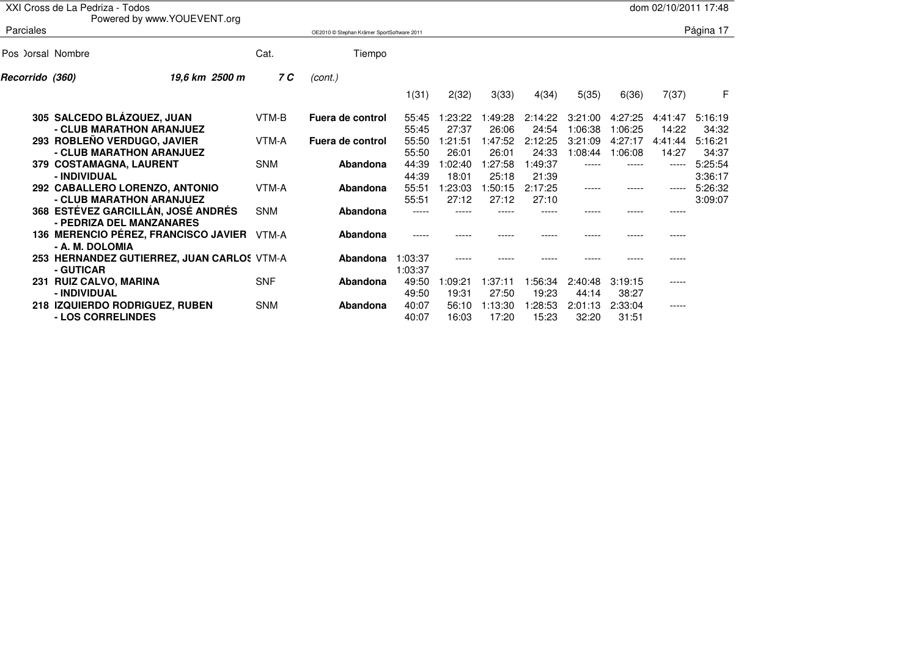Parciales

| Pos | Dorsal | Nombre | Cat. | Tiempo | | | | | | | | |
|---|---|---|---|---|---|---|---|---|---|---|---|---|
| ***Recorrido (360)*** | | ***19,6 km 2500 m*** | ***7 C*** | *(cont.)* | | | | | | | | |
| | | | | | 1(31) | 2(32) | 3(33) | 4(34) | 5(35) | 6(36) | 7(37) | F |
| | **305** | **SALCEDO BLÁZQUEZ, JUAN** | VTM-B | **Fuera de control** | 55:45 | 1:23:22 | 1:49:28 | 2:14:22 | 3:21:00 | 4:27:25 | 4:41:47 | 5:16:19 |
| | | **- CLUB MARATHON ARANJUEZ** | | | 55:45 | 27:37 | 26:06 | 24:54 | 1:06:38 | 1:06:25 | 14:22 | 34:32 |
| | **293** | **ROBLEÑO VERDUGO, JAVIER** | VTM-A | **Fuera de control** | 55:50 | 1:21:51 | 1:47:52 | 2:12:25 | 3:21:09 | 4:27:17 | 4:41:44 | 5:16:21 |
| | | **- CLUB MARATHON ARANJUEZ** | | | 55:50 | 26:01 | 26:01 | 24:33 | 1:08:44 | 1:06:08 | 14:27 | 34:37 |
| | **379** | **COSTAMAGNA, LAURENT** | SNM | **Abandona** | 44:39 | 1:02:40 | 1:27:58 | 1:49:37 | ----- | ----- | ----- | 5:25:54 |
| | | **- INDIVIDUAL** | | | 44:39 | 18:01 | 25:18 | 21:39 | | | | 3:36:17 |
| | **292** | **CABALLERO LORENZO, ANTONIO** | VTM-A | **Abandona** | 55:51 | 1:23:03 | 1:50:15 | 2:17:25 | ----- | ----- | ----- | 5:26:32 |
| | | **- CLUB MARATHON ARANJUEZ** | | | 55:51 | 27:12 | 27:12 | 27:10 | | | | 3:09:07 |
| | **368** | **ESTÉVEZ GARCILLÁN, JOSÉ ANDRÉS** | SNM | **Abandona** | ----- | ----- | ----- | ----- | ----- | ----- | ----- | |
| | | **- PEDRIZA DEL MANZANARES** | | | | | | | | | | |
| | **136** | **MERENCIO PÉREZ, FRANCISCO JAVIER** | VTM-A | **Abandona** | ----- | ----- | ----- | ----- | ----- | ----- | ----- | |
| | | **- A. M. DOLOMIA** | | | | | | | | | | |
| | **253** | **HERNANDEZ GUTIERREZ, JUAN CARLOS** | VTM-A | **Abandona** | 1:03:37 | ----- | ----- | ----- | ----- | ----- | ----- | |
| | | **- GUTICAR** | | | 1:03:37 | | | | | | | |
| | **231** | **RUIZ CALVO, MARINA** | SNF | **Abandona** | 49:50 | 1:09:21 | 1:37:11 | 1:56:34 | 2:40:48 | 3:19:15 | ----- | |
| | | **- INDIVIDUAL** | | | 49:50 | 19:31 | 27:50 | 19:23 | 44:14 | 38:27 | | |
| | **218** | **IZQUIERDO RODRIGUEZ, RUBEN** | SNM | **Abandona** | 40:07 | 56:10 | 1:13:30 | 1:28:53 | 2:01:13 | 2:33:04 | ----- | |
| | | **- LOS CORRELINDES** | | | 40:07 | 16:03 | 17:20 | 15:23 | 32:20 | 31:51 | | |